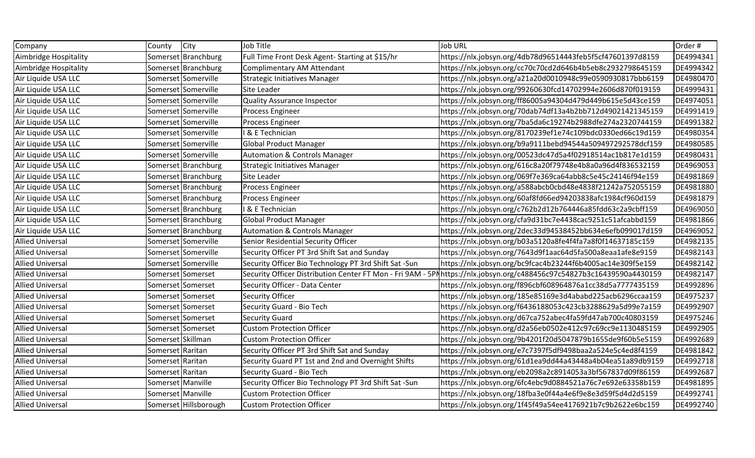| Company | County | City | Job Title | Job URL | Order # |
|---|---|---|---|---|---|
| Aimbridge Hospitality | Somerset | Branchburg | Full Time Front Desk Agent- Starting at $15/hr | https://nlx.jobsyn.org/4db78d96514443feb5f5cf47601397d8159 | DE4994341 |
| Aimbridge Hospitality | Somerset | Branchburg | Complimentary AM Attendant | https://nlx.jobsyn.org/cc70c70cd2d646b4b5eb8c2932798645159 | DE4994342 |
| Air Liquide USA LLC | Somerset | Somerville | Strategic Initiatives Manager | https://nlx.jobsyn.org/a21a20d0010948c99e0590930817bbb6159 | DE4980470 |
| Air Liquide USA LLC | Somerset | Somerville | Site Leader | https://nlx.jobsyn.org/99260630fcd14702994e2606d870f019159 | DE4999431 |
| Air Liquide USA LLC | Somerset | Somerville | Quality Assurance Inspector | https://nlx.jobsyn.org/ff86005a94304d479d449b615e5d43ce159 | DE4974051 |
| Air Liquide USA LLC | Somerset | Somerville | Process Engineer | https://nlx.jobsyn.org/70dab74df13a4b2bb712d49021421345159 | DE4991419 |
| Air Liquide USA LLC | Somerset | Somerville | Process Engineer | https://nlx.jobsyn.org/7ba5da6c19274b2988dfe274a2320744159 | DE4991382 |
| Air Liquide USA LLC | Somerset | Somerville | I & E Technician | https://nlx.jobsyn.org/8170239ef1e74c109bdc0330ed66c19d159 | DE4980354 |
| Air Liquide USA LLC | Somerset | Somerville | Global Product Manager | https://nlx.jobsyn.org/b9a9111bebd94544a509497292578dcf159 | DE4980585 |
| Air Liquide USA LLC | Somerset | Somerville | Automation & Controls Manager | https://nlx.jobsyn.org/00523dc47d5a4f02918514ac1b817e1d159 | DE4980431 |
| Air Liquide USA LLC | Somerset | Branchburg | Strategic Initiatives Manager | https://nlx.jobsyn.org/616c8a20f79748e4b8a0a96d4f836532159 | DE4969053 |
| Air Liquide USA LLC | Somerset | Branchburg | Site Leader | https://nlx.jobsyn.org/069f7e369ca64abb8c5e45c24146f94e159 | DE4981869 |
| Air Liquide USA LLC | Somerset | Branchburg | Process Engineer | https://nlx.jobsyn.org/a588abcb0cbd48e4838f21242a752055159 | DE4981880 |
| Air Liquide USA LLC | Somerset | Branchburg | Process Engineer | https://nlx.jobsyn.org/60af8fd66ed94203838afc1984cf960d159 | DE4981879 |
| Air Liquide USA LLC | Somerset | Branchburg | I & E Technician | https://nlx.jobsyn.org/c762b2d12b764446a85fdd63c2a9cbff159 | DE4969050 |
| Air Liquide USA LLC | Somerset | Branchburg | Global Product Manager | https://nlx.jobsyn.org/cfa9d31bc7e4438cac9251c51afcabbd159 | DE4981866 |
| Air Liquide USA LLC | Somerset | Branchburg | Automation & Controls Manager | https://nlx.jobsyn.org/2dec33d94538452bb634e6efb099017d159 | DE4969052 |
| Allied Universal | Somerset | Somerville | Senior Residential Security Officer | https://nlx.jobsyn.org/b03a5120a8fe4f4fa7a8f0f14637185c159 | DE4982135 |
| Allied Universal | Somerset | Somerville | Security Officer PT 3rd Shift Sat and Sunday | https://nlx.jobsyn.org/7643d9f1aac64d5fa500a8eaa1afe8e9159 | DE4982143 |
| Allied Universal | Somerset | Somerville | Security Officer Bio Technology PT 3rd Shift Sat -Sun | https://nlx.jobsyn.org/bc9fcac4b23244f6b4005ac14e309f5e159 | DE4982142 |
| Allied Universal | Somerset | Somerset | Security Officer Distribution Center FT Mon - Fri 9AM - 5PM | https://nlx.jobsyn.org/c488456c97c54827b3c16439590a4430159 | DE4982147 |
| Allied Universal | Somerset | Somerset | Security Officer - Data Center | https://nlx.jobsyn.org/f896cbf608964876a1cc38d5a7777435159 | DE4992896 |
| Allied Universal | Somerset | Somerset | Security Officer | https://nlx.jobsyn.org/185e85169e3d4ababd225acb6296ccaa159 | DE4975237 |
| Allied Universal | Somerset | Somerset | Security Guard - Bio Tech | https://nlx.jobsyn.org/f6436188053c423cb3288629a5d99e7a159 | DE4992907 |
| Allied Universal | Somerset | Somerset | Security Guard | https://nlx.jobsyn.org/d67ca752abec4fa59fd47ab700c40803159 | DE4975246 |
| Allied Universal | Somerset | Somerset | Custom Protection Officer | https://nlx.jobsyn.org/d2a56eb0502e412c97c69cc9e1130485159 | DE4992905 |
| Allied Universal | Somerset | Skillman | Custom Protection Officer | https://nlx.jobsyn.org/9b4201f20d5047879b1655de9f60b5e5159 | DE4992689 |
| Allied Universal | Somerset | Raritan | Security Officer PT 3rd Shift Sat and Sunday | https://nlx.jobsyn.org/e7c7397f5df9498baa2a524e5c4ed8f4159 | DE4981842 |
| Allied Universal | Somerset | Raritan | Security Guard PT 1st and 2nd and Overnight Shifts | https://nlx.jobsyn.org/61d1ea9dd44a43448a4b04ea51a89db9159 | DE4992718 |
| Allied Universal | Somerset | Raritan | Security Guard - Bio Tech | https://nlx.jobsyn.org/eb2098a2c8914053a3bf567837d09f86159 | DE4992687 |
| Allied Universal | Somerset | Manville | Security Officer Bio Technology PT 3rd Shift Sat -Sun | https://nlx.jobsyn.org/6fc4ebc9d0884521a76c7e692e63358b159 | DE4981895 |
| Allied Universal | Somerset | Manville | Custom Protection Officer | https://nlx.jobsyn.org/18fba3e0f44a4e6f9e8e3d59f5d4d2d5159 | DE4992741 |
| Allied Universal | Somerset | Hillsborough | Custom Protection Officer | https://nlx.jobsyn.org/1f45f49a54ee4176921b7c9b2622e6bc159 | DE4992740 |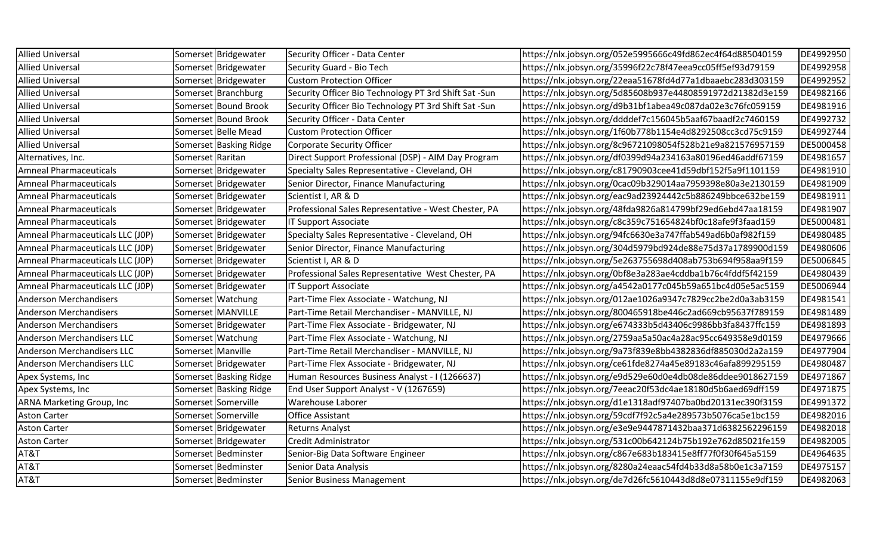| Allied Universal | Somerset | Bridgewater | Security Officer - Data Center | https://nlx.jobsyn.org/052e5995666c49fd862ec4f64d885040159 | DE4992950 |
|---|---|---|---|---|---|
| Allied Universal | Somerset | Bridgewater | Security Guard - Bio Tech | https://nlx.jobsyn.org/35996f22c78f47eea9cc05ff5ef93d79159 | DE4992958 |
| Allied Universal | Somerset | Bridgewater | Custom Protection Officer | https://nlx.jobsyn.org/22eaa51678fd4d77a1dbaaebc283d303159 | DE4992952 |
| Allied Universal | Somerset | Branchburg | Security Officer Bio Technology PT 3rd Shift Sat -Sun | https://nlx.jobsyn.org/5d85608b937e44808591972d21382d3e159 | DE4982166 |
| Allied Universal | Somerset | Bound Brook | Security Officer Bio Technology PT 3rd Shift Sat -Sun | https://nlx.jobsyn.org/d9b31bf1abea49c087da02e3c76fc059159 | DE4981916 |
| Allied Universal | Somerset | Bound Brook | Security Officer - Data Center | https://nlx.jobsyn.org/ddddef7c156045b5aaf67baadf2c7460159 | DE4992732 |
| Allied Universal | Somerset | Belle Mead | Custom Protection Officer | https://nlx.jobsyn.org/1f60b778b1154e4d8292508cc3cd75c9159 | DE4992744 |
| Allied Universal | Somerset | Basking Ridge | Corporate Security Officer | https://nlx.jobsyn.org/8c96721098054f528b21e9a821576957159 | DE5000458 |
| Alternatives, Inc. | Somerset | Raritan | Direct Support Professional (DSP) - AIM Day Program | https://nlx.jobsyn.org/df0399d94a234163a80196ed46addf67159 | DE4981657 |
| Amneal Pharmaceuticals | Somerset | Bridgewater | Specialty Sales Representative - Cleveland, OH | https://nlx.jobsyn.org/c81790903cee41d59dbf152f5a9f1101159 | DE4981910 |
| Amneal Pharmaceuticals | Somerset | Bridgewater | Senior Director, Finance Manufacturing | https://nlx.jobsyn.org/0cac09b329014aa7959398e80a3e2130159 | DE4981909 |
| Amneal Pharmaceuticals | Somerset | Bridgewater | Scientist I, AR & D | https://nlx.jobsyn.org/eac9ad23924442c5b886249bbce632be159 | DE4981911 |
| Amneal Pharmaceuticals | Somerset | Bridgewater | Professional Sales Representative - West Chester, PA | https://nlx.jobsyn.org/48fda9826a814799bf29ed6ebd47aa18159 | DE4981907 |
| Amneal Pharmaceuticals | Somerset | Bridgewater | IT Support Associate | https://nlx.jobsyn.org/c8c359c751654824bf0c18afe9f3faad159 | DE5000481 |
| Amneal Pharmaceuticals LLC (J0P) | Somerset | Bridgewater | Specialty Sales Representative - Cleveland, OH | https://nlx.jobsyn.org/94fc6630e3a747ffab549ad6b0af982f159 | DE4980485 |
| Amneal Pharmaceuticals LLC (J0P) | Somerset | Bridgewater | Senior Director, Finance Manufacturing | https://nlx.jobsyn.org/304d5979bd924de88e75d37a1789900d159 | DE4980606 |
| Amneal Pharmaceuticals LLC (J0P) | Somerset | Bridgewater | Scientist I, AR & D | https://nlx.jobsyn.org/5e263755698d408ab753b694f958aa9f159 | DE5006845 |
| Amneal Pharmaceuticals LLC (J0P) | Somerset | Bridgewater | Professional Sales Representative West Chester, PA | https://nlx.jobsyn.org/0bf8e3a283ae4cddba1b76c4fddf5f42159 | DE4980439 |
| Amneal Pharmaceuticals LLC (J0P) | Somerset | Bridgewater | IT Support Associate | https://nlx.jobsyn.org/a4542a0177c045b59a651bc4d05e5ac5159 | DE5006944 |
| Anderson Merchandisers | Somerset | Watchung | Part-Time Flex Associate - Watchung, NJ | https://nlx.jobsyn.org/012ae1026a9347c7829cc2be2d0a3ab3159 | DE4981541 |
| Anderson Merchandisers | Somerset | MANVILLE | Part-Time Retail Merchandiser - MANVILLE, NJ | https://nlx.jobsyn.org/800465918be446c2ad669cb95637f789159 | DE4981489 |
| Anderson Merchandisers | Somerset | Bridgewater | Part-Time Flex Associate - Bridgewater, NJ | https://nlx.jobsyn.org/e674333b5d43406c9986bb3fa8437ffc159 | DE4981893 |
| Anderson Merchandisers LLC | Somerset | Watchung | Part-Time Flex Associate - Watchung, NJ | https://nlx.jobsyn.org/2759aa5a50ac4a28ac95cc649358e9d0159 | DE4979666 |
| Anderson Merchandisers LLC | Somerset | Manville | Part-Time Retail Merchandiser - MANVILLE, NJ | https://nlx.jobsyn.org/9a73f839e8bb4382836df885030d2a2a159 | DE4977904 |
| Anderson Merchandisers LLC | Somerset | Bridgewater | Part-Time Flex Associate - Bridgewater, NJ | https://nlx.jobsyn.org/ce61fde8274a45e89183c46afa899295159 | DE4980487 |
| Apex Systems, Inc | Somerset | Basking Ridge | Human Resources Business Analyst - I (1266637) | https://nlx.jobsyn.org/e9d529e60d0e4db08de86ddee9018627159 | DE4971867 |
| Apex Systems, Inc | Somerset | Basking Ridge | End User Support Analyst - V (1267659) | https://nlx.jobsyn.org/7eeac20f53dc4ae18180d5b6aed69dff159 | DE4971875 |
| ARNA Marketing Group, Inc | Somerset | Somerville | Warehouse Laborer | https://nlx.jobsyn.org/d1e1318adf97407ba0bd20131ec390f3159 | DE4991372 |
| Aston Carter | Somerset | Somerville | Office Assistant | https://nlx.jobsyn.org/59cdf7f92c5a4e289573b5076ca5e1bc159 | DE4982016 |
| Aston Carter | Somerset | Bridgewater | Returns Analyst | https://nlx.jobsyn.org/e3e9e9447871432baa371d6382562296159 | DE4982018 |
| Aston Carter | Somerset | Bridgewater | Credit Administrator | https://nlx.jobsyn.org/531c00b642124b75b192e762d85021fe159 | DE4982005 |
| AT&T | Somerset | Bedminster | Senior-Big Data Software Engineer | https://nlx.jobsyn.org/c867e683b183415e8ff77f0f30f645a5159 | DE4964635 |
| AT&T | Somerset | Bedminster | Senior Data Analysis | https://nlx.jobsyn.org/8280a24eaac54fd4b33d8a58b0e1c3a7159 | DE4975157 |
| AT&T | Somerset | Bedminster | Senior Business Management | https://nlx.jobsyn.org/de7d26fc5610443d8d8e07311155e9df159 | DE4982063 |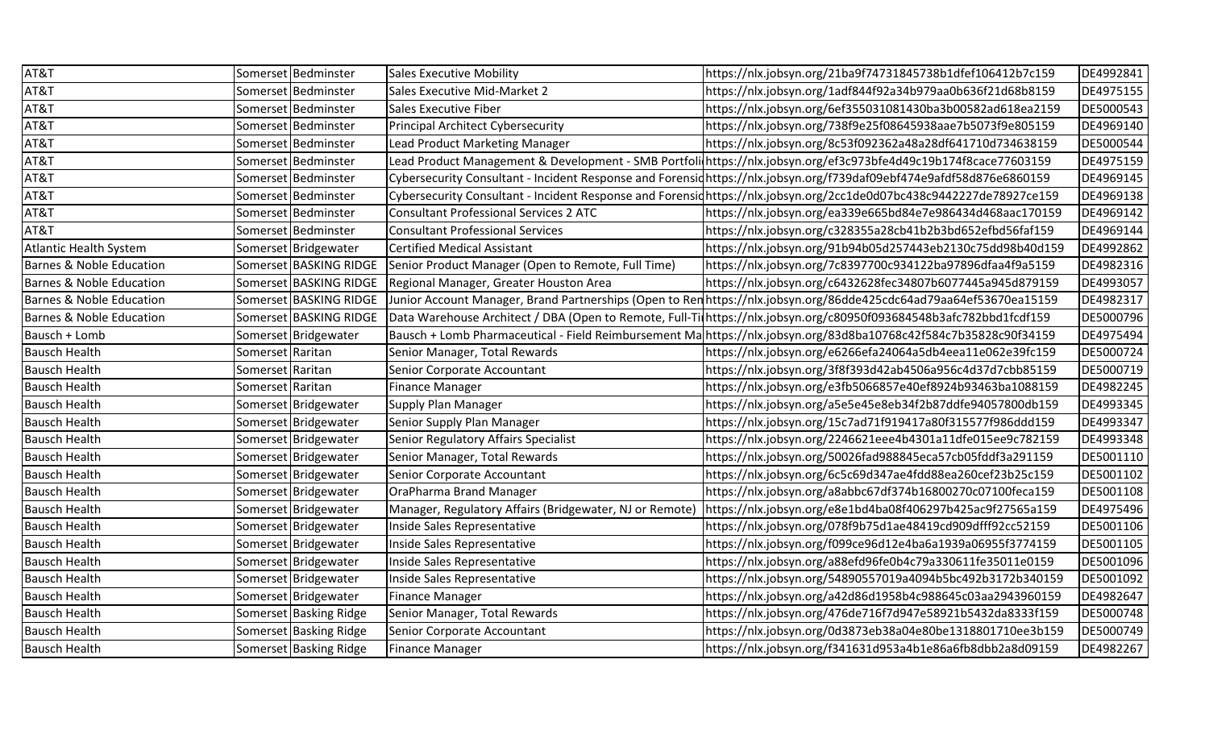| | | | | | |
|---|---|---|---|---|---|
| AT&T | Somerset | Bedminster | Sales Executive Mobility | https://nlx.jobsyn.org/21ba9f74731845738b1dfef106412b7c159 | DE4992841 |
| AT&T | Somerset | Bedminster | Sales Executive Mid-Market 2 | https://nlx.jobsyn.org/1adf844f92a34b979aa0b636f21d68b8159 | DE4975155 |
| AT&T | Somerset | Bedminster | Sales Executive Fiber | https://nlx.jobsyn.org/6ef355031081430ba3b00582ad618ea2159 | DE5000543 |
| AT&T | Somerset | Bedminster | Principal Architect Cybersecurity | https://nlx.jobsyn.org/738f9e25f08645938aae7b5073f9e805159 | DE4969140 |
| AT&T | Somerset | Bedminster | Lead Product Marketing Manager | https://nlx.jobsyn.org/8c53f092362a48a28df641710d734638159 | DE5000544 |
| AT&T | Somerset | Bedminster | Lead Product Management & Development - SMB Portfoli | https://nlx.jobsyn.org/ef3c973bfe4d49c19b174f8cace77603159 | DE4975159 |
| AT&T | Somerset | Bedminster | Cybersecurity Consultant - Incident Response and Forensic | https://nlx.jobsyn.org/f739daf09ebf474e9afdf58d876e6860159 | DE4969145 |
| AT&T | Somerset | Bedminster | Cybersecurity Consultant - Incident Response and Forensic | https://nlx.jobsyn.org/2cc1de0d07bc438c9442227de78927ce159 | DE4969138 |
| AT&T | Somerset | Bedminster | Consultant Professional Services 2 ATC | https://nlx.jobsyn.org/ea339e665bd84e7e986434d468aac170159 | DE4969142 |
| AT&T | Somerset | Bedminster | Consultant Professional Services | https://nlx.jobsyn.org/c328355a28cb41b2b3bd652efbd56faf159 | DE4969144 |
| Atlantic Health System | Somerset | Bridgewater | Certified Medical Assistant | https://nlx.jobsyn.org/91b94b05d257443eb2130c75dd98b40d159 | DE4992862 |
| Barnes & Noble Education | Somerset | BASKING RIDGE | Senior Product Manager (Open to Remote, Full Time) | https://nlx.jobsyn.org/7c8397700c934122ba97896dfaa4f9a5159 | DE4982316 |
| Barnes & Noble Education | Somerset | BASKING RIDGE | Regional Manager, Greater Houston Area | https://nlx.jobsyn.org/c6432628fec34807b6077445a945d879159 | DE4993057 |
| Barnes & Noble Education | Somerset | BASKING RIDGE | Junior Account Manager, Brand Partnerships (Open to Ren | https://nlx.jobsyn.org/86dde425cdc64ad79aa64ef53670ea15159 | DE4982317 |
| Barnes & Noble Education | Somerset | BASKING RIDGE | Data Warehouse Architect / DBA (Open to Remote, Full-Ti | https://nlx.jobsyn.org/c80950f093684548b3afc782bbd1fcdf159 | DE5000796 |
| Bausch + Lomb | Somerset | Bridgewater | Bausch + Lomb Pharmaceutical - Field Reimbursement Ma | https://nlx.jobsyn.org/83d8ba10768c42f584c7b35828c90f34159 | DE4975494 |
| Bausch Health | Somerset | Raritan | Senior Manager, Total Rewards | https://nlx.jobsyn.org/e6266efa24064a5db4eea11e062e39fc159 | DE5000724 |
| Bausch Health | Somerset | Raritan | Senior Corporate Accountant | https://nlx.jobsyn.org/3f8f393d42ab4506a956c4d37d7cbb85159 | DE5000719 |
| Bausch Health | Somerset | Raritan | Finance Manager | https://nlx.jobsyn.org/e3fb5066857e40ef8924b93463ba1088159 | DE4982245 |
| Bausch Health | Somerset | Bridgewater | Supply Plan Manager | https://nlx.jobsyn.org/a5e5e45e8eb34f2b87ddfe94057800db159 | DE4993345 |
| Bausch Health | Somerset | Bridgewater | Senior Supply Plan Manager | https://nlx.jobsyn.org/15c7ad71f919417a80f315577f986ddd159 | DE4993347 |
| Bausch Health | Somerset | Bridgewater | Senior Regulatory Affairs Specialist | https://nlx.jobsyn.org/2246621eee4b4301a11dfe015ee9c782159 | DE4993348 |
| Bausch Health | Somerset | Bridgewater | Senior Manager, Total Rewards | https://nlx.jobsyn.org/50026fad988845eca57cb05fddf3a291159 | DE5001110 |
| Bausch Health | Somerset | Bridgewater | Senior Corporate Accountant | https://nlx.jobsyn.org/6c5c69d347ae4fdd88ea260cef23b25c159 | DE5001102 |
| Bausch Health | Somerset | Bridgewater | OraPharma Brand Manager | https://nlx.jobsyn.org/a8abbc67df374b16800270c07100feca159 | DE5001108 |
| Bausch Health | Somerset | Bridgewater | Manager, Regulatory Affairs (Bridgewater, NJ or Remote) | https://nlx.jobsyn.org/e8e1bd4ba08f406297b425ac9f27565a159 | DE4975496 |
| Bausch Health | Somerset | Bridgewater | Inside Sales Representative | https://nlx.jobsyn.org/078f9b75d1ae48419cd909dfff92cc52159 | DE5001106 |
| Bausch Health | Somerset | Bridgewater | Inside Sales Representative | https://nlx.jobsyn.org/f099ce96d12e4ba6a1939a06955f3774159 | DE5001105 |
| Bausch Health | Somerset | Bridgewater | Inside Sales Representative | https://nlx.jobsyn.org/a88efd96fe0b4c79a330611fe35011e0159 | DE5001096 |
| Bausch Health | Somerset | Bridgewater | Inside Sales Representative | https://nlx.jobsyn.org/54890557019a4094b5bc492b3172b340159 | DE5001092 |
| Bausch Health | Somerset | Bridgewater | Finance Manager | https://nlx.jobsyn.org/a42d86d1958b4c988645c03aa2943960159 | DE4982647 |
| Bausch Health | Somerset | Basking Ridge | Senior Manager, Total Rewards | https://nlx.jobsyn.org/476de716f7d947e58921b5432da8333f159 | DE5000748 |
| Bausch Health | Somerset | Basking Ridge | Senior Corporate Accountant | https://nlx.jobsyn.org/0d3873eb38a04e80be1318801710ee3b159 | DE5000749 |
| Bausch Health | Somerset | Basking Ridge | Finance Manager | https://nlx.jobsyn.org/f341631d953a4b1e86a6fb8dbb2a8d09159 | DE4982267 |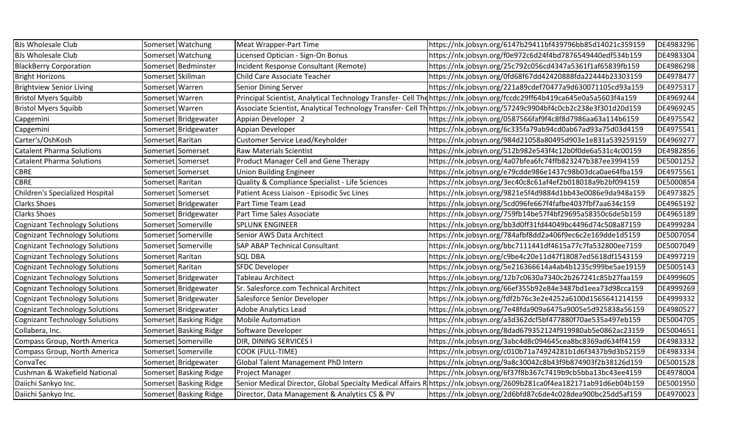| | | | | | |
|---|---|---|---|---|---|
| BJs Wholesale Club | Somerset | Watchung | Meat Wrapper-Part Time | https://nlx.jobsyn.org/6147b29411bf439796bb85d14021c359159 | DE4983296 |
| BJs Wholesale Club | Somerset | Watchung | Licensed Optician - Sign-On Bonus | https://nlx.jobsyn.org/f0e972c6d24f4bd7876549440edf534b159 | DE4983304 |
| BlackBerry Corporation | Somerset | Bedminster | Incident Response Consultant (Remote) | https://nlx.jobsyn.org/25c792c056cd4347a5361f1af65839fb159 | DE4986298 |
| Bright Horizons | Somerset | Skillman | Child Care Associate Teacher | https://nlx.jobsyn.org/0fd68f67dd42420888fda22444b23303159 | DE4978477 |
| Brightview Senior Living | Somerset | Warren | Senior Dining Server | https://nlx.jobsyn.org/221a89cdef70477a9d630071105cd93a159 | DE4975317 |
| Bristol Myers Squibb | Somerset | Warren | Principal Scientist, Analytical Technology Transfer- Cell The | https://nlx.jobsyn.org/fccdc29ff64b419ca645e0a5a5603f4a159 | DE4969244 |
| Bristol Myers Squibb | Somerset | Warren | Associate Scientist, Analytical Technology Transfer- Cell Th | https://nlx.jobsyn.org/57249c9904bf4c0cb2c238e3f301d20d159 | DE4969245 |
| Capgemini | Somerset | Bridgewater | Appian Developer 2 | https://nlx.jobsyn.org/0587566faf9f4c8f8d7986aa63a114b6159 | DE4975542 |
| Capgemini | Somerset | Bridgewater | Appian Developer | https://nlx.jobsyn.org/6c335fa79ab94cd0ab67ad93a75d03d4159 | DE4975541 |
| Carter's/OshKosh | Somerset | Raritan | Customer Service Lead/Keyholder | https://nlx.jobsyn.org/984d21058a80495d903e1e831a539259159 | DE4969277 |
| Catalent Pharma Solutions | Somerset | Somerset | Raw Materials Scientist | https://nlx.jobsyn.org/512b982e543f4c12b0f0de6a531c4c00159 | DE4982856 |
| Catalent Pharma Solutions | Somerset | Somerset | Product Manager Cell and Gene Therapy | https://nlx.jobsyn.org/4a07bfea6fc74ffb823247b387ee3994159 | DE5001252 |
| CBRE | Somerset | Somerset | Union Building Engineer | https://nlx.jobsyn.org/e79cdde986e1437c98b03dca0ae64fba159 | DE4975561 |
| CBRE | Somerset | Raritan | Quality & Compliance Specialist - Life Sciences | https://nlx.jobsyn.org/3ec40c8c61af4ef2b018018a9b2bf094159 | DE5000854 |
| Children's Specialized Hospital | Somerset | Somerset | Patient Acess Liaison - Episodic Svc Lines | https://nlx.jobsyn.org/9821e5f4d9884d1bb43e0086e9da948a159 | DE4973825 |
| Clarks Shoes | Somerset | Bridgewater | Part Time Team Lead | https://nlx.jobsyn.org/5cd096fe667f4fafbe4037fbf7aa634c159 | DE4965192 |
| Clarks Shoes | Somerset | Bridgewater | Part Time Sales Associate | https://nlx.jobsyn.org/759fb14be57f4bf29695a58350c6de5b159 | DE4965189 |
| Cognizant Technology Solutions | Somerset | Somerville | SPLUNK ENGINEER | https://nlx.jobsyn.org/bb3d0ff31fd44049bc4496d74c508a87159 | DE4999284 |
| Cognizant Technology Solutions | Somerset | Somerville | Senior AWS Data Architect | https://nlx.jobsyn.org/784afbf8dd2a406f9ec6c2e169dde1d5159 | DE5007054 |
| Cognizant Technology Solutions | Somerset | Somerville | SAP ABAP Technical Consultant | https://nlx.jobsyn.org/bbc7111441df4615a77c7fa532800ee7159 | DE5007049 |
| Cognizant Technology Solutions | Somerset | Raritan | SQL DBA | https://nlx.jobsyn.org/c9be4c20e11d47f18087ed5618df1543159 | DE4997219 |
| Cognizant Technology Solutions | Somerset | Raritan | SFDC Developer | https://nlx.jobsyn.org/5e216366614a4ab4b1235c999be5ae19159 | DE5005143 |
| Cognizant Technology Solutions | Somerset | Bridgewater | Tableau Architect | https://nlx.jobsyn.org/12b7c0630a7340c2b267241c85b27faa159 | DE4999605 |
| Cognizant Technology Solutions | Somerset | Bridgewater | Sr. Salesforce.com Technical Architect | https://nlx.jobsyn.org/66ef355b92e84e3487bd1eea73d98cca159 | DE4999269 |
| Cognizant Technology Solutions | Somerset | Bridgewater | Salesforce Senior Developer | https://nlx.jobsyn.org/fdf2b76c3e2e4252a6100d1565641214159 | DE4999332 |
| Cognizant Technology Solutions | Somerset | Bridgewater | Adobe Analytics Lead | https://nlx.jobsyn.org/7e48fda909a6475a9005e5d925838a56159 | DE4980527 |
| Cognizant Technology Solutions | Somerset | Basking Ridge | Mobile Automation | https://nlx.jobsyn.org/a3d362dcf5bf477880f70ae535a497eb159 | DE5004705 |
| Collabera, Inc. | Somerset | Basking Ridge | Software Developer | https://nlx.jobsyn.org/8dad679352124f919980ab5e0862ac23159 | DE5004651 |
| Compass Group, North America | Somerset | Somerville | DIR, DINING SERVICES I | https://nlx.jobsyn.org/3abc4d8c094645cea8bc8369ad634ff4159 | DE4983332 |
| Compass Group, North America | Somerset | Somerville | COOK (FULL-TIME) | https://nlx.jobsyn.org/c010b71a74924281b1d6f3437b9d3b52159 | DE4983334 |
| ConvaTec | Somerset | Bridgewater | Global Talent Management PhD Intern | https://nlx.jobsyn.org/9a8c30042c8b43f9b874903f2b38126d159 | DE5001528 |
| Cushman & Wakefield National | Somerset | Basking Ridge | Project Manager | https://nlx.jobsyn.org/6f37f8b367c7419b9cb5bba13bc43ee4159 | DE4978004 |
| Daiichi Sankyo Inc. | Somerset | Basking Ridge | Senior Medical Director, Global Specialty Medical Affairs R | https://nlx.jobsyn.org/2609b281ca0f4ea182171ab91d6eb04b159 | DE5001950 |
| Daiichi Sankyo Inc. | Somerset | Basking Ridge | Director, Data Management & Analytics CS & PV | https://nlx.jobsyn.org/2d6bfd87c6de4c028dea900bc25dd5af159 | DE4970023 |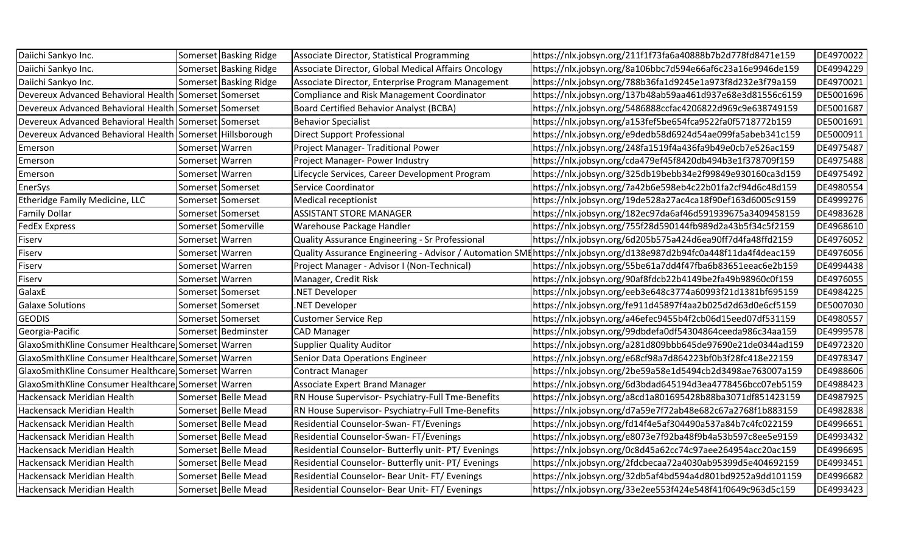| | | | | | |
|---|---|---|---|---|---|
| Daiichi Sankyo Inc. | Somerset | Basking Ridge | Associate Director, Statistical Programming | https://nlx.jobsyn.org/211f1f73fa6a40888b7b2d778fd8471e159 | DE4970022 |
| Daiichi Sankyo Inc. | Somerset | Basking Ridge | Associate Director, Global Medical Affairs Oncology | https://nlx.jobsyn.org/8a106bbc7d594e66af6c23a16e9946de159 | DE4994229 |
| Daiichi Sankyo Inc. | Somerset | Basking Ridge | Associate Director, Enterprise Program Management | https://nlx.jobsyn.org/788b36fa1d9245e1a973f8d232e3f79a159 | DE4970021 |
| Devereux Advanced Behavioral Health | Somerset | Somerset | Compliance and Risk Management Coordinator | https://nlx.jobsyn.org/137b48ab59aa461d937e68e3d81556c6159 | DE5001696 |
| Devereux Advanced Behavioral Health | Somerset | Somerset | Board Certified Behavior Analyst (BCBA) | https://nlx.jobsyn.org/5486888ccfac4206822d969c9e638749159 | DE5001687 |
| Devereux Advanced Behavioral Health | Somerset | Somerset | Behavior Specialist | https://nlx.jobsyn.org/a153fef5be654fca9522fa0f5718772b159 | DE5001691 |
| Devereux Advanced Behavioral Health | Somerset | Hillsborough | Direct Support Professional | https://nlx.jobsyn.org/e9dedb58d6924d54ae099fa5abeb341c159 | DE5000911 |
| Emerson | Somerset | Warren | Project Manager- Traditional Power | https://nlx.jobsyn.org/248fa1519f4a436fa9b49e0cb7e526ac159 | DE4975487 |
| Emerson | Somerset | Warren | Project Manager- Power Industry | https://nlx.jobsyn.org/cda479ef45f8420db494b3e1f378709f159 | DE4975488 |
| Emerson | Somerset | Warren | Lifecycle Services, Career Development Program | https://nlx.jobsyn.org/325db19bebb34e2f99849e930160ca3d159 | DE4975492 |
| EnerSys | Somerset | Somerset | Service Coordinator | https://nlx.jobsyn.org/7a42b6e598eb4c22b01fa2cf94d6c48d159 | DE4980554 |
| Etheridge Family Medicine, LLC | Somerset | Somerset | Medical receptionist | https://nlx.jobsyn.org/19de528a27ac4ca18f90ef163d6005c9159 | DE4999276 |
| Family Dollar | Somerset | Somerset | ASSISTANT STORE MANAGER | https://nlx.jobsyn.org/182ec97da6af46d591939675a3409458159 | DE4983628 |
| FedEx Express | Somerset | Somerville | Warehouse Package Handler | https://nlx.jobsyn.org/755f28d590144fb989d2a43b5f34c5f2159 | DE4968610 |
| Fiserv | Somerset | Warren | Quality Assurance Engineering - Sr Professional | https://nlx.jobsyn.org/6d205b575a424d6ea90ff7d4fa48ffd2159 | DE4976052 |
| Fiserv | Somerset | Warren | Quality Assurance Engineering - Advisor / Automation SME | https://nlx.jobsyn.org/d138e987d2b94fc0a448f11da4f4deac159 | DE4976056 |
| Fiserv | Somerset | Warren | Project Manager - Advisor I (Non-Technical) | https://nlx.jobsyn.org/55be61a7dd4f47fba6b83651eeac6e2b159 | DE4994438 |
| Fiserv | Somerset | Warren | Manager, Credit Risk | https://nlx.jobsyn.org/90af8fdcb22b4149be2fa49b98960c0f159 | DE4976055 |
| GalaxE | Somerset | Somerset | .NET Developer | https://nlx.jobsyn.org/eeb3e648c3774a60993f21d1381bf695159 | DE4984225 |
| Galaxe Solutions | Somerset | Somerset | .NET Developer | https://nlx.jobsyn.org/fe911d45897f4aa2b025d2d63d0e6cf5159 | DE5007030 |
| GEODIS | Somerset | Somerset | Customer Service Rep | https://nlx.jobsyn.org/a46efec9455b4f2cb06d15eed07df531159 | DE4980557 |
| Georgia-Pacific | Somerset | Bedminster | CAD Manager | https://nlx.jobsyn.org/99dbdefa0df54304864ceeda986c34aa159 | DE4999578 |
| GlaxoSmithKline Consumer Healthcare | Somerset | Warren | Supplier Quality Auditor | https://nlx.jobsyn.org/a281d809bbb645de97690e21de0344ad159 | DE4972320 |
| GlaxoSmithKline Consumer Healthcare | Somerset | Warren | Senior Data Operations Engineer | https://nlx.jobsyn.org/e68cf98a7d864223bf0b3f28fc418e22159 | DE4978347 |
| GlaxoSmithKline Consumer Healthcare | Somerset | Warren | Contract Manager | https://nlx.jobsyn.org/2be59a58e1d5494cb2d3498ae763007a159 | DE4988606 |
| GlaxoSmithKline Consumer Healthcare | Somerset | Warren | Associate Expert Brand Manager | https://nlx.jobsyn.org/6d3bdad645194d3ea4778456bcc07eb5159 | DE4988423 |
| Hackensack Meridian Health | Somerset | Belle Mead | RN House Supervisor- Psychiatry-Full Tme-Benefits | https://nlx.jobsyn.org/a8cd1a801695428b88ba3071df851423159 | DE4987925 |
| Hackensack Meridian Health | Somerset | Belle Mead | RN House Supervisor- Psychiatry-Full Tme-Benefits | https://nlx.jobsyn.org/d7a59e7f72ab48e682c67a2768f1b883159 | DE4982838 |
| Hackensack Meridian Health | Somerset | Belle Mead | Residential Counselor-Swan- FT/Evenings | https://nlx.jobsyn.org/fd14f4e5af304490a537a84b7c4fc022159 | DE4996651 |
| Hackensack Meridian Health | Somerset | Belle Mead | Residential Counselor-Swan- FT/Evenings | https://nlx.jobsyn.org/e8073e7f92ba48f9b4a53b597c8ee5e9159 | DE4993432 |
| Hackensack Meridian Health | Somerset | Belle Mead | Residential Counselor- Butterfly unit- PT/ Evenings | https://nlx.jobsyn.org/0c8d45a62cc74c97aee264954acc20ac159 | DE4996695 |
| Hackensack Meridian Health | Somerset | Belle Mead | Residential Counselor- Butterfly unit- PT/ Evenings | https://nlx.jobsyn.org/2fdcbecaa72a4030ab95399d5e404692159 | DE4993451 |
| Hackensack Meridian Health | Somerset | Belle Mead | Residential Counselor- Bear Unit- FT/ Evenings | https://nlx.jobsyn.org/32db5af4bd594a4d801bd9252a9dd101159 | DE4996682 |
| Hackensack Meridian Health | Somerset | Belle Mead | Residential Counselor- Bear Unit- FT/ Evenings | https://nlx.jobsyn.org/33e2ee553f424e548f41f0649c963d5c159 | DE4993423 |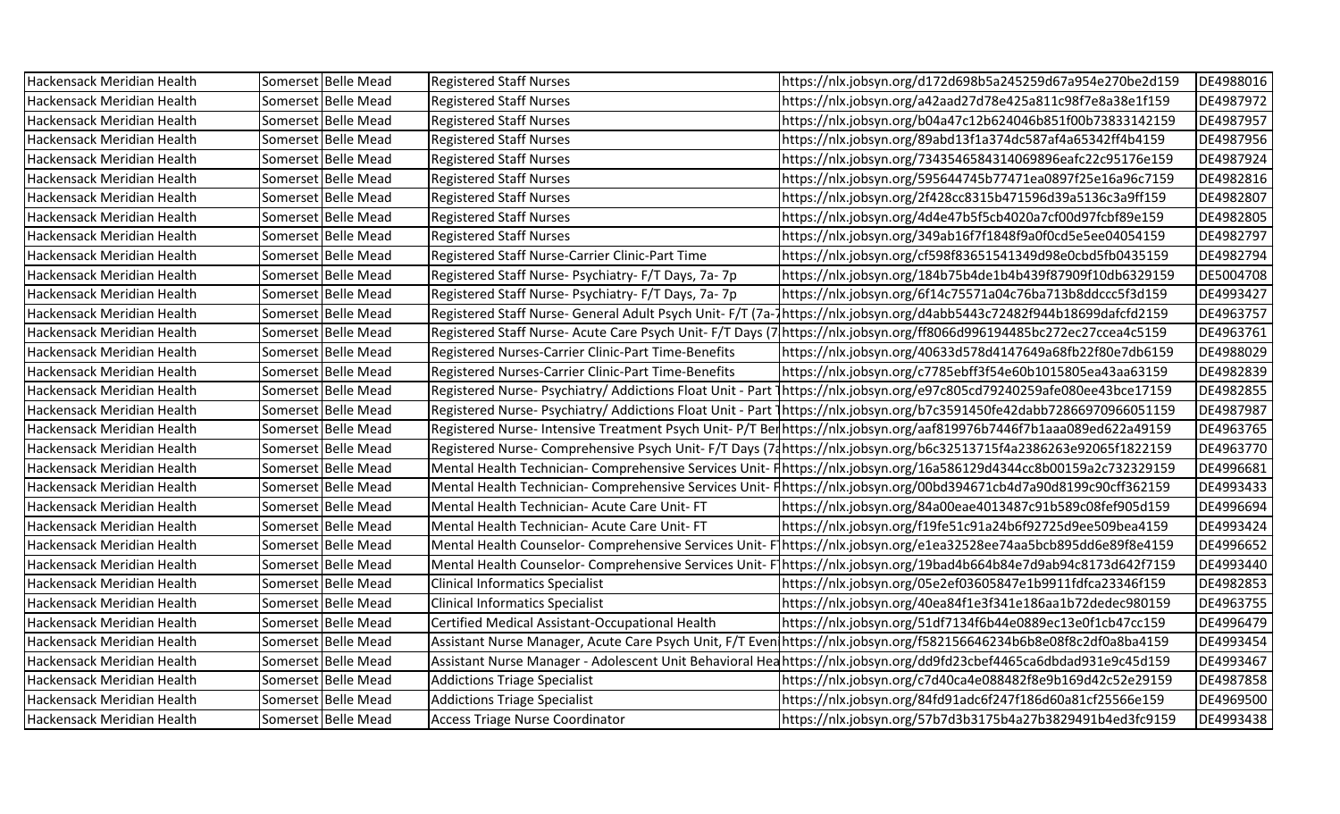| | | | | | |
|---|---|---|---|---|---|
| Hackensack Meridian Health | Somerset | Belle Mead | Registered Staff Nurses | https://nlx.jobsyn.org/d172d698b5a245259d67a954e270be2d159 | DE4988016 |
| Hackensack Meridian Health | Somerset | Belle Mead | Registered Staff Nurses | https://nlx.jobsyn.org/a42aad27d78e425a811c98f7e8a38e1f159 | DE4987972 |
| Hackensack Meridian Health | Somerset | Belle Mead | Registered Staff Nurses | https://nlx.jobsyn.org/b04a47c12b624046b851f00b73833142159 | DE4987957 |
| Hackensack Meridian Health | Somerset | Belle Mead | Registered Staff Nurses | https://nlx.jobsyn.org/89abd13f1a374dc587af4a65342ff4b4159 | DE4987956 |
| Hackensack Meridian Health | Somerset | Belle Mead | Registered Staff Nurses | https://nlx.jobsyn.org/7343546584314069896eafc22c95176e159 | DE4987924 |
| Hackensack Meridian Health | Somerset | Belle Mead | Registered Staff Nurses | https://nlx.jobsyn.org/595644745b77471ea0897f25e16a96c7159 | DE4982816 |
| Hackensack Meridian Health | Somerset | Belle Mead | Registered Staff Nurses | https://nlx.jobsyn.org/2f428cc8315b471596d39a5136c3a9ff159 | DE4982807 |
| Hackensack Meridian Health | Somerset | Belle Mead | Registered Staff Nurses | https://nlx.jobsyn.org/4d4e47b5f5cb4020a7cf00d97fcbf89e159 | DE4982805 |
| Hackensack Meridian Health | Somerset | Belle Mead | Registered Staff Nurses | https://nlx.jobsyn.org/349ab16f7f1848f9a0f0cd5e5ee04054159 | DE4982797 |
| Hackensack Meridian Health | Somerset | Belle Mead | Registered Staff Nurse-Carrier Clinic-Part Time | https://nlx.jobsyn.org/cf598f83651541349d98e0cbd5fb0435159 | DE4982794 |
| Hackensack Meridian Health | Somerset | Belle Mead | Registered Staff Nurse- Psychiatry- F/T Days, 7a- 7p | https://nlx.jobsyn.org/184b75b4de1b4b439f87909f10db6329159 | DE5004708 |
| Hackensack Meridian Health | Somerset | Belle Mead | Registered Staff Nurse- Psychiatry- F/T Days, 7a- 7p | https://nlx.jobsyn.org/6f14c75571a04c76ba713b8ddccc5f3d159 | DE4993427 |
| Hackensack Meridian Health | Somerset | Belle Mead | Registered Staff Nurse- General Adult Psych Unit- F/T (7a-7 | https://nlx.jobsyn.org/d4abb5443c72482f944b18699dafcfd2159 | DE4963757 |
| Hackensack Meridian Health | Somerset | Belle Mead | Registered Staff Nurse- Acute Care Psych Unit- F/T Days (7 | https://nlx.jobsyn.org/ff8066d996194485bc272ec27ccea4c5159 | DE4963761 |
| Hackensack Meridian Health | Somerset | Belle Mead | Registered Nurses-Carrier Clinic-Part Time-Benefits | https://nlx.jobsyn.org/40633d578d4147649a68fb22f80e7db6159 | DE4988029 |
| Hackensack Meridian Health | Somerset | Belle Mead | Registered Nurses-Carrier Clinic-Part Time-Benefits | https://nlx.jobsyn.org/c7785ebff3f54e60b1015805ea43aa63159 | DE4982839 |
| Hackensack Meridian Health | Somerset | Belle Mead | Registered Nurse- Psychiatry/ Addictions Float Unit - Part T | https://nlx.jobsyn.org/e97c805cd79240259afe080ee43bce17159 | DE4982855 |
| Hackensack Meridian Health | Somerset | Belle Mead | Registered Nurse- Psychiatry/ Addictions Float Unit - Part T | https://nlx.jobsyn.org/b7c3591450fe42dabb72866970966051159 | DE4987987 |
| Hackensack Meridian Health | Somerset | Belle Mead | Registered Nurse- Intensive Treatment Psych Unit- P/T Ben | https://nlx.jobsyn.org/aaf819976b7446f7b1aaa089ed622a49159 | DE4963765 |
| Hackensack Meridian Health | Somerset | Belle Mead | Registered Nurse- Comprehensive Psych Unit- F/T Days (7a | https://nlx.jobsyn.org/b6c32513715f4a2386263e92065f1822159 | DE4963770 |
| Hackensack Meridian Health | Somerset | Belle Mead | Mental Health Technician- Comprehensive Services Unit- F | https://nlx.jobsyn.org/16a586129d4344cc8b00159a2c732329159 | DE4996681 |
| Hackensack Meridian Health | Somerset | Belle Mead | Mental Health Technician- Comprehensive Services Unit- F | https://nlx.jobsyn.org/00bd394671cb4d7a90d8199c90cff362159 | DE4993433 |
| Hackensack Meridian Health | Somerset | Belle Mead | Mental Health Technician- Acute Care Unit- FT | https://nlx.jobsyn.org/84a00eae4013487c91b589c08fef905d159 | DE4996694 |
| Hackensack Meridian Health | Somerset | Belle Mead | Mental Health Technician- Acute Care Unit- FT | https://nlx.jobsyn.org/f19fe51c91a24b6f92725d9ee509bea4159 | DE4993424 |
| Hackensack Meridian Health | Somerset | Belle Mead | Mental Health Counselor- Comprehensive Services Unit- F | https://nlx.jobsyn.org/e1ea32528ee74aa5bcb895dd6e89f8e4159 | DE4996652 |
| Hackensack Meridian Health | Somerset | Belle Mead | Mental Health Counselor- Comprehensive Services Unit- F | https://nlx.jobsyn.org/19bad4b664b84e7d9ab94c8173d642f7159 | DE4993440 |
| Hackensack Meridian Health | Somerset | Belle Mead | Clinical Informatics Specialist | https://nlx.jobsyn.org/05e2ef03605847e1b9911fdfca23346f159 | DE4982853 |
| Hackensack Meridian Health | Somerset | Belle Mead | Clinical Informatics Specialist | https://nlx.jobsyn.org/40ea84f1e3f341e186aa1b72dedec980159 | DE4963755 |
| Hackensack Meridian Health | Somerset | Belle Mead | Certified Medical Assistant-Occupational Health | https://nlx.jobsyn.org/51df7134f6b44e0889ec13e0f1cb47cc159 | DE4996479 |
| Hackensack Meridian Health | Somerset | Belle Mead | Assistant Nurse Manager, Acute Care Psych Unit, F/T Even | https://nlx.jobsyn.org/f582156646234b6b8e08f8c2df0a8ba4159 | DE4993454 |
| Hackensack Meridian Health | Somerset | Belle Mead | Assistant Nurse Manager - Adolescent Unit Behavioral Hea | https://nlx.jobsyn.org/dd9fd23cbef4465ca6dbdad931e9c45d159 | DE4993467 |
| Hackensack Meridian Health | Somerset | Belle Mead | Addictions Triage Specialist | https://nlx.jobsyn.org/c7d40ca4e088482f8e9b169d42c52e29159 | DE4987858 |
| Hackensack Meridian Health | Somerset | Belle Mead | Addictions Triage Specialist | https://nlx.jobsyn.org/84fd91adc6f247f186d60a81cf25566e159 | DE4969500 |
| Hackensack Meridian Health | Somerset | Belle Mead | Access Triage Nurse Coordinator | https://nlx.jobsyn.org/57b7d3b3175b4a27b3829491b4ed3fc9159 | DE4993438 |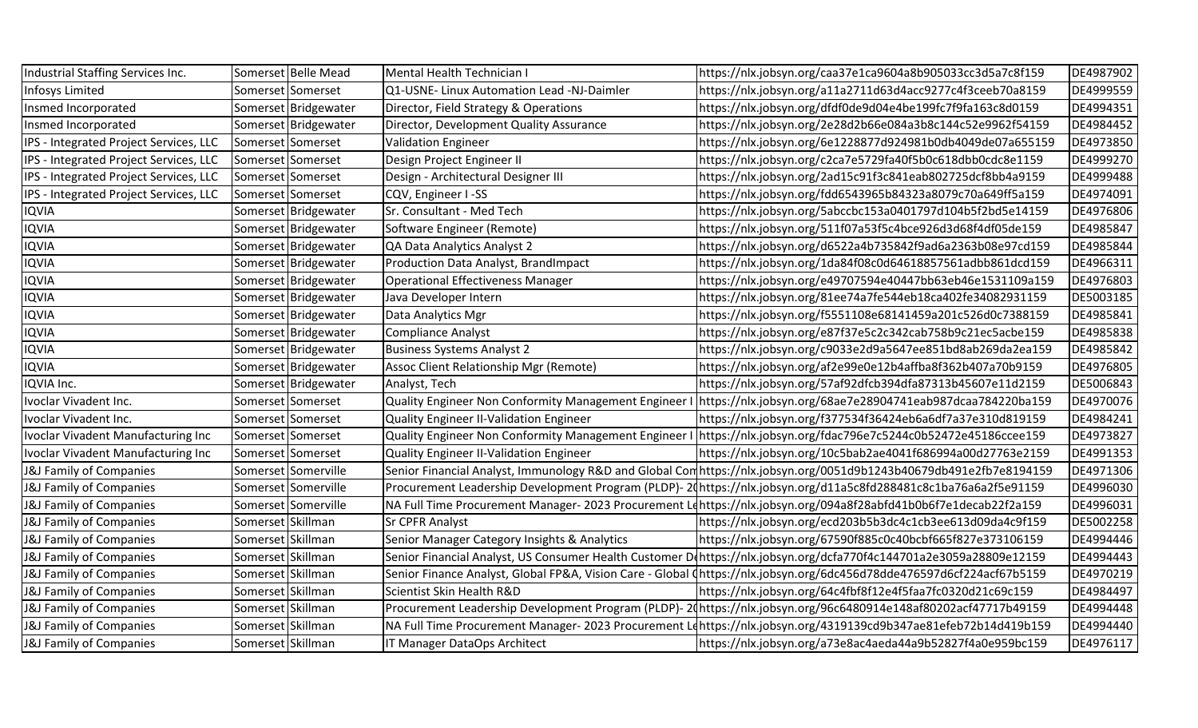| Industrial Staffing Services Inc. | Somerset | Belle Mead | Mental Health Technician I | https://nlx.jobsyn.org/caa37e1ca9604a8b905033cc3d5a7c8f159 | DE4987902 |
|---|---|---|---|---|---|
| Infosys Limited | Somerset | Somerset | Q1-USNE- Linux Automation Lead -NJ-Daimler | https://nlx.jobsyn.org/a11a2711d63d4acc9277c4f3ceeb70a8159 | DE4999559 |
| Insmed Incorporated | Somerset | Bridgewater | Director, Field Strategy & Operations | https://nlx.jobsyn.org/dfdf0de9d04e4be199fc7f9fa163c8d0159 | DE4994351 |
| Insmed Incorporated | Somerset | Bridgewater | Director, Development Quality Assurance | https://nlx.jobsyn.org/2e28d2b66e084a3b8c144c52e9962f54159 | DE4984452 |
| IPS - Integrated Project Services, LLC | Somerset | Somerset | Validation Engineer | https://nlx.jobsyn.org/6e1228877d924981b0db4049de07a655159 | DE4973850 |
| IPS - Integrated Project Services, LLC | Somerset | Somerset | Design Project Engineer II | https://nlx.jobsyn.org/c2ca7e5729fa40f5b0c618dbb0cdc8e1159 | DE4999270 |
| IPS - Integrated Project Services, LLC | Somerset | Somerset | Design - Architectural Designer III | https://nlx.jobsyn.org/2ad15c91f3c841eab802725dcf8bb4a9159 | DE4999488 |
| IPS - Integrated Project Services, LLC | Somerset | Somerset | CQV, Engineer I -SS | https://nlx.jobsyn.org/fdd6543965b84323a8079c70a649ff5a159 | DE4974091 |
| IQVIA | Somerset | Bridgewater | Sr. Consultant - Med Tech | https://nlx.jobsyn.org/5abccbc153a0401797d104b5f2bd5e14159 | DE4976806 |
| IQVIA | Somerset | Bridgewater | Software Engineer (Remote) | https://nlx.jobsyn.org/511f07a53f5c4bce926d3d68f4df05de159 | DE4985847 |
| IQVIA | Somerset | Bridgewater | QA Data Analytics Analyst 2 | https://nlx.jobsyn.org/d6522a4b735842f9ad6a2363b08e97cd159 | DE4985844 |
| IQVIA | Somerset | Bridgewater | Production Data Analyst, BrandImpact | https://nlx.jobsyn.org/1da84f08c0d64618857561adbb861dcd159 | DE4966311 |
| IQVIA | Somerset | Bridgewater | Operational Effectiveness Manager | https://nlx.jobsyn.org/e49707594e40447bb63eb46e1531109a159 | DE4976803 |
| IQVIA | Somerset | Bridgewater | Java Developer Intern | https://nlx.jobsyn.org/81ee74a7fe544eb18ca402fe34082931159 | DE5003185 |
| IQVIA | Somerset | Bridgewater | Data Analytics Mgr | https://nlx.jobsyn.org/f5551108e68141459a201c526d0c7388159 | DE4985841 |
| IQVIA | Somerset | Bridgewater | Compliance Analyst | https://nlx.jobsyn.org/e87f37e5c2c342cab758b9c21ec5acbe159 | DE4985838 |
| IQVIA | Somerset | Bridgewater | Business Systems Analyst 2 | https://nlx.jobsyn.org/c9033e2d9a5647ee851bd8ab269da2ea159 | DE4985842 |
| IQVIA | Somerset | Bridgewater | Assoc Client Relationship Mgr (Remote) | https://nlx.jobsyn.org/af2e99e0e12b4affba8f362b407a70b9159 | DE4976805 |
| IQVIA Inc. | Somerset | Bridgewater | Analyst, Tech | https://nlx.jobsyn.org/57af92dfcb394dfa87313b45607e11d2159 | DE5006843 |
| Ivoclar Vivadent Inc. | Somerset | Somerset | Quality Engineer Non Conformity Management Engineer I | https://nlx.jobsyn.org/68ae7e28904741eab987dcaa784220ba159 | DE4970076 |
| Ivoclar Vivadent Inc. | Somerset | Somerset | Quality Engineer II-Validation Engineer | https://nlx.jobsyn.org/f377534f36424eb6a6df7a37e310d819159 | DE4984241 |
| Ivoclar Vivadent Manufacturing Inc | Somerset | Somerset | Quality Engineer Non Conformity Management Engineer I | https://nlx.jobsyn.org/fdac796e7c5244c0b52472e45186ccee159 | DE4973827 |
| Ivoclar Vivadent Manufacturing Inc | Somerset | Somerset | Quality Engineer II-Validation Engineer | https://nlx.jobsyn.org/10c5bab2ae4041f686994a00d27763e2159 | DE4991353 |
| J&J Family of Companies | Somerset | Somerville | Senior Financial Analyst, Immunology R&D and Global Con | https://nlx.jobsyn.org/0051d9b1243b40679db491e2fb7e8194159 | DE4971306 |
| J&J Family of Companies | Somerset | Somerville | Procurement Leadership Development Program (PLDP)- 20 | https://nlx.jobsyn.org/d11a5c8fd288481c8c1ba76a6a2f5e91159 | DE4996030 |
| J&J Family of Companies | Somerset | Somerville | NA Full Time Procurement Manager- 2023 Procurement Le | https://nlx.jobsyn.org/094a8f28abfd41b0b6f7e1decab22f2a159 | DE4996031 |
| J&J Family of Companies | Somerset | Skillman | Sr CPFR Analyst | https://nlx.jobsyn.org/ecd203b5b3dc4c1cb3ee613d09da4c9f159 | DE5002258 |
| J&J Family of Companies | Somerset | Skillman | Senior Manager Category Insights & Analytics | https://nlx.jobsyn.org/67590f885c0c40bcbf665f827e373106159 | DE4994446 |
| J&J Family of Companies | Somerset | Skillman | Senior Financial Analyst, US Consumer Health Customer D | https://nlx.jobsyn.org/dcfa770f4c144701a2e3059a28809e12159 | DE4994443 |
| J&J Family of Companies | Somerset | Skillman | Senior Finance Analyst, Global FP&A, Vision Care - Global ( | https://nlx.jobsyn.org/6dc456d78dde476597d6cf224acf67b5159 | DE4970219 |
| J&J Family of Companies | Somerset | Skillman | Scientist Skin Health R&D | https://nlx.jobsyn.org/64c4fbf8f12e4f5faa7fc0320d21c69c159 | DE4984497 |
| J&J Family of Companies | Somerset | Skillman | Procurement Leadership Development Program (PLDP)- 20 | https://nlx.jobsyn.org/96c6480914e148af80202acf47717b49159 | DE4994448 |
| J&J Family of Companies | Somerset | Skillman | NA Full Time Procurement Manager- 2023 Procurement Le | https://nlx.jobsyn.org/4319139cd9b347ae81efeb72b14d419b159 | DE4994440 |
| J&J Family of Companies | Somerset | Skillman | IT Manager DataOps Architect | https://nlx.jobsyn.org/a73e8ac4aeda44a9b52827f4a0e959bc159 | DE4976117 |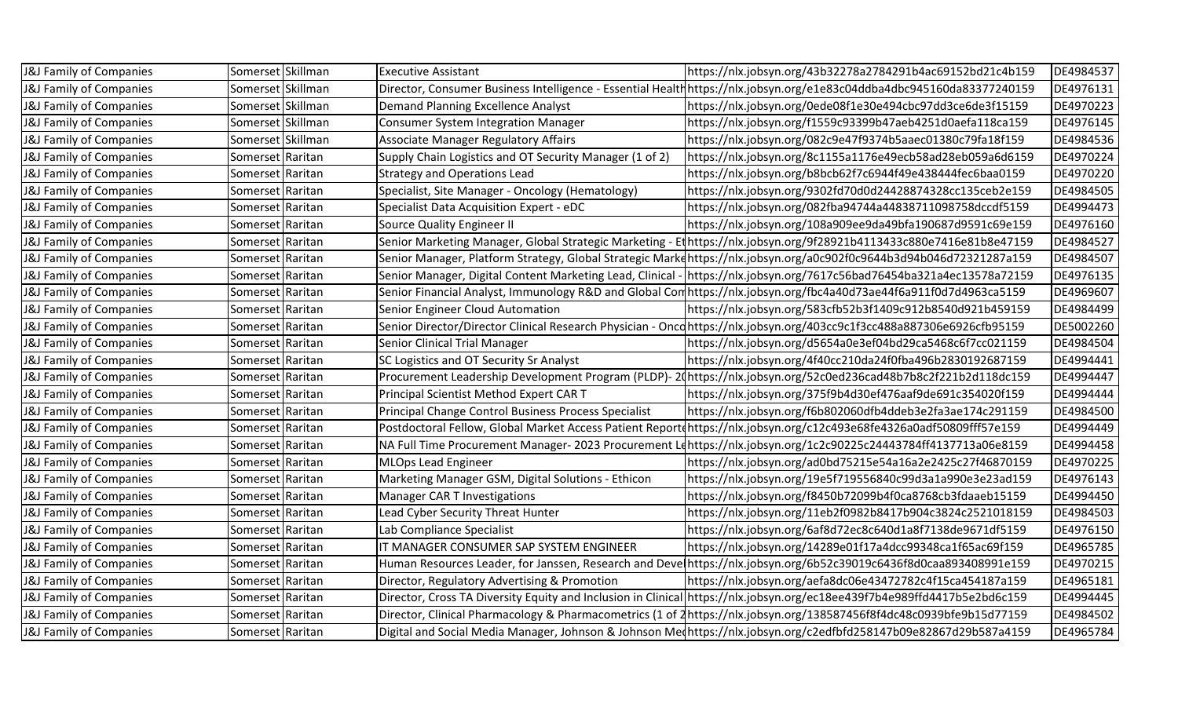| J&J Family of Companies | Somerset | Skillman | Executive Assistant | https://nlx.jobsyn.org/43b32278a2784291b4ac69152bd21c4b159 | DE4984537 |
|---|---|---|---|---|---|
| J&J Family of Companies | Somerset | Skillman | Director, Consumer Business Intelligence - Essential Health | https://nlx.jobsyn.org/e1e83c04ddba4dbc945160da83377240159 | DE4976131 |
| J&J Family of Companies | Somerset | Skillman | Demand Planning Excellence Analyst | https://nlx.jobsyn.org/0ede08f1e30e494cbc97dd3ce6de3f15159 | DE4970223 |
| J&J Family of Companies | Somerset | Skillman | Consumer System Integration Manager | https://nlx.jobsyn.org/f1559c93399b47aeb4251d0aefa118ca159 | DE4976145 |
| J&J Family of Companies | Somerset | Skillman | Associate Manager Regulatory Affairs | https://nlx.jobsyn.org/082c9e47f9374b5aaec01380c79fa18f159 | DE4984536 |
| J&J Family of Companies | Somerset | Raritan | Supply Chain Logistics and OT Security Manager (1 of 2) | https://nlx.jobsyn.org/8c1155a1176e49ecb58ad28eb059a6d6159 | DE4970224 |
| J&J Family of Companies | Somerset | Raritan | Strategy and Operations Lead | https://nlx.jobsyn.org/b8bcb62f7c6944f49e438444fec6baa0159 | DE4970220 |
| J&J Family of Companies | Somerset | Raritan | Specialist, Site Manager - Oncology (Hematology) | https://nlx.jobsyn.org/9302fd70d0d24428874328cc135ceb2e159 | DE4984505 |
| J&J Family of Companies | Somerset | Raritan | Specialist Data Acquisition Expert - eDC | https://nlx.jobsyn.org/082fba94744a44838711098758dccdf5159 | DE4994473 |
| J&J Family of Companies | Somerset | Raritan | Source Quality Engineer II | https://nlx.jobsyn.org/108a909ee9da49bfa190687d9591c69e159 | DE4976160 |
| J&J Family of Companies | Somerset | Raritan | Senior Marketing Manager, Global Strategic Marketing - Et | https://nlx.jobsyn.org/9f28921b4113433c880e7416e81b8e47159 | DE4984527 |
| J&J Family of Companies | Somerset | Raritan | Senior Manager, Platform Strategy, Global Strategic Marke | https://nlx.jobsyn.org/a0c902f0c9644b3d94b046d72321287a159 | DE4984507 |
| J&J Family of Companies | Somerset | Raritan | Senior Manager, Digital Content Marketing Lead, Clinical - | https://nlx.jobsyn.org/7617c56bad76454ba321a4ec13578a72159 | DE4976135 |
| J&J Family of Companies | Somerset | Raritan | Senior Financial Analyst, Immunology R&D and Global Con | https://nlx.jobsyn.org/fbc4a40d73ae44f6a911f0d7d4963ca5159 | DE4969607 |
| J&J Family of Companies | Somerset | Raritan | Senior Engineer Cloud Automation | https://nlx.jobsyn.org/583cfb52b3f1409c912b8540d921b459159 | DE4984499 |
| J&J Family of Companies | Somerset | Raritan | Senior Director/Director Clinical Research Physician - Onco | https://nlx.jobsyn.org/403cc9c1f3cc488a887306e6926cfb95159 | DE5002260 |
| J&J Family of Companies | Somerset | Raritan | Senior Clinical Trial Manager | https://nlx.jobsyn.org/d5654a0e3ef04bd29ca5468c6f7cc021159 | DE4984504 |
| J&J Family of Companies | Somerset | Raritan | SC Logistics and OT Security Sr Analyst | https://nlx.jobsyn.org/4f40cc210da24f0fba496b2830192687159 | DE4994441 |
| J&J Family of Companies | Somerset | Raritan | Procurement Leadership Development Program (PLDP)- 20 | https://nlx.jobsyn.org/52c0ed236cad48b7b8c2f221b2d118dc159 | DE4994447 |
| J&J Family of Companies | Somerset | Raritan | Principal Scientist Method Expert CAR T | https://nlx.jobsyn.org/375f9b4d30ef476aaf9de691c354020f159 | DE4994444 |
| J&J Family of Companies | Somerset | Raritan | Principal Change Control Business Process Specialist | https://nlx.jobsyn.org/f6b802060dfb4ddeb3e2fa3ae174c291159 | DE4984500 |
| J&J Family of Companies | Somerset | Raritan | Postdoctoral Fellow, Global Market Access Patient Reporte | https://nlx.jobsyn.org/c12c493e68fe4326a0adf50809fff57e159 | DE4994449 |
| J&J Family of Companies | Somerset | Raritan | NA Full Time Procurement Manager- 2023 Procurement Le | https://nlx.jobsyn.org/1c2c90225c24443784ff4137713a06e8159 | DE4994458 |
| J&J Family of Companies | Somerset | Raritan | MLOps Lead Engineer | https://nlx.jobsyn.org/ad0bd75215e54a16a2e2425c27f46870159 | DE4970225 |
| J&J Family of Companies | Somerset | Raritan | Marketing Manager GSM, Digital Solutions - Ethicon | https://nlx.jobsyn.org/19e5f719556840c99d3a1a990e3e23ad159 | DE4976143 |
| J&J Family of Companies | Somerset | Raritan | Manager CAR T Investigations | https://nlx.jobsyn.org/f8450b72099b4f0ca8768cb3fdaaeb15159 | DE4994450 |
| J&J Family of Companies | Somerset | Raritan | Lead Cyber Security Threat Hunter | https://nlx.jobsyn.org/11eb2f0982b8417b904c3824c2521018159 | DE4984503 |
| J&J Family of Companies | Somerset | Raritan | Lab Compliance Specialist | https://nlx.jobsyn.org/6af8d72ec8c640d1a8f7138de9671df5159 | DE4976150 |
| J&J Family of Companies | Somerset | Raritan | IT MANAGER CONSUMER SAP SYSTEM ENGINEER | https://nlx.jobsyn.org/14289e01f17a4dcc99348ca1f65ac69f159 | DE4965785 |
| J&J Family of Companies | Somerset | Raritan | Human Resources Leader, for Janssen, Research and Devel | https://nlx.jobsyn.org/6b52c39019c6436f8d0caa893408991e159 | DE4970215 |
| J&J Family of Companies | Somerset | Raritan | Director, Regulatory Advertising & Promotion | https://nlx.jobsyn.org/aefa8dc06e43472782c4f15ca454187a159 | DE4965181 |
| J&J Family of Companies | Somerset | Raritan | Director, Cross TA Diversity Equity and Inclusion in Clinical | https://nlx.jobsyn.org/ec18ee439f7b4e989ffd4417b5e2bd6c159 | DE4994445 |
| J&J Family of Companies | Somerset | Raritan | Director, Clinical Pharmacology & Pharmacometrics (1 of 2 | https://nlx.jobsyn.org/138587456f8f4dc48c0939bfe9b15d77159 | DE4984502 |
| J&J Family of Companies | Somerset | Raritan | Digital and Social Media Manager, Johnson & Johnson Med | https://nlx.jobsyn.org/c2edfbfd258147b09e82867d29b587a4159 | DE4965784 |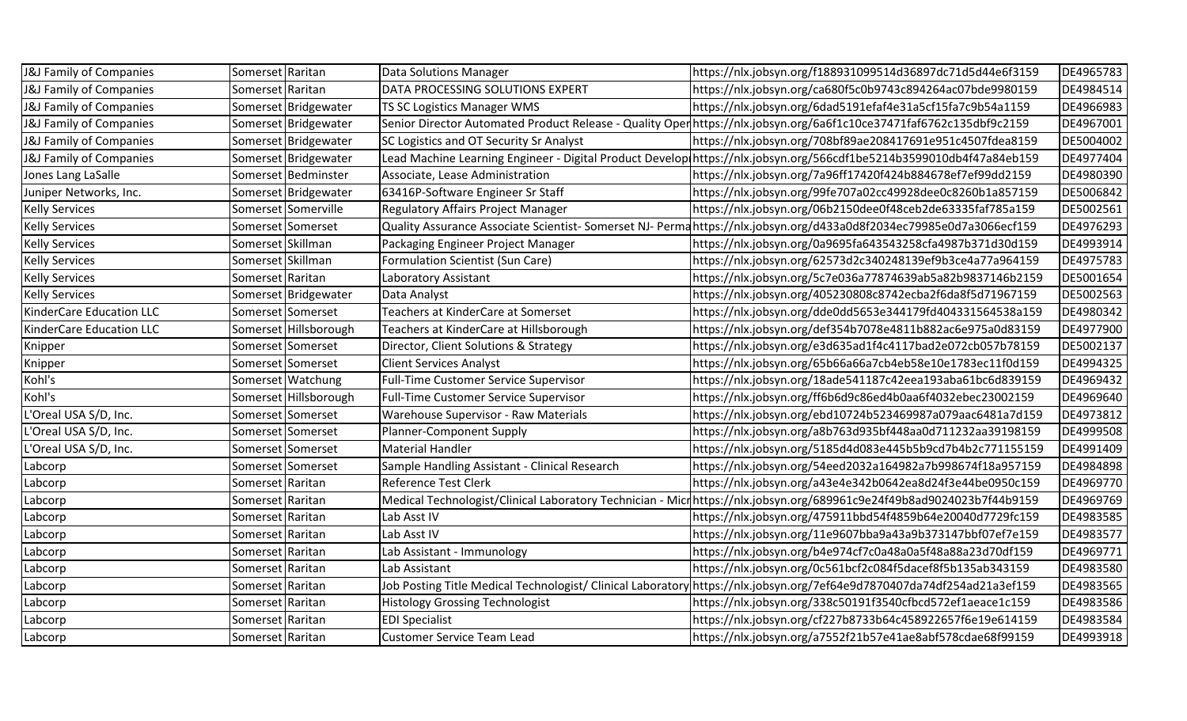| J&J Family of Companies | Somerset | Raritan | Data Solutions Manager | https://nlx.jobsyn.org/f188931099514d36897dc71d5d44e6f3159 | DE4965783 |
|---|---|---|---|---|---|
| J&J Family of Companies | Somerset | Raritan | DATA PROCESSING SOLUTIONS EXPERT | https://nlx.jobsyn.org/ca680f5c0b9743c894264ac07bde9980159 | DE4984514 |
| J&J Family of Companies | Somerset | Bridgewater | TS SC Logistics Manager WMS | https://nlx.jobsyn.org/6dad5191efaf4e31a5cf15fa7c9b54a1159 | DE4966983 |
| J&J Family of Companies | Somerset | Bridgewater | Senior Director Automated Product Release - Quality Oper | https://nlx.jobsyn.org/6a6f1c10ce37471faf6762c135dbf9c2159 | DE4967001 |
| J&J Family of Companies | Somerset | Bridgewater | SC Logistics and OT Security Sr Analyst | https://nlx.jobsyn.org/708bf89ae208417691e951c4507fdea8159 | DE5004002 |
| J&J Family of Companies | Somerset | Bridgewater | Lead Machine Learning Engineer - Digital Product Develop | https://nlx.jobsyn.org/566cdf1be5214b3599010db4f47a84eb159 | DE4977404 |
| Jones Lang LaSalle | Somerset | Bedminster | Associate, Lease Administration | https://nlx.jobsyn.org/7a96ff17420f424b884678ef7ef99dd2159 | DE4980390 |
| Juniper Networks, Inc. | Somerset | Bridgewater | 63416P-Software Engineer Sr Staff | https://nlx.jobsyn.org/99fe707a02cc49928dee0c8260b1a857159 | DE5006842 |
| Kelly Services | Somerset | Somerville | Regulatory Affairs Project Manager | https://nlx.jobsyn.org/06b2150dee0f48ceb2de63335faf785a159 | DE5002561 |
| Kelly Services | Somerset | Somerset | Quality Assurance Associate Scientist- Somerset NJ- Perma | https://nlx.jobsyn.org/d433a0d8f2034ec79985e0d7a3066ecf159 | DE4976293 |
| Kelly Services | Somerset | Skillman | Packaging Engineer Project Manager | https://nlx.jobsyn.org/0a9695fa643543258cfa4987b371d30d159 | DE4993914 |
| Kelly Services | Somerset | Skillman | Formulation Scientist (Sun Care) | https://nlx.jobsyn.org/62573d2c340248139ef9b3ce4a77a964159 | DE4975783 |
| Kelly Services | Somerset | Raritan | Laboratory Assistant | https://nlx.jobsyn.org/5c7e036a77874639ab5a82b9837146b2159 | DE5001654 |
| Kelly Services | Somerset | Bridgewater | Data Analyst | https://nlx.jobsyn.org/405230808c8742ecba2f6da8f5d71967159 | DE5002563 |
| KinderCare Education LLC | Somerset | Somerset | Teachers at KinderCare at Somerset | https://nlx.jobsyn.org/dde0dd5653e344179fd404331564538a159 | DE4980342 |
| KinderCare Education LLC | Somerset | Hillsborough | Teachers at KinderCare at Hillsborough | https://nlx.jobsyn.org/def354b7078e4811b882ac6e975a0d83159 | DE4977900 |
| Knipper | Somerset | Somerset | Director, Client Solutions & Strategy | https://nlx.jobsyn.org/e3d635ad1f4c4117bad2e072cb057b78159 | DE5002137 |
| Knipper | Somerset | Somerset | Client Services Analyst | https://nlx.jobsyn.org/65b66a66a7cb4eb58e10e1783ec11f0d159 | DE4994325 |
| Kohl's | Somerset | Watchung | Full-Time Customer Service Supervisor | https://nlx.jobsyn.org/18ade541187c42eea193aba61bc6d839159 | DE4969432 |
| Kohl's | Somerset | Hillsborough | Full-Time Customer Service Supervisor | https://nlx.jobsyn.org/ff6b6d9c86ed4b0aa6f4032ebec23002159 | DE4969640 |
| L'Oreal USA S/D, Inc. | Somerset | Somerset | Warehouse Supervisor - Raw Materials | https://nlx.jobsyn.org/ebd10724b523469987a079aac6481a7d159 | DE4973812 |
| L'Oreal USA S/D, Inc. | Somerset | Somerset | Planner-Component Supply | https://nlx.jobsyn.org/a8b763d935bf448aa0d711232aa39198159 | DE4999508 |
| L'Oreal USA S/D, Inc. | Somerset | Somerset | Material Handler | https://nlx.jobsyn.org/5185d4d083e445b5b9cd7b4b2c771155159 | DE4991409 |
| Labcorp | Somerset | Somerset | Sample Handling Assistant - Clinical Research | https://nlx.jobsyn.org/54eed2032a164982a7b998674f18a957159 | DE4984898 |
| Labcorp | Somerset | Raritan | Reference Test Clerk | https://nlx.jobsyn.org/a43e4e342b0642ea8d24f3e44be0950c159 | DE4969770 |
| Labcorp | Somerset | Raritan | Medical Technologist/Clinical Laboratory Technician - Micr | https://nlx.jobsyn.org/689961c9e24f49b8ad9024023b7f44b9159 | DE4969769 |
| Labcorp | Somerset | Raritan | Lab Asst IV | https://nlx.jobsyn.org/475911bbd54f4859b64e20040d7729fc159 | DE4983585 |
| Labcorp | Somerset | Raritan | Lab Asst IV | https://nlx.jobsyn.org/11e9607bba9a43a9b373147bbf07ef7e159 | DE4983577 |
| Labcorp | Somerset | Raritan | Lab Assistant - Immunology | https://nlx.jobsyn.org/b4e974cf7c0a48a0a5f48a88a23d70df159 | DE4969771 |
| Labcorp | Somerset | Raritan | Lab Assistant | https://nlx.jobsyn.org/0c561bcf2c084f5dacef8f5b135ab343159 | DE4983580 |
| Labcorp | Somerset | Raritan | Job Posting Title Medical Technologist/ Clinical Laboratory | https://nlx.jobsyn.org/7ef64e9d7870407da74df254ad21a3ef159 | DE4983565 |
| Labcorp | Somerset | Raritan | Histology Grossing Technologist | https://nlx.jobsyn.org/338c50191f3540cfbcd572ef1aeace1c159 | DE4983586 |
| Labcorp | Somerset | Raritan | EDI Specialist | https://nlx.jobsyn.org/cf227b8733b64c458922657f6e19e614159 | DE4983584 |
| Labcorp | Somerset | Raritan | Customer Service Team Lead | https://nlx.jobsyn.org/a7552f21b57e41ae8abf578cdae68f99159 | DE4993918 |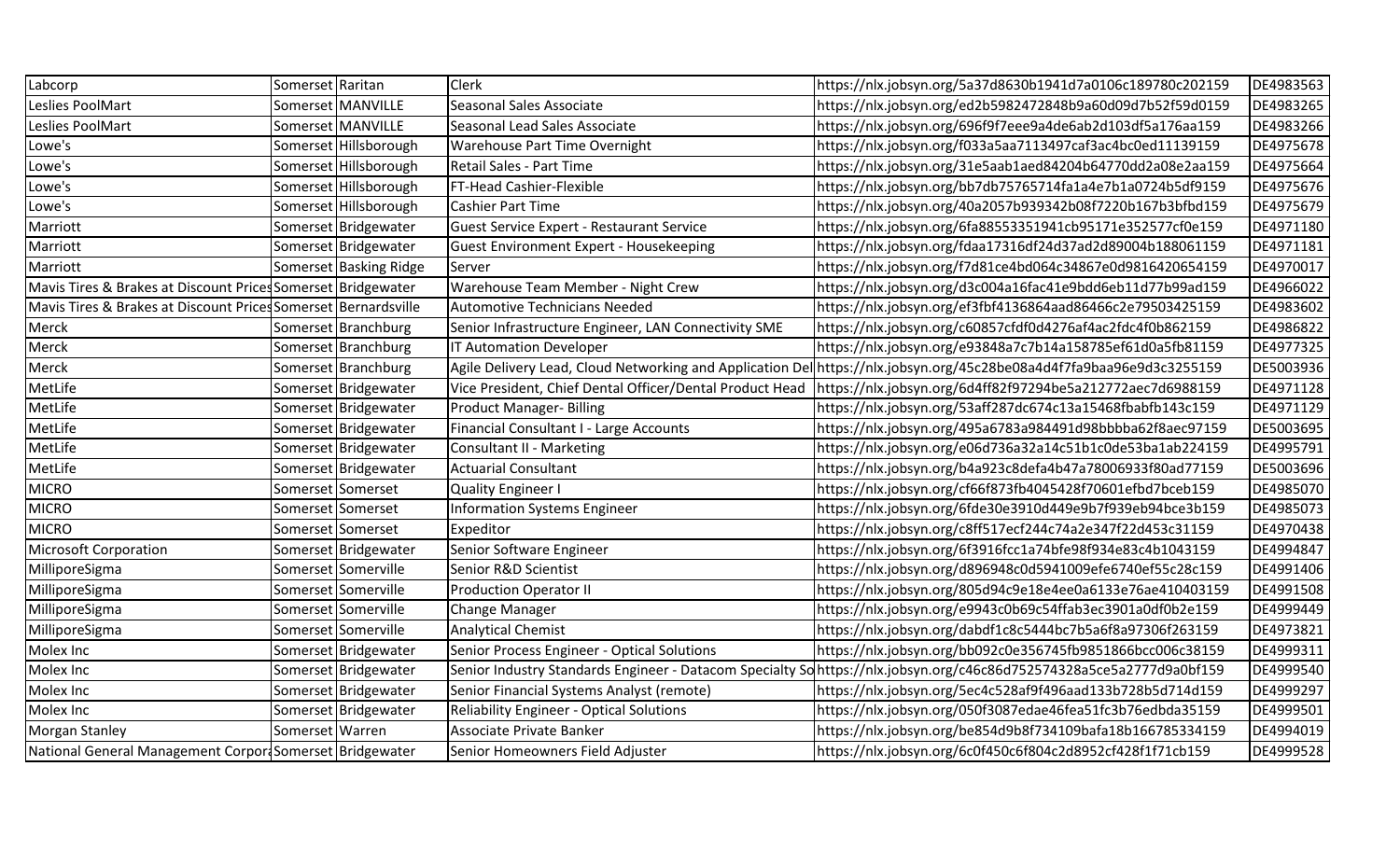| | | | | | |
|---|---|---|---|---|---|
| Labcorp | Somerset | Raritan | Clerk | https://nlx.jobsyn.org/5a37d8630b1941d7a0106c189780c202159 | DE4983563 |
| Leslies PoolMart | Somerset | MANVILLE | Seasonal Sales Associate | https://nlx.jobsyn.org/ed2b5982472848b9a60d09d7b52f59d0159 | DE4983265 |
| Leslies PoolMart | Somerset | MANVILLE | Seasonal Lead Sales Associate | https://nlx.jobsyn.org/696f9f7eee9a4de6ab2d103df5a176aa159 | DE4983266 |
| Lowe's | Somerset | Hillsborough | Warehouse Part Time Overnight | https://nlx.jobsyn.org/f033a5aa7113497caf3ac4bc0ed11139159 | DE4975678 |
| Lowe's | Somerset | Hillsborough | Retail Sales - Part Time | https://nlx.jobsyn.org/31e5aab1aed84204b64770dd2a08e2aa159 | DE4975664 |
| Lowe's | Somerset | Hillsborough | FT-Head Cashier-Flexible | https://nlx.jobsyn.org/bb7db75765714fa1a4e7b1a0724b5df9159 | DE4975676 |
| Lowe's | Somerset | Hillsborough | Cashier Part Time | https://nlx.jobsyn.org/40a2057b939342b08f7220b167b3bfbd159 | DE4975679 |
| Marriott | Somerset | Bridgewater | Guest Service Expert - Restaurant Service | https://nlx.jobsyn.org/6fa88553351941cb95171e352577cf0e159 | DE4971180 |
| Marriott | Somerset | Bridgewater | Guest Environment Expert - Housekeeping | https://nlx.jobsyn.org/fdaa17316df24d37ad2d89004b188061159 | DE4971181 |
| Marriott | Somerset | Basking Ridge | Server | https://nlx.jobsyn.org/f7d81ce4bd064c34867e0d9816420654159 | DE4970017 |
| Mavis Tires & Brakes at Discount Prices | Somerset | Bridgewater | Warehouse Team Member - Night Crew | https://nlx.jobsyn.org/d3c004a16fac41e9bdd6eb11d77b99ad159 | DE4966022 |
| Mavis Tires & Brakes at Discount Prices | Somerset | Bernardsville | Automotive Technicians Needed | https://nlx.jobsyn.org/ef3fbf4136864aad86466c2e79503425159 | DE4983602 |
| Merck | Somerset | Branchburg | Senior Infrastructure Engineer, LAN Connectivity SME | https://nlx.jobsyn.org/c60857cfdf0d4276af4ac2fdc4f0b862159 | DE4986822 |
| Merck | Somerset | Branchburg | IT Automation Developer | https://nlx.jobsyn.org/e93848a7c7b14a158785ef61d0a5fb81159 | DE4977325 |
| Merck | Somerset | Branchburg | Agile Delivery Lead, Cloud Networking and Application Del | https://nlx.jobsyn.org/45c28be08a4d4f7fa9baa96e9d3c3255159 | DE5003936 |
| MetLife | Somerset | Bridgewater | Vice President, Chief Dental Officer/Dental Product Head | https://nlx.jobsyn.org/6d4ff82f97294be5a212772aec7d6988159 | DE4971128 |
| MetLife | Somerset | Bridgewater | Product Manager- Billing | https://nlx.jobsyn.org/53aff287dc674c13a15468fbabfb143c159 | DE4971129 |
| MetLife | Somerset | Bridgewater | Financial Consultant I - Large Accounts | https://nlx.jobsyn.org/495a6783a984491d98bbbba62f8aec97159 | DE5003695 |
| MetLife | Somerset | Bridgewater | Consultant II - Marketing | https://nlx.jobsyn.org/e06d736a32a14c51b1c0de53ba1ab224159 | DE4995791 |
| MetLife | Somerset | Bridgewater | Actuarial Consultant | https://nlx.jobsyn.org/b4a923c8defa4b47a78006933f80ad77159 | DE5003696 |
| MICRO | Somerset | Somerset | Quality Engineer I | https://nlx.jobsyn.org/cf66f873fb4045428f70601efbd7bceb159 | DE4985070 |
| MICRO | Somerset | Somerset | Information Systems Engineer | https://nlx.jobsyn.org/6fde30e3910d449e9b7f939eb94bce3b159 | DE4985073 |
| MICRO | Somerset | Somerset | Expeditor | https://nlx.jobsyn.org/c8ff517ecf244c74a2e347f22d453c31159 | DE4970438 |
| Microsoft Corporation | Somerset | Bridgewater | Senior Software Engineer | https://nlx.jobsyn.org/6f3916fcc1a74bfe98f934e83c4b1043159 | DE4994847 |
| MilliporeSigma | Somerset | Somerville | Senior R&D Scientist | https://nlx.jobsyn.org/d896948c0d5941009efe6740ef55c28c159 | DE4991406 |
| MilliporeSigma | Somerset | Somerville | Production Operator II | https://nlx.jobsyn.org/805d94c9e18e4ee0a6133e76ae410403159 | DE4991508 |
| MilliporeSigma | Somerset | Somerville | Change Manager | https://nlx.jobsyn.org/e9943c0b69c54ffab3ec3901a0df0b2e159 | DE4999449 |
| MilliporeSigma | Somerset | Somerville | Analytical Chemist | https://nlx.jobsyn.org/dabdf1c8c5444bc7b5a6f8a97306f263159 | DE4973821 |
| Molex Inc | Somerset | Bridgewater | Senior Process Engineer - Optical Solutions | https://nlx.jobsyn.org/bb092c0e356745fb9851866bcc006c38159 | DE4999311 |
| Molex Inc | Somerset | Bridgewater | Senior Industry Standards Engineer - Datacom Specialty So | https://nlx.jobsyn.org/c46c86d752574328a5ce5a2777d9a0bf159 | DE4999540 |
| Molex Inc | Somerset | Bridgewater | Senior Financial Systems Analyst (remote) | https://nlx.jobsyn.org/5ec4c528af9f496aad133b728b5d714d159 | DE4999297 |
| Molex Inc | Somerset | Bridgewater | Reliability Engineer - Optical Solutions | https://nlx.jobsyn.org/050f3087edae46fea51fc3b76edbda35159 | DE4999501 |
| Morgan Stanley | Somerset | Warren | Associate Private Banker | https://nlx.jobsyn.org/be854d9b8f734109bafa18b166785334159 | DE4994019 |
| National General Management Corpor | Somerset | Bridgewater | Senior Homeowners Field Adjuster | https://nlx.jobsyn.org/6c0f450c6f804c2d8952cf428f1f71cb159 | DE4999528 |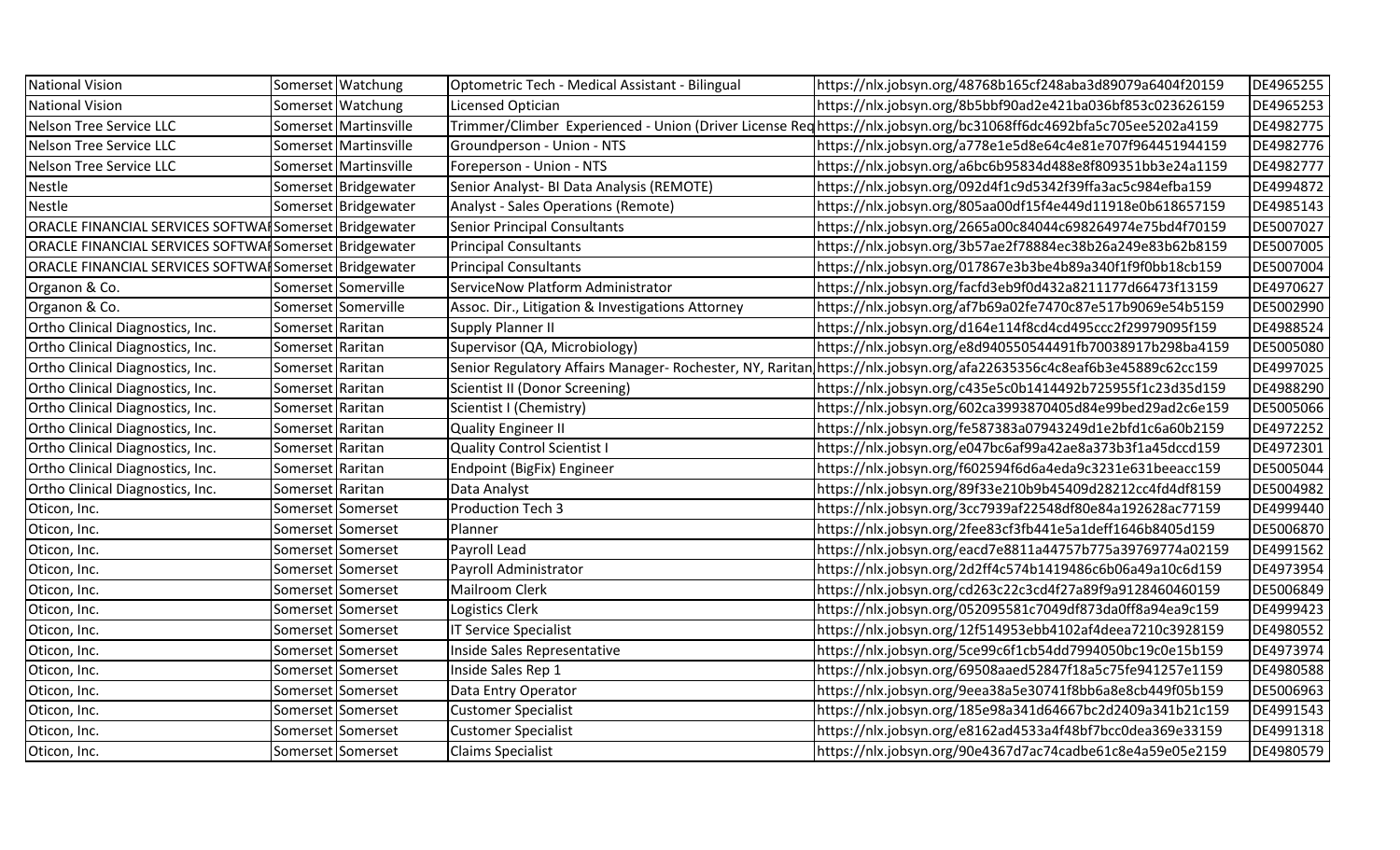| | | | | | |
|---|---|---|---|---|---|
| National Vision | Somerset | Watchung | Optometric Tech - Medical Assistant - Bilingual | https://nlx.jobsyn.org/48768b165cf248aba3d89079a6404f20159 | DE4965255 |
| National Vision | Somerset | Watchung | Licensed Optician | https://nlx.jobsyn.org/8b5bbf90ad2e421ba036bf853c023626159 | DE4965253 |
| Nelson Tree Service LLC | Somerset | Martinsville | Trimmer/Climber Experienced - Union (Driver License Req | https://nlx.jobsyn.org/bc31068ff6dc4692bfa5c705ee5202a4159 | DE4982775 |
| Nelson Tree Service LLC | Somerset | Martinsville | Groundperson - Union - NTS | https://nlx.jobsyn.org/a778e1e5d8e64c4e81e707f964451944159 | DE4982776 |
| Nelson Tree Service LLC | Somerset | Martinsville | Foreperson - Union - NTS | https://nlx.jobsyn.org/a6bc6b95834d488e8f809351bb3e24a1159 | DE4982777 |
| Nestle | Somerset | Bridgewater | Senior Analyst- BI Data Analysis (REMOTE) | https://nlx.jobsyn.org/092d4f1c9d5342f39ffa3ac5c984efba159 | DE4994872 |
| Nestle | Somerset | Bridgewater | Analyst - Sales Operations (Remote) | https://nlx.jobsyn.org/805aa00df15f4e449d11918e0b618657159 | DE4985143 |
| ORACLE FINANCIAL SERVICES SOFTWA | Somerset | Bridgewater | Senior Principal Consultants | https://nlx.jobsyn.org/2665a00c84044c698264974e75bd4f70159 | DE5007027 |
| ORACLE FINANCIAL SERVICES SOFTWA | Somerset | Bridgewater | Principal Consultants | https://nlx.jobsyn.org/3b57ae2f78884ec38b26a249e83b62b8159 | DE5007005 |
| ORACLE FINANCIAL SERVICES SOFTWA | Somerset | Bridgewater | Principal Consultants | https://nlx.jobsyn.org/017867e3b3be4b89a340f1f9f0bb18cb159 | DE5007004 |
| Organon & Co. | Somerset | Somerville | ServiceNow Platform Administrator | https://nlx.jobsyn.org/facfd3eb9f0d432a8211177d66473f13159 | DE4970627 |
| Organon & Co. | Somerset | Somerville | Assoc. Dir., Litigation & Investigations Attorney | https://nlx.jobsyn.org/af7b69a02fe7470c87e517b9069e54b5159 | DE5002990 |
| Ortho Clinical Diagnostics, Inc. | Somerset | Raritan | Supply Planner II | https://nlx.jobsyn.org/d164e114f8cd4cd495ccc2f29979095f159 | DE4988524 |
| Ortho Clinical Diagnostics, Inc. | Somerset | Raritan | Supervisor (QA, Microbiology) | https://nlx.jobsyn.org/e8d940550544491fb70038917b298ba4159 | DE5005080 |
| Ortho Clinical Diagnostics, Inc. | Somerset | Raritan | Senior Regulatory Affairs Manager- Rochester, NY, Raritan | https://nlx.jobsyn.org/afa22635356c4c8eaf6b3e45889c62cc159 | DE4997025 |
| Ortho Clinical Diagnostics, Inc. | Somerset | Raritan | Scientist II (Donor Screening) | https://nlx.jobsyn.org/c435e5c0b1414492b725955f1c23d35d159 | DE4988290 |
| Ortho Clinical Diagnostics, Inc. | Somerset | Raritan | Scientist I (Chemistry) | https://nlx.jobsyn.org/602ca3993870405d84e99bed29ad2c6e159 | DE5005066 |
| Ortho Clinical Diagnostics, Inc. | Somerset | Raritan | Quality Engineer II | https://nlx.jobsyn.org/fe587383a07943249d1e2bfd1c6a60b2159 | DE4972252 |
| Ortho Clinical Diagnostics, Inc. | Somerset | Raritan | Quality Control Scientist I | https://nlx.jobsyn.org/e047bc6af99a42ae8a373b3f1a45dccd159 | DE4972301 |
| Ortho Clinical Diagnostics, Inc. | Somerset | Raritan | Endpoint (BigFix) Engineer | https://nlx.jobsyn.org/f602594f6d6a4eda9c3231e631beeacc159 | DE5005044 |
| Ortho Clinical Diagnostics, Inc. | Somerset | Raritan | Data Analyst | https://nlx.jobsyn.org/89f33e210b9b45409d28212cc4fd4df8159 | DE5004982 |
| Oticon, Inc. | Somerset | Somerset | Production Tech 3 | https://nlx.jobsyn.org/3cc7939af22548df80e84a192628ac77159 | DE4999440 |
| Oticon, Inc. | Somerset | Somerset | Planner | https://nlx.jobsyn.org/2fee83cf3fb441e5a1deff1646b8405d159 | DE5006870 |
| Oticon, Inc. | Somerset | Somerset | Payroll Lead | https://nlx.jobsyn.org/eacd7e8811a44757b775a39769774a02159 | DE4991562 |
| Oticon, Inc. | Somerset | Somerset | Payroll Administrator | https://nlx.jobsyn.org/2d2ff4c574b1419486c6b06a49a10c6d159 | DE4973954 |
| Oticon, Inc. | Somerset | Somerset | Mailroom Clerk | https://nlx.jobsyn.org/cd263c22c3cd4f27a89f9a9128460460159 | DE5006849 |
| Oticon, Inc. | Somerset | Somerset | Logistics Clerk | https://nlx.jobsyn.org/052095581c7049df873da0ff8a94ea9c159 | DE4999423 |
| Oticon, Inc. | Somerset | Somerset | IT Service Specialist | https://nlx.jobsyn.org/12f514953ebb4102af4deea7210c3928159 | DE4980552 |
| Oticon, Inc. | Somerset | Somerset | Inside Sales Representative | https://nlx.jobsyn.org/5ce99c6f1cb54dd7994050bc19c0e15b159 | DE4973974 |
| Oticon, Inc. | Somerset | Somerset | Inside Sales Rep 1 | https://nlx.jobsyn.org/69508aaed52847f18a5c75fe941257e1159 | DE4980588 |
| Oticon, Inc. | Somerset | Somerset | Data Entry Operator | https://nlx.jobsyn.org/9eea38a5e30741f8bb6a8e8cb449f05b159 | DE5006963 |
| Oticon, Inc. | Somerset | Somerset | Customer Specialist | https://nlx.jobsyn.org/185e98a341d64667bc2d2409a341b21c159 | DE4991543 |
| Oticon, Inc. | Somerset | Somerset | Customer Specialist | https://nlx.jobsyn.org/e8162ad4533a4f48bf7bcc0dea369e33159 | DE4991318 |
| Oticon, Inc. | Somerset | Somerset | Claims Specialist | https://nlx.jobsyn.org/90e4367d7ac74cadbe61c8e4a59e05e2159 | DE4980579 |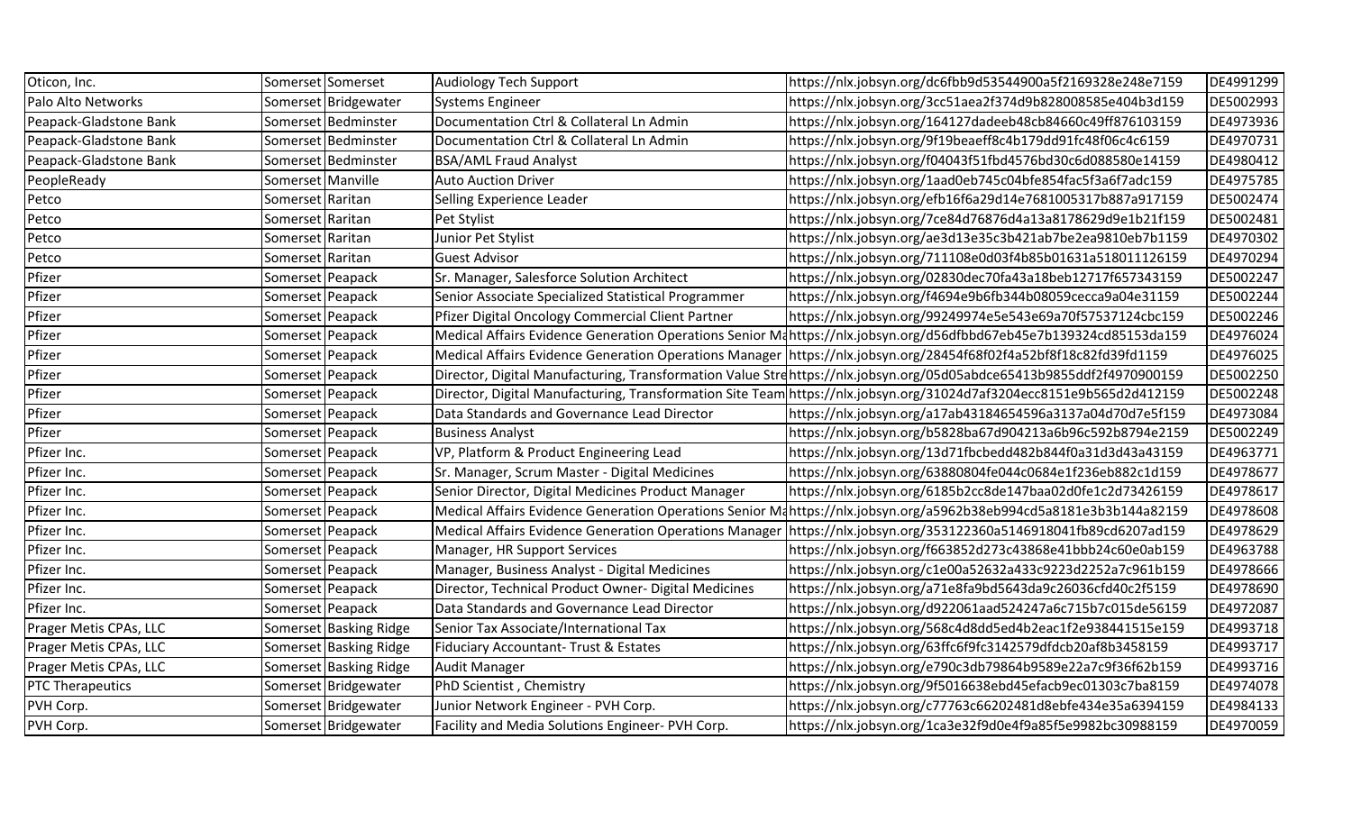| Oticon, Inc. | Somerset | Somerset | Audiology Tech Support | https://nlx.jobsyn.org/dc6fbb9d53544900a5f2169328e248e7159 | DE4991299 |
|---|---|---|---|---|---|
| Palo Alto Networks | Somerset | Bridgewater | Systems Engineer | https://nlx.jobsyn.org/3cc51aea2f374d9b828008585e404b3d159 | DE5002993 |
| Peapack-Gladstone Bank | Somerset | Bedminster | Documentation Ctrl & Collateral Ln Admin | https://nlx.jobsyn.org/164127dadeeb48cb84660c49ff876103159 | DE4973936 |
| Peapack-Gladstone Bank | Somerset | Bedminster | Documentation Ctrl & Collateral Ln Admin | https://nlx.jobsyn.org/9f19beaeff8c4b179dd91fc48f06c4c6159 | DE4970731 |
| Peapack-Gladstone Bank | Somerset | Bedminster | BSA/AML Fraud Analyst | https://nlx.jobsyn.org/f04043f51fbd4576bd30c6d088580e14159 | DE4980412 |
| PeopleReady | Somerset | Manville | Auto Auction Driver | https://nlx.jobsyn.org/1aad0eb745c04bfe854fac5f3a6f7adc159 | DE4975785 |
| Petco | Somerset | Raritan | Selling Experience Leader | https://nlx.jobsyn.org/efb16f6a29d14e7681005317b887a917159 | DE5002474 |
| Petco | Somerset | Raritan | Pet Stylist | https://nlx.jobsyn.org/7ce84d76876d4a13a8178629d9e1b21f159 | DE5002481 |
| Petco | Somerset | Raritan | Junior Pet Stylist | https://nlx.jobsyn.org/ae3d13e35c3b421ab7be2ea9810eb7b1159 | DE4970302 |
| Petco | Somerset | Raritan | Guest Advisor | https://nlx.jobsyn.org/711108e0d03f4b85b01631a518011126159 | DE4970294 |
| Pfizer | Somerset | Peapack | Sr. Manager, Salesforce Solution Architect | https://nlx.jobsyn.org/02830dec70fa43a18beb12717f657343159 | DE5002247 |
| Pfizer | Somerset | Peapack | Senior Associate Specialized Statistical Programmer | https://nlx.jobsyn.org/f4694e9b6fb344b08059cecca9a04e31159 | DE5002244 |
| Pfizer | Somerset | Peapack | Pfizer Digital Oncology Commercial Client Partner | https://nlx.jobsyn.org/99249974e5e543e69a70f57537124cbc159 | DE5002246 |
| Pfizer | Somerset | Peapack | Medical Affairs Evidence Generation Operations Senior Ma | https://nlx.jobsyn.org/d56dfbbd67eb45e7b139324cd85153da159 | DE4976024 |
| Pfizer | Somerset | Peapack | Medical Affairs Evidence Generation Operations Manager | https://nlx.jobsyn.org/28454f68f02f4a52bf8f18c82fd39fd1159 | DE4976025 |
| Pfizer | Somerset | Peapack | Director, Digital Manufacturing, Transformation Value Stre | https://nlx.jobsyn.org/05d05abdce65413b9855ddf2f4970900159 | DE5002250 |
| Pfizer | Somerset | Peapack | Director, Digital Manufacturing, Transformation Site Team | https://nlx.jobsyn.org/31024d7af3204ecc8151e9b565d2d412159 | DE5002248 |
| Pfizer | Somerset | Peapack | Data Standards and Governance Lead Director | https://nlx.jobsyn.org/a17ab43184654596a3137a04d70d7e5f159 | DE4973084 |
| Pfizer | Somerset | Peapack | Business Analyst | https://nlx.jobsyn.org/b5828ba67d904213a6b96c592b8794e2159 | DE5002249 |
| Pfizer Inc. | Somerset | Peapack | VP, Platform & Product Engineering Lead | https://nlx.jobsyn.org/13d71fbcbedd482b844f0a31d3d43a43159 | DE4963771 |
| Pfizer Inc. | Somerset | Peapack | Sr. Manager, Scrum Master - Digital Medicines | https://nlx.jobsyn.org/63880804fe044c0684e1f236eb882c1d159 | DE4978677 |
| Pfizer Inc. | Somerset | Peapack | Senior Director, Digital Medicines Product Manager | https://nlx.jobsyn.org/6185b2cc8de147baa02d0fe1c2d73426159 | DE4978617 |
| Pfizer Inc. | Somerset | Peapack | Medical Affairs Evidence Generation Operations Senior Ma | https://nlx.jobsyn.org/a5962b38eb994cd5a8181e3b3b144a82159 | DE4978608 |
| Pfizer Inc. | Somerset | Peapack | Medical Affairs Evidence Generation Operations Manager | https://nlx.jobsyn.org/353122360a5146918041fb89cd6207ad159 | DE4978629 |
| Pfizer Inc. | Somerset | Peapack | Manager, HR Support Services | https://nlx.jobsyn.org/f663852d273c43868e41bbb24c60e0ab159 | DE4963788 |
| Pfizer Inc. | Somerset | Peapack | Manager, Business Analyst - Digital Medicines | https://nlx.jobsyn.org/c1e00a52632a433c9223d2252a7c961b159 | DE4978666 |
| Pfizer Inc. | Somerset | Peapack | Director, Technical Product Owner- Digital Medicines | https://nlx.jobsyn.org/a71e8fa9bd5643da9c26036cfd40c2f5159 | DE4978690 |
| Pfizer Inc. | Somerset | Peapack | Data Standards and Governance Lead Director | https://nlx.jobsyn.org/d922061aad524247a6c715b7c015de56159 | DE4972087 |
| Prager Metis CPAs, LLC | Somerset | Basking Ridge | Senior Tax Associate/International Tax | https://nlx.jobsyn.org/568c4d8dd5ed4b2eac1f2e938441515e159 | DE4993718 |
| Prager Metis CPAs, LLC | Somerset | Basking Ridge | Fiduciary Accountant- Trust & Estates | https://nlx.jobsyn.org/63ffc6f9fc3142579dfdcb20af8b3458159 | DE4993717 |
| Prager Metis CPAs, LLC | Somerset | Basking Ridge | Audit Manager | https://nlx.jobsyn.org/e790c3db79864b9589e22a7c9f36f62b159 | DE4993716 |
| PTC Therapeutics | Somerset | Bridgewater | PhD Scientist , Chemistry | https://nlx.jobsyn.org/9f5016638ebd45efacb9ec01303c7ba8159 | DE4974078 |
| PVH Corp. | Somerset | Bridgewater | Junior Network Engineer - PVH Corp. | https://nlx.jobsyn.org/c77763c66202481d8ebfe434e35a6394159 | DE4984133 |
| PVH Corp. | Somerset | Bridgewater | Facility and Media Solutions Engineer- PVH Corp. | https://nlx.jobsyn.org/1ca3e32f9d0e4f9a85f5e9982bc30988159 | DE4970059 |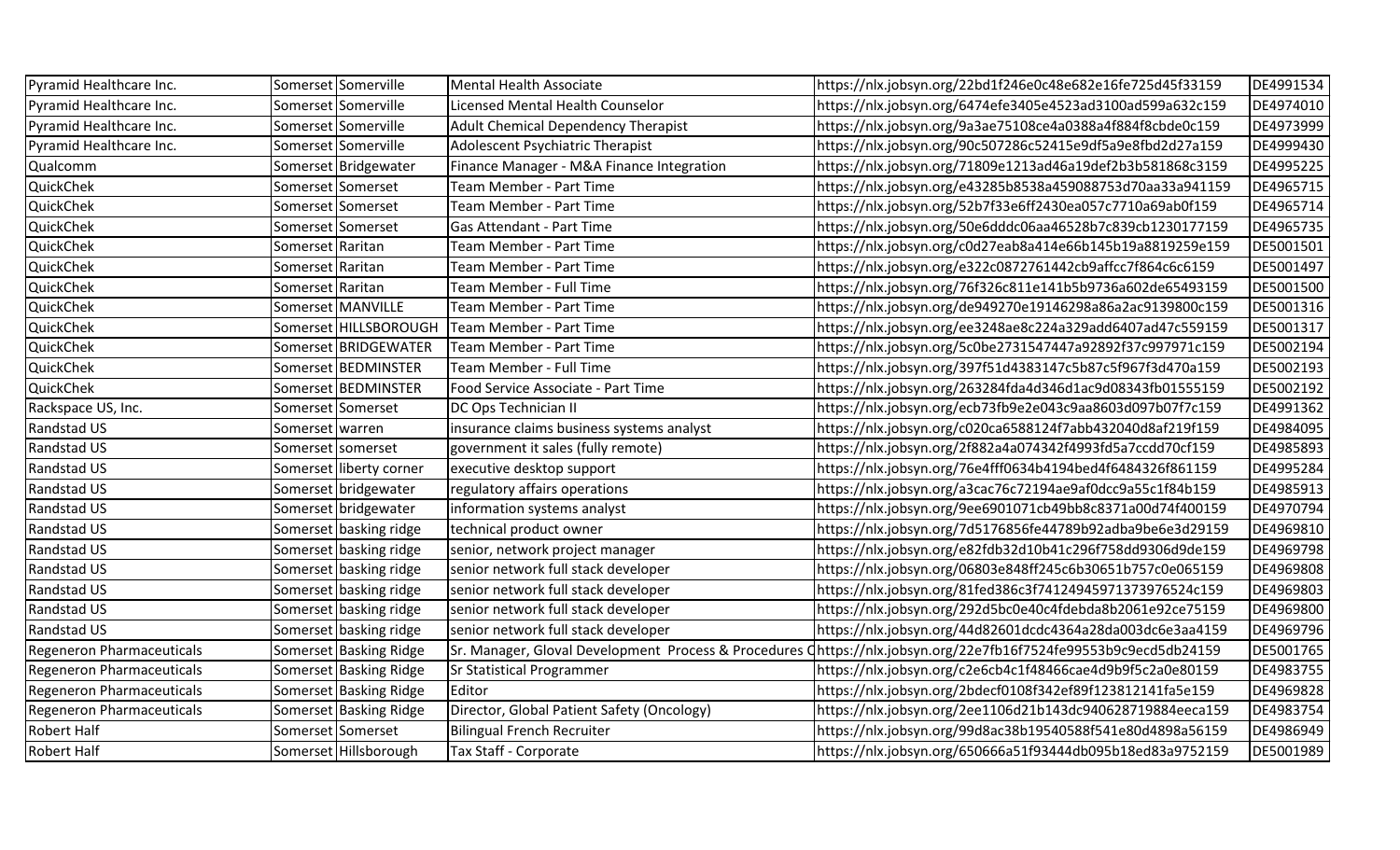| Pyramid Healthcare Inc. | Somerset | Somerville | Mental Health Associate | https://nlx.jobsyn.org/22bd1f246e0c48e682e16fe725d45f33159 | DE4991534 |
|---|---|---|---|---|---|
| Pyramid Healthcare Inc. | Somerset | Somerville | Licensed Mental Health Counselor | https://nlx.jobsyn.org/6474efe3405e4523ad3100ad599a632c159 | DE4974010 |
| Pyramid Healthcare Inc. | Somerset | Somerville | Adult Chemical Dependency Therapist | https://nlx.jobsyn.org/9a3ae75108ce4a0388a4f884f8cbde0c159 | DE4973999 |
| Pyramid Healthcare Inc. | Somerset | Somerville | Adolescent Psychiatric Therapist | https://nlx.jobsyn.org/90c507286c52415e9df5a9e8fbd2d27a159 | DE4999430 |
| Qualcomm | Somerset | Bridgewater | Finance Manager - M&A Finance Integration | https://nlx.jobsyn.org/71809e1213ad46a19def2b3b581868c3159 | DE4995225 |
| QuickChek | Somerset | Somerset | Team Member - Part Time | https://nlx.jobsyn.org/e43285b8538a459088753d70aa33a941159 | DE4965715 |
| QuickChek | Somerset | Somerset | Team Member - Part Time | https://nlx.jobsyn.org/52b7f33e6ff2430ea057c7710a69ab0f159 | DE4965714 |
| QuickChek | Somerset | Somerset | Gas Attendant - Part Time | https://nlx.jobsyn.org/50e6dddc06aa46528b7c839cb1230177159 | DE4965735 |
| QuickChek | Somerset | Raritan | Team Member - Part Time | https://nlx.jobsyn.org/c0d27eab8a414e66b145b19a8819259e159 | DE5001501 |
| QuickChek | Somerset | Raritan | Team Member - Part Time | https://nlx.jobsyn.org/e322c0872761442cb9affcc7f864c6c6159 | DE5001497 |
| QuickChek | Somerset | Raritan | Team Member - Full Time | https://nlx.jobsyn.org/76f326c811e141b5b9736a602de65493159 | DE5001500 |
| QuickChek | Somerset | MANVILLE | Team Member - Part Time | https://nlx.jobsyn.org/de949270e19146298a86a2ac9139800c159 | DE5001316 |
| QuickChek | Somerset | HILLSBOROUGH | Team Member - Part Time | https://nlx.jobsyn.org/ee3248ae8c224a329add6407ad47c559159 | DE5001317 |
| QuickChek | Somerset | BRIDGEWATER | Team Member - Part Time | https://nlx.jobsyn.org/5c0be2731547447a92892f37c997971c159 | DE5002194 |
| QuickChek | Somerset | BEDMINSTER | Team Member - Full Time | https://nlx.jobsyn.org/397f51d4383147c5b87c5f967f3d470a159 | DE5002193 |
| QuickChek | Somerset | BEDMINSTER | Food Service Associate - Part Time | https://nlx.jobsyn.org/263284fda4d346d1ac9d08343fb01555159 | DE5002192 |
| Rackspace US, Inc. | Somerset | Somerset | DC Ops Technician II | https://nlx.jobsyn.org/ecb73fb9e2e043c9aa8603d097b07f7c159 | DE4991362 |
| Randstad US | Somerset | warren | insurance claims business systems analyst | https://nlx.jobsyn.org/c020ca6588124f7abb432040d8af219f159 | DE4984095 |
| Randstad US | Somerset | somerset | government it sales (fully remote) | https://nlx.jobsyn.org/2f882a4a074342f4993fd5a7ccdd70cf159 | DE4985893 |
| Randstad US | Somerset | liberty corner | executive desktop support | https://nlx.jobsyn.org/76e4fff0634b4194bed4f6484326f861159 | DE4995284 |
| Randstad US | Somerset | bridgewater | regulatory affairs operations | https://nlx.jobsyn.org/a3cac76c72194ae9af0dcc9a55c1f84b159 | DE4985913 |
| Randstad US | Somerset | bridgewater | information systems analyst | https://nlx.jobsyn.org/9ee6901071cb49bb8c8371a00d74f400159 | DE4970794 |
| Randstad US | Somerset | basking ridge | technical product owner | https://nlx.jobsyn.org/7d5176856fe44789b92adba9be6e3d29159 | DE4969810 |
| Randstad US | Somerset | basking ridge | senior, network project manager | https://nlx.jobsyn.org/e82fdb32d10b41c296f758dd9306d9de159 | DE4969798 |
| Randstad US | Somerset | basking ridge | senior network full stack developer | https://nlx.jobsyn.org/06803e848ff245c6b30651b757c0e065159 | DE4969808 |
| Randstad US | Somerset | basking ridge | senior network full stack developer | https://nlx.jobsyn.org/81fed386c3f74124945971373976524c159 | DE4969803 |
| Randstad US | Somerset | basking ridge | senior network full stack developer | https://nlx.jobsyn.org/292d5bc0e40c4fdebda8b2061e92ce75159 | DE4969800 |
| Randstad US | Somerset | basking ridge | senior network full stack developer | https://nlx.jobsyn.org/44d82601dcdc4364a28da003dc6e3aa4159 | DE4969796 |
| Regeneron Pharmaceuticals | Somerset | Basking Ridge | Sr. Manager, Gloval Development Process & Procedures C | https://nlx.jobsyn.org/22e7fb16f7524fe99553b9c9ecd5db24159 | DE5001765 |
| Regeneron Pharmaceuticals | Somerset | Basking Ridge | Sr Statistical Programmer | https://nlx.jobsyn.org/c2e6cb4c1f48466cae4d9b9f5c2a0e80159 | DE4983755 |
| Regeneron Pharmaceuticals | Somerset | Basking Ridge | Editor | https://nlx.jobsyn.org/2bdecf0108f342ef89f123812141fa5e159 | DE4969828 |
| Regeneron Pharmaceuticals | Somerset | Basking Ridge | Director, Global Patient Safety (Oncology) | https://nlx.jobsyn.org/2ee1106d21b143dc940628719884eeca159 | DE4983754 |
| Robert Half | Somerset | Somerset | Bilingual French Recruiter | https://nlx.jobsyn.org/99d8ac38b19540588f541e80d4898a56159 | DE4986949 |
| Robert Half | Somerset | Hillsborough | Tax Staff - Corporate | https://nlx.jobsyn.org/650666a51f93444db095b18ed83a9752159 | DE5001989 |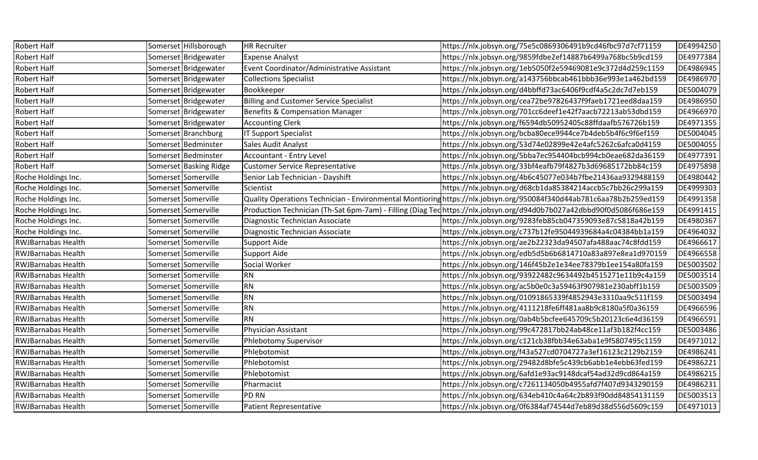| | | | | | |
|---|---|---|---|---|---|
| Robert Half | Somerset | Hillsborough | HR Recruiter | https://nlx.jobsyn.org/75e5c0869306491b9cd46fbc97d7cf71159 | DE4994250 |
| Robert Half | Somerset | Bridgewater | Expense Analyst | https://nlx.jobsyn.org/9859fdbe2ef14887b6499a768bc5b9cd159 | DE4977384 |
| Robert Half | Somerset | Bridgewater | Event Coordinator/Administrative Assistant | https://nlx.jobsyn.org/1eb5050f2e59469081e9c372d4d259c1159 | DE4986945 |
| Robert Half | Somerset | Bridgewater | Collections Specialist | https://nlx.jobsyn.org/a143756bbcab461bbb36e993e1a462bd159 | DE4986970 |
| Robert Half | Somerset | Bridgewater | Bookkeeper | https://nlx.jobsyn.org/d4bbffd73ac6406f9cdf4a5c2dc7d7eb159 | DE5004079 |
| Robert Half | Somerset | Bridgewater | Billing and Customer Service Specialist | https://nlx.jobsyn.org/cea72be97826437f9faeb1721eed8daa159 | DE4986950 |
| Robert Half | Somerset | Bridgewater | Benefits & Compensation Manager | https://nlx.jobsyn.org/701cc6deef1e42f7aacb72213ab53dbd159 | DE4966970 |
| Robert Half | Somerset | Bridgewater | Accounting Clerk | https://nlx.jobsyn.org/f6594db50952405c88ffdaafb576726b159 | DE4971355 |
| Robert Half | Somerset | Branchburg | IT Support Specialist | https://nlx.jobsyn.org/bcba80ece9944ce7b4deb5b4f6c9f6ef159 | DE5004045 |
| Robert Half | Somerset | Bedminster | Sales Audit Analyst | https://nlx.jobsyn.org/53d74e02899e42e4afc5262c6afca0d4159 | DE5004055 |
| Robert Half | Somerset | Bedminster | Accountant - Entry Level | https://nlx.jobsyn.org/5bba7ec954404bcb994cb0eae682da36159 | DE4977391 |
| Robert Half | Somerset | Basking Ridge | Customer Service Representative | https://nlx.jobsyn.org/33bf4eafb79f4827b3d69685172bb84c159 | DE4975898 |
| Roche Holdings Inc. | Somerset | Somerville | Senior Lab Technician - Dayshift | https://nlx.jobsyn.org/4b6c45077e034b7fbe21436aa9329488159 | DE4980442 |
| Roche Holdings Inc. | Somerset | Somerville | Scientist | https://nlx.jobsyn.org/d68cb1da85384214accb5c7bb26c299a159 | DE4999303 |
| Roche Holdings Inc. | Somerset | Somerville | Quality Operations Technician - Environmental Montioring | https://nlx.jobsyn.org/950084f340d44ab781c6aa78b2b259ed159 | DE4991358 |
| Roche Holdings Inc. | Somerset | Somerville | Production Technician (Th-Sat 6pm-7am) - Filling (Diag Tec | https://nlx.jobsyn.org/d94d0b7b027a42dbbd90f0d5086f686e159 | DE4991415 |
| Roche Holdings Inc. | Somerset | Somerville | Diagnostic Technician Associate | https://nlx.jobsyn.org/9283feb85cb047359093e87c5818a42b159 | DE4980367 |
| Roche Holdings Inc. | Somerset | Somerville | Diagnostic Technician Associate | https://nlx.jobsyn.org/c737b12fe95044939684a4c04384bb1a159 | DE4964032 |
| RWJBarnabas Health | Somerset | Somerville | Support Aide | https://nlx.jobsyn.org/ae2b22323da94507afa488aac74c8fdd159 | DE4966617 |
| RWJBarnabas Health | Somerset | Somerville | Support Aide | https://nlx.jobsyn.org/edb5d5b6b6814710a83a897e8ea1d970159 | DE4966558 |
| RWJBarnabas Health | Somerset | Somerville | Social Worker | https://nlx.jobsyn.org/146f45b2e1e34ee78379b1ee154a80fa159 | DE5003502 |
| RWJBarnabas Health | Somerset | Somerville | RN | https://nlx.jobsyn.org/93922482c9634492b4515271e11b9c4a159 | DE5003514 |
| RWJBarnabas Health | Somerset | Somerville | RN | https://nlx.jobsyn.org/ac5b0e0c3a59463f907981e230abff1b159 | DE5003509 |
| RWJBarnabas Health | Somerset | Somerville | RN | https://nlx.jobsyn.org/01091865339f4852943e3310aa9c511f159 | DE5003494 |
| RWJBarnabas Health | Somerset | Somerville | RN | https://nlx.jobsyn.org/4111218fe6ff481aa8b9c8180a5f0a36159 | DE4966596 |
| RWJBarnabas Health | Somerset | Somerville | RN | https://nlx.jobsyn.org/0ab4b5bcfee645709c5b20123c6e4d36159 | DE4966591 |
| RWJBarnabas Health | Somerset | Somerville | Physician Assistant | https://nlx.jobsyn.org/99c472817bb24ab48ce11af3b182f4cc159 | DE5003486 |
| RWJBarnabas Health | Somerset | Somerville | Phlebotomy Supervisor | https://nlx.jobsyn.org/c121cb38fbb34e63aba1e9f5807495c1159 | DE4971012 |
| RWJBarnabas Health | Somerset | Somerville | Phlebotomist | https://nlx.jobsyn.org/f43a527cd0704727a3ef16123c2129b2159 | DE4986241 |
| RWJBarnabas Health | Somerset | Somerville | Phlebotomist | https://nlx.jobsyn.org/29482d8bfe5c439cb6abb1e4ebb63fed159 | DE4986221 |
| RWJBarnabas Health | Somerset | Somerville | Phlebotomist | https://nlx.jobsyn.org/6afd1e93ac9148dcaf54ad32d9cd864a159 | DE4986215 |
| RWJBarnabas Health | Somerset | Somerville | Pharmacist | https://nlx.jobsyn.org/c7261134050b4955afd7f407d9343290159 | DE4986231 |
| RWJBarnabas Health | Somerset | Somerville | PD RN | https://nlx.jobsyn.org/634eb410c4a64c2b893f90dd84854131159 | DE5003513 |
| RWJBarnabas Health | Somerset | Somerville | Patient Representative | https://nlx.jobsyn.org/0f6384af74544d7eb89d38d556d5609c159 | DE4971013 |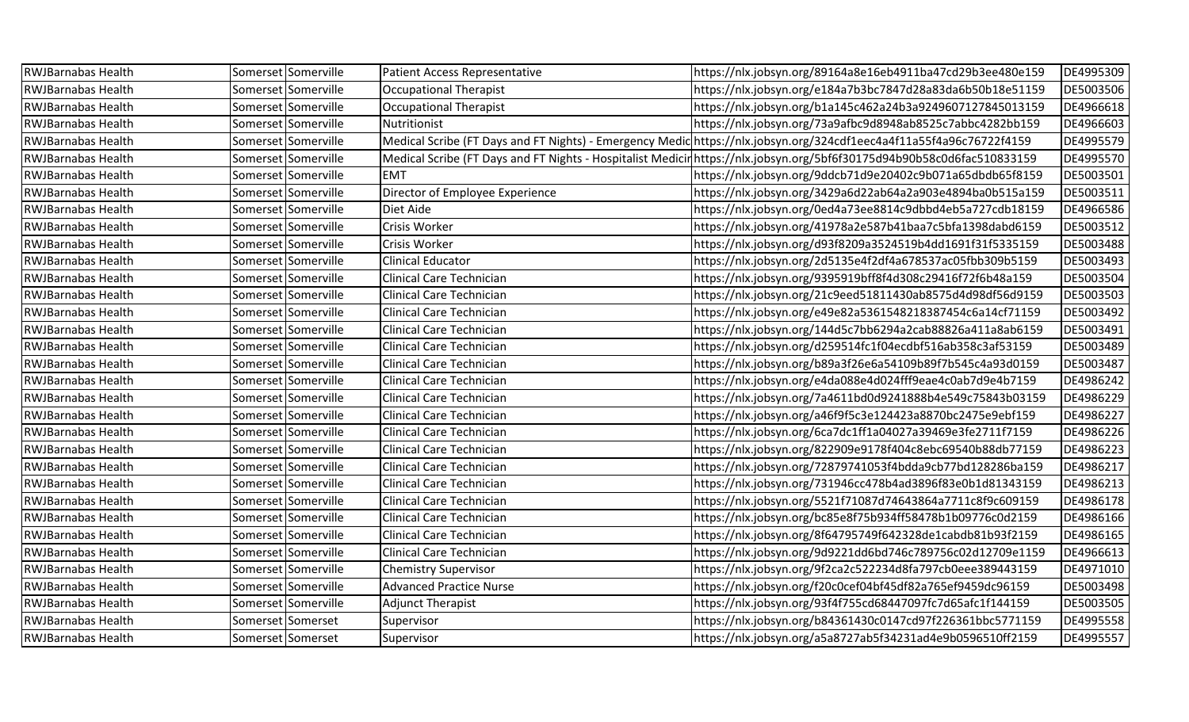| | | | | | |
|---|---|---|---|---|---|
| RWJBarnabas Health | Somerset | Somerville | Patient Access Representative | https://nlx.jobsyn.org/89164a8e16eb4911ba47cd29b3ee480e159 | DE4995309 |
| RWJBarnabas Health | Somerset | Somerville | Occupational Therapist | https://nlx.jobsyn.org/e184a7b3bc7847d28a83da6b50b18e51159 | DE5003506 |
| RWJBarnabas Health | Somerset | Somerville | Occupational Therapist | https://nlx.jobsyn.org/b1a145c462a24b3a9249607127845013159 | DE4966618 |
| RWJBarnabas Health | Somerset | Somerville | Nutritionist | https://nlx.jobsyn.org/73a9afbc9d8948ab8525c7abbc4282bb159 | DE4966603 |
| RWJBarnabas Health | Somerset | Somerville | Medical Scribe (FT Days and FT Nights) - Emergency Medic | https://nlx.jobsyn.org/324cdf1eec4a4f11a55f4a96c76722f4159 | DE4995579 |
| RWJBarnabas Health | Somerset | Somerville | Medical Scribe (FT Days and FT Nights - Hospitalist Medicir | https://nlx.jobsyn.org/5bf6f30175d94b90b58c0d6fac510833159 | DE4995570 |
| RWJBarnabas Health | Somerset | Somerville | EMT | https://nlx.jobsyn.org/9ddcb71d9e20402c9b071a65dbdb65f8159 | DE5003501 |
| RWJBarnabas Health | Somerset | Somerville | Director of Employee Experience | https://nlx.jobsyn.org/3429a6d22ab64a2a903e4894ba0b515a159 | DE5003511 |
| RWJBarnabas Health | Somerset | Somerville | Diet Aide | https://nlx.jobsyn.org/0ed4a73ee8814c9dbbd4eb5a727cdb18159 | DE4966586 |
| RWJBarnabas Health | Somerset | Somerville | Crisis Worker | https://nlx.jobsyn.org/41978a2e587b41baa7c5bfa1398dabd6159 | DE5003512 |
| RWJBarnabas Health | Somerset | Somerville | Crisis Worker | https://nlx.jobsyn.org/d93f8209a3524519b4dd1691f31f5335159 | DE5003488 |
| RWJBarnabas Health | Somerset | Somerville | Clinical Educator | https://nlx.jobsyn.org/2d5135e4f2df4a678537ac05fbb309b5159 | DE5003493 |
| RWJBarnabas Health | Somerset | Somerville | Clinical Care Technician | https://nlx.jobsyn.org/9395919bff8f4d308c29416f72f6b48a159 | DE5003504 |
| RWJBarnabas Health | Somerset | Somerville | Clinical Care Technician | https://nlx.jobsyn.org/21c9eed51811430ab8575d4d98df56d9159 | DE5003503 |
| RWJBarnabas Health | Somerset | Somerville | Clinical Care Technician | https://nlx.jobsyn.org/e49e82a5361548218387454c6a14cf71159 | DE5003492 |
| RWJBarnabas Health | Somerset | Somerville | Clinical Care Technician | https://nlx.jobsyn.org/144d5c7bb6294a2cab88826a411a8ab6159 | DE5003491 |
| RWJBarnabas Health | Somerset | Somerville | Clinical Care Technician | https://nlx.jobsyn.org/d259514fc1f04ecdbf516ab358c3af53159 | DE5003489 |
| RWJBarnabas Health | Somerset | Somerville | Clinical Care Technician | https://nlx.jobsyn.org/b89a3f26e6a54109b89f7b545c4a93d0159 | DE5003487 |
| RWJBarnabas Health | Somerset | Somerville | Clinical Care Technician | https://nlx.jobsyn.org/e4da088e4d024fff9eae4c0ab7d9e4b7159 | DE4986242 |
| RWJBarnabas Health | Somerset | Somerville | Clinical Care Technician | https://nlx.jobsyn.org/7a4611bd0d9241888b4e549c75843b03159 | DE4986229 |
| RWJBarnabas Health | Somerset | Somerville | Clinical Care Technician | https://nlx.jobsyn.org/a46f9f5c3e124423a8870bc2475e9ebf159 | DE4986227 |
| RWJBarnabas Health | Somerset | Somerville | Clinical Care Technician | https://nlx.jobsyn.org/6ca7dc1ff1a04027a39469e3fe2711f7159 | DE4986226 |
| RWJBarnabas Health | Somerset | Somerville | Clinical Care Technician | https://nlx.jobsyn.org/822909e9178f404c8ebc69540b88db77159 | DE4986223 |
| RWJBarnabas Health | Somerset | Somerville | Clinical Care Technician | https://nlx.jobsyn.org/72879741053f4bdda9cb77bd128286ba159 | DE4986217 |
| RWJBarnabas Health | Somerset | Somerville | Clinical Care Technician | https://nlx.jobsyn.org/731946cc478b4ad3896f83e0b1d81343159 | DE4986213 |
| RWJBarnabas Health | Somerset | Somerville | Clinical Care Technician | https://nlx.jobsyn.org/5521f71087d74643864a7711c8f9c609159 | DE4986178 |
| RWJBarnabas Health | Somerset | Somerville | Clinical Care Technician | https://nlx.jobsyn.org/bc85e8f75b934ff58478b1b09776c0d2159 | DE4986166 |
| RWJBarnabas Health | Somerset | Somerville | Clinical Care Technician | https://nlx.jobsyn.org/8f64795749f642328de1cabdb81b93f2159 | DE4986165 |
| RWJBarnabas Health | Somerset | Somerville | Clinical Care Technician | https://nlx.jobsyn.org/9d9221dd6bd746c789756c02d12709e1159 | DE4966613 |
| RWJBarnabas Health | Somerset | Somerville | Chemistry Supervisor | https://nlx.jobsyn.org/9f2ca2c522234d8fa797cb0eee389443159 | DE4971010 |
| RWJBarnabas Health | Somerset | Somerville | Advanced Practice Nurse | https://nlx.jobsyn.org/f20c0cef04bf45df82a765ef9459dc96159 | DE5003498 |
| RWJBarnabas Health | Somerset | Somerville | Adjunct Therapist | https://nlx.jobsyn.org/93f4f755cd68447097fc7d65afc1f144159 | DE5003505 |
| RWJBarnabas Health | Somerset | Somerset | Supervisor | https://nlx.jobsyn.org/b84361430c0147cd97f226361bbc5771159 | DE4995558 |
| RWJBarnabas Health | Somerset | Somerset | Supervisor | https://nlx.jobsyn.org/a5a8727ab5f34231ad4e9b0596510ff2159 | DE4995557 |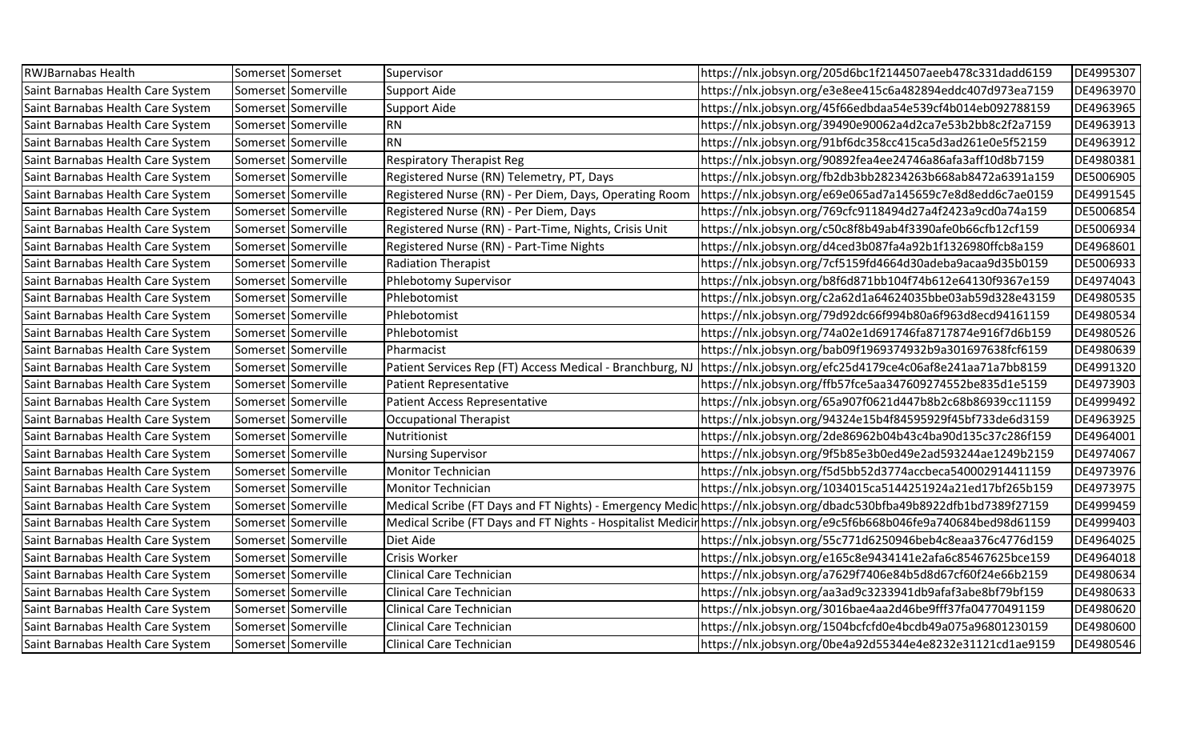| RWJBarnabas Health | Somerset | Somerset | Supervisor | https://nlx.jobsyn.org/205d6bc1f2144507aeeb478c331dadd6159 | DE4995307 |
|---|---|---|---|---|---|
| Saint Barnabas Health Care System | Somerset | Somerville | Support Aide | https://nlx.jobsyn.org/e3e8ee415c6a482894eddc407d973ea7159 | DE4963970 |
| Saint Barnabas Health Care System | Somerset | Somerville | Support Aide | https://nlx.jobsyn.org/45f66edbdaa54e539cf4b014eb092788159 | DE4963965 |
| Saint Barnabas Health Care System | Somerset | Somerville | RN | https://nlx.jobsyn.org/39490e90062a4d2ca7e53b2bb8c2f2a7159 | DE4963913 |
| Saint Barnabas Health Care System | Somerset | Somerville | RN | https://nlx.jobsyn.org/91bf6dc358cc415ca5d3ad261e0e5f52159 | DE4963912 |
| Saint Barnabas Health Care System | Somerset | Somerville | Respiratory Therapist Reg | https://nlx.jobsyn.org/90892fea4ee24746a86afa3aff10d8b7159 | DE4980381 |
| Saint Barnabas Health Care System | Somerset | Somerville | Registered Nurse (RN) Telemetry, PT, Days | https://nlx.jobsyn.org/fb2db3bb28234263b668ab8472a6391a159 | DE5006905 |
| Saint Barnabas Health Care System | Somerset | Somerville | Registered Nurse (RN) - Per Diem, Days, Operating Room | https://nlx.jobsyn.org/e69e065ad7a145659c7e8d8edd6c7ae0159 | DE4991545 |
| Saint Barnabas Health Care System | Somerset | Somerville | Registered Nurse (RN) - Per Diem, Days | https://nlx.jobsyn.org/769cfc9118494d27a4f2423a9cd0a74a159 | DE5006854 |
| Saint Barnabas Health Care System | Somerset | Somerville | Registered Nurse (RN) - Part-Time, Nights, Crisis Unit | https://nlx.jobsyn.org/c50c8f8b49ab4f3390afe0b66cfb12cf159 | DE5006934 |
| Saint Barnabas Health Care System | Somerset | Somerville | Registered Nurse (RN) - Part-Time Nights | https://nlx.jobsyn.org/d4ced3b087fa4a92b1f1326980ffcb8a159 | DE4968601 |
| Saint Barnabas Health Care System | Somerset | Somerville | Radiation Therapist | https://nlx.jobsyn.org/7cf5159fd4664d30adeba9acaa9d35b0159 | DE5006933 |
| Saint Barnabas Health Care System | Somerset | Somerville | Phlebotomy Supervisor | https://nlx.jobsyn.org/b8f6d871bb104f74b612e64130f9367e159 | DE4974043 |
| Saint Barnabas Health Care System | Somerset | Somerville | Phlebotomist | https://nlx.jobsyn.org/c2a62d1a64624035bbe03ab59d328e43159 | DE4980535 |
| Saint Barnabas Health Care System | Somerset | Somerville | Phlebotomist | https://nlx.jobsyn.org/79d92dc66f994b80a6f963d8ecd94161159 | DE4980534 |
| Saint Barnabas Health Care System | Somerset | Somerville | Phlebotomist | https://nlx.jobsyn.org/74a02e1d691746fa8717874e916f7d6b159 | DE4980526 |
| Saint Barnabas Health Care System | Somerset | Somerville | Pharmacist | https://nlx.jobsyn.org/bab09f1969374932b9a301697638fcf6159 | DE4980639 |
| Saint Barnabas Health Care System | Somerset | Somerville | Patient Services Rep (FT) Access Medical - Branchburg, NJ | https://nlx.jobsyn.org/efc25d4179ce4c06af8e241aa71a7bb8159 | DE4991320 |
| Saint Barnabas Health Care System | Somerset | Somerville | Patient Representative | https://nlx.jobsyn.org/ffb57fce5aa347609274552be835d1e5159 | DE4973903 |
| Saint Barnabas Health Care System | Somerset | Somerville | Patient Access Representative | https://nlx.jobsyn.org/65a907f0621d447b8b2c68b86939cc11159 | DE4999492 |
| Saint Barnabas Health Care System | Somerset | Somerville | Occupational Therapist | https://nlx.jobsyn.org/94324e15b4f84595929f45bf733de6d3159 | DE4963925 |
| Saint Barnabas Health Care System | Somerset | Somerville | Nutritionist | https://nlx.jobsyn.org/2de86962b04b43c4ba90d135c37c286f159 | DE4964001 |
| Saint Barnabas Health Care System | Somerset | Somerville | Nursing Supervisor | https://nlx.jobsyn.org/9f5b85e3b0ed49e2ad593244ae1249b2159 | DE4974067 |
| Saint Barnabas Health Care System | Somerset | Somerville | Monitor Technician | https://nlx.jobsyn.org/f5d5bb52d3774accbeca540002914411159 | DE4973976 |
| Saint Barnabas Health Care System | Somerset | Somerville | Monitor Technician | https://nlx.jobsyn.org/1034015ca5144251924a21ed17bf265b159 | DE4973975 |
| Saint Barnabas Health Care System | Somerset | Somerville | Medical Scribe (FT Days and FT Nights) - Emergency Medic | https://nlx.jobsyn.org/dbadc530bfba49b8922dfb1bd7389f27159 | DE4999459 |
| Saint Barnabas Health Care System | Somerset | Somerville | Medical Scribe (FT Days and FT Nights - Hospitalist Medicir | https://nlx.jobsyn.org/e9c5f6b668b046fe9a740684bed98d61159 | DE4999403 |
| Saint Barnabas Health Care System | Somerset | Somerville | Diet Aide | https://nlx.jobsyn.org/55c771d6250946beb4c8eaa376c4776d159 | DE4964025 |
| Saint Barnabas Health Care System | Somerset | Somerville | Crisis Worker | https://nlx.jobsyn.org/e165c8e9434141e2afa6c85467625bce159 | DE4964018 |
| Saint Barnabas Health Care System | Somerset | Somerville | Clinical Care Technician | https://nlx.jobsyn.org/a7629f7406e84b5d8d67cf60f24e66b2159 | DE4980634 |
| Saint Barnabas Health Care System | Somerset | Somerville | Clinical Care Technician | https://nlx.jobsyn.org/aa3ad9c3233941db9afaf3abe8bf79bf159 | DE4980633 |
| Saint Barnabas Health Care System | Somerset | Somerville | Clinical Care Technician | https://nlx.jobsyn.org/3016bae4aa2d46be9fff37fa04770491159 | DE4980620 |
| Saint Barnabas Health Care System | Somerset | Somerville | Clinical Care Technician | https://nlx.jobsyn.org/1504bcfcfd0e4bcdb49a075a96801230159 | DE4980600 |
| Saint Barnabas Health Care System | Somerset | Somerville | Clinical Care Technician | https://nlx.jobsyn.org/0be4a92d55344e4e8232e31121cd1ae9159 | DE4980546 |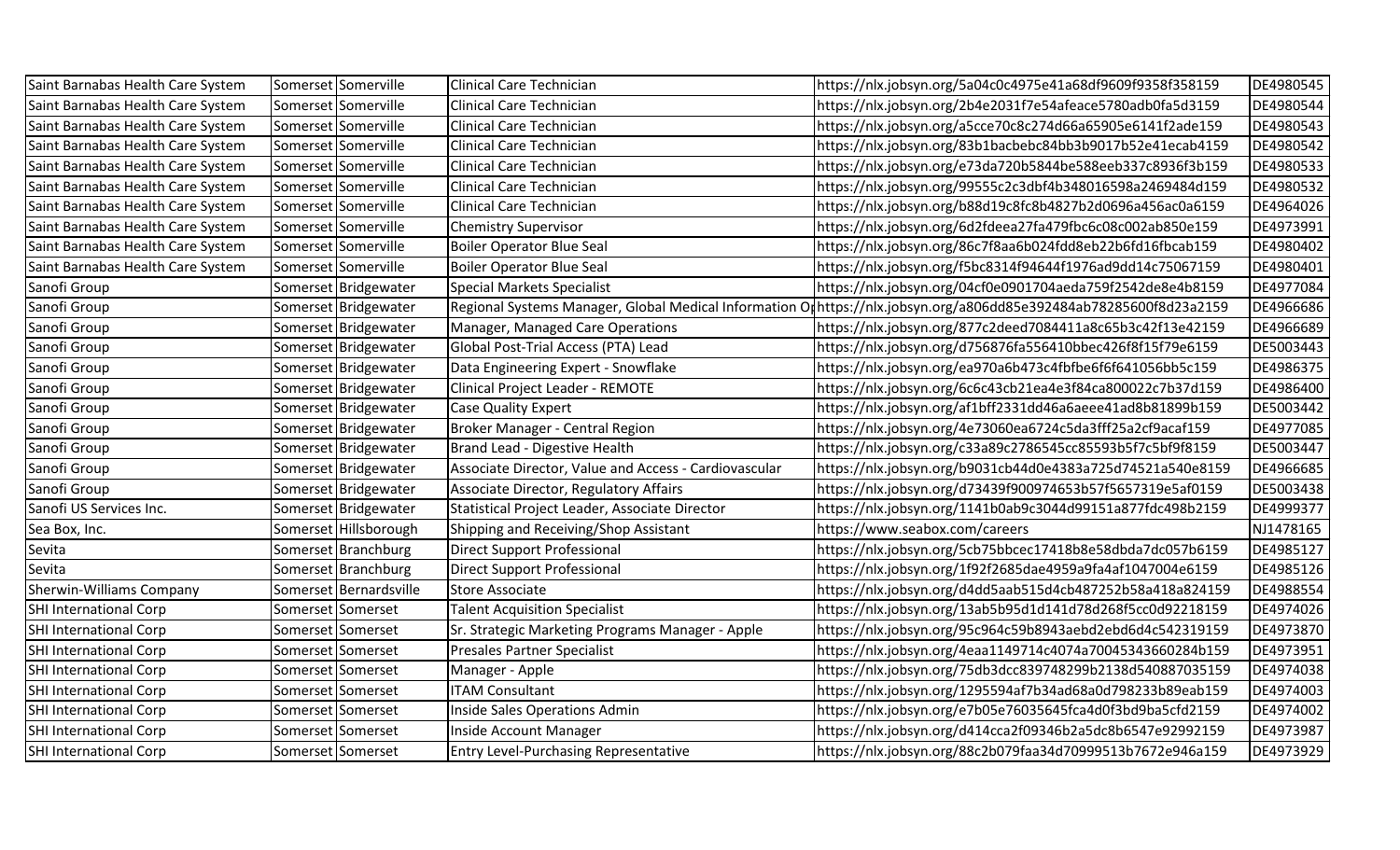| | | | | | |
|---|---|---|---|---|---|
| Saint Barnabas Health Care System | Somerset | Somerville | Clinical Care Technician | https://nlx.jobsyn.org/5a04c0c4975e41a68df9609f9358f358159 | DE4980545 |
| Saint Barnabas Health Care System | Somerset | Somerville | Clinical Care Technician | https://nlx.jobsyn.org/2b4e2031f7e54afeace5780adb0fa5d3159 | DE4980544 |
| Saint Barnabas Health Care System | Somerset | Somerville | Clinical Care Technician | https://nlx.jobsyn.org/a5cce70c8c274d66a65905e6141f2ade159 | DE4980543 |
| Saint Barnabas Health Care System | Somerset | Somerville | Clinical Care Technician | https://nlx.jobsyn.org/83b1bacbebc84bb3b9017b52e41ecab4159 | DE4980542 |
| Saint Barnabas Health Care System | Somerset | Somerville | Clinical Care Technician | https://nlx.jobsyn.org/e73da720b5844be588eeb337c8936f3b159 | DE4980533 |
| Saint Barnabas Health Care System | Somerset | Somerville | Clinical Care Technician | https://nlx.jobsyn.org/99555c2c3dbf4b348016598a2469484d159 | DE4980532 |
| Saint Barnabas Health Care System | Somerset | Somerville | Clinical Care Technician | https://nlx.jobsyn.org/b88d19c8fc8b4827b2d0696a456ac0a6159 | DE4964026 |
| Saint Barnabas Health Care System | Somerset | Somerville | Chemistry Supervisor | https://nlx.jobsyn.org/6d2fdeea27fa479fbc6c08c002ab850e159 | DE4973991 |
| Saint Barnabas Health Care System | Somerset | Somerville | Boiler Operator Blue Seal | https://nlx.jobsyn.org/86c7f8aa6b024fdd8eb22b6fd16fbcab159 | DE4980402 |
| Saint Barnabas Health Care System | Somerset | Somerville | Boiler Operator Blue Seal | https://nlx.jobsyn.org/f5bc8314f94644f1976ad9dd14c75067159 | DE4980401 |
| Sanofi Group | Somerset | Bridgewater | Special Markets Specialist | https://nlx.jobsyn.org/04cf0e0901704aeda759f2542de8e4b8159 | DE4977084 |
| Sanofi Group | Somerset | Bridgewater | Regional Systems Manager, Global Medical Information O | https://nlx.jobsyn.org/a806dd85e392484ab78285600f8d23a2159 | DE4966686 |
| Sanofi Group | Somerset | Bridgewater | Manager, Managed Care Operations | https://nlx.jobsyn.org/877c2deed7084411a8c65b3c42f13e42159 | DE4966689 |
| Sanofi Group | Somerset | Bridgewater | Global Post-Trial Access (PTA) Lead | https://nlx.jobsyn.org/d756876fa556410bbec426f8f15f79e6159 | DE5003443 |
| Sanofi Group | Somerset | Bridgewater | Data Engineering Expert - Snowflake | https://nlx.jobsyn.org/ea970a6b473c4fbfbe6f6f641056bb5c159 | DE4986375 |
| Sanofi Group | Somerset | Bridgewater | Clinical Project Leader - REMOTE | https://nlx.jobsyn.org/6c6c43cb21ea4e3f84ca800022c7b37d159 | DE4986400 |
| Sanofi Group | Somerset | Bridgewater | Case Quality Expert | https://nlx.jobsyn.org/af1bff2331dd46a6aeee41ad8b81899b159 | DE5003442 |
| Sanofi Group | Somerset | Bridgewater | Broker Manager - Central Region | https://nlx.jobsyn.org/4e73060ea6724c5da3fff25a2cf9acaf159 | DE4977085 |
| Sanofi Group | Somerset | Bridgewater | Brand Lead - Digestive Health | https://nlx.jobsyn.org/c33a89c2786545cc85593b5f7c5bf9f8159 | DE5003447 |
| Sanofi Group | Somerset | Bridgewater | Associate Director, Value and Access - Cardiovascular | https://nlx.jobsyn.org/b9031cb44d0e4383a725d74521a540e8159 | DE4966685 |
| Sanofi Group | Somerset | Bridgewater | Associate Director, Regulatory Affairs | https://nlx.jobsyn.org/d73439f900974653b57f5657319e5af0159 | DE5003438 |
| Sanofi US Services Inc. | Somerset | Bridgewater | Statistical Project Leader, Associate Director | https://nlx.jobsyn.org/1141b0ab9c3044d99151a877fdc498b2159 | DE4999377 |
| Sea Box, Inc. | Somerset | Hillsborough | Shipping and Receiving/Shop Assistant | https://www.seabox.com/careers | NJ1478165 |
| Sevita | Somerset | Branchburg | Direct Support Professional | https://nlx.jobsyn.org/5cb75bbcec17418b8e58dbda7dc057b6159 | DE4985127 |
| Sevita | Somerset | Branchburg | Direct Support Professional | https://nlx.jobsyn.org/1f92f2685dae4959a9fa4af1047004e6159 | DE4985126 |
| Sherwin-Williams Company | Somerset | Bernardsville | Store Associate | https://nlx.jobsyn.org/d4dd5aab515d4cb487252b58a418a824159 | DE4988554 |
| SHI International Corp | Somerset | Somerset | Talent Acquisition Specialist | https://nlx.jobsyn.org/13ab5b95d1d141d78d268f5cc0d92218159 | DE4974026 |
| SHI International Corp | Somerset | Somerset | Sr. Strategic Marketing Programs Manager - Apple | https://nlx.jobsyn.org/95c964c59b8943aebd2ebd6d4c542319159 | DE4973870 |
| SHI International Corp | Somerset | Somerset | Presales Partner Specialist | https://nlx.jobsyn.org/4eaa1149714c4074a70045343660284b159 | DE4973951 |
| SHI International Corp | Somerset | Somerset | Manager - Apple | https://nlx.jobsyn.org/75db3dcc839748299b2138d540887035159 | DE4974038 |
| SHI International Corp | Somerset | Somerset | ITAM Consultant | https://nlx.jobsyn.org/1295594af7b34ad68a0d798233b89eab159 | DE4974003 |
| SHI International Corp | Somerset | Somerset | Inside Sales Operations Admin | https://nlx.jobsyn.org/e7b05e76035645fca4d0f3bd9ba5cfd2159 | DE4974002 |
| SHI International Corp | Somerset | Somerset | Inside Account Manager | https://nlx.jobsyn.org/d414cca2f09346b2a5dc8b6547e92992159 | DE4973987 |
| SHI International Corp | Somerset | Somerset | Entry Level-Purchasing Representative | https://nlx.jobsyn.org/88c2b079faa34d70999513b7672e946a159 | DE4973929 |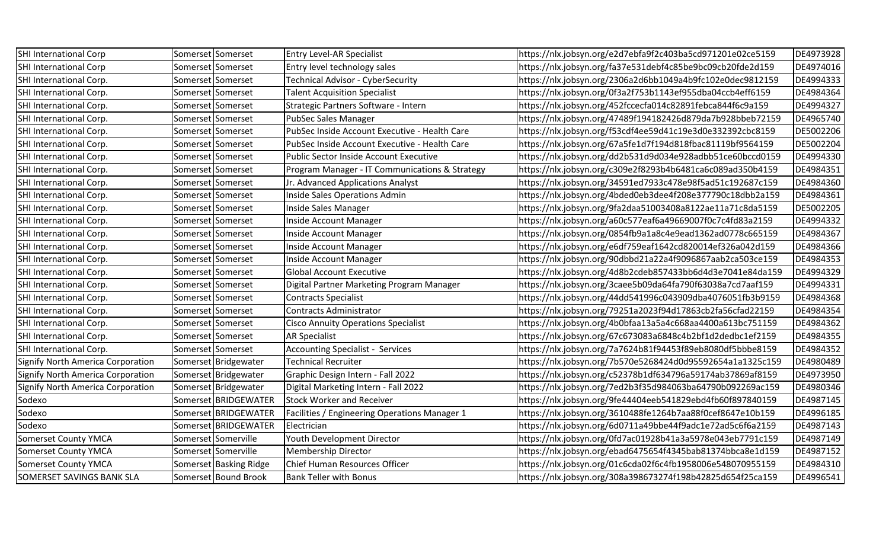| | | | | | |
|---|---|---|---|---|---|
| SHI International Corp | Somerset | Somerset | Entry Level-AR Specialist | https://nlx.jobsyn.org/e2d7ebfa9f2c403ba5cd971201e02ce5159 | DE4973928 |
| SHI International Corp | Somerset | Somerset | Entry level technology sales | https://nlx.jobsyn.org/fa37e531debf4c85be9bc09cb20fde2d159 | DE4974016 |
| SHI International Corp. | Somerset | Somerset | Technical Advisor - CyberSecurity | https://nlx.jobsyn.org/2306a2d6bb1049a4b9fc102e0dec9812159 | DE4994333 |
| SHI International Corp. | Somerset | Somerset | Talent Acquisition Specialist | https://nlx.jobsyn.org/0f3a2f753b1143ef955dba04ccb4eff6159 | DE4984364 |
| SHI International Corp. | Somerset | Somerset | Strategic Partners Software - Intern | https://nlx.jobsyn.org/452fccecfa014c82891febca844f6c9a159 | DE4994327 |
| SHI International Corp. | Somerset | Somerset | PubSec Sales Manager | https://nlx.jobsyn.org/47489f194182426d879da7b928bbeb72159 | DE4965740 |
| SHI International Corp. | Somerset | Somerset | PubSec Inside Account Executive - Health Care | https://nlx.jobsyn.org/f53cdf4ee59d41c19e3d0e332392cbc8159 | DE5002206 |
| SHI International Corp. | Somerset | Somerset | PubSec Inside Account Executive - Health Care | https://nlx.jobsyn.org/67a5fe1d7f194d818fbac81119bf9564159 | DE5002204 |
| SHI International Corp. | Somerset | Somerset | Public Sector Inside Account Executive | https://nlx.jobsyn.org/dd2b531d9d034e928adbb51ce60bccd0159 | DE4994330 |
| SHI International Corp. | Somerset | Somerset | Program Manager - IT Communications & Strategy | https://nlx.jobsyn.org/c309e2f8293b4b6481ca6c089ad350b4159 | DE4984351 |
| SHI International Corp. | Somerset | Somerset | Jr. Advanced Applications Analyst | https://nlx.jobsyn.org/34591ed7933c478e98f5ad51c192687c159 | DE4984360 |
| SHI International Corp. | Somerset | Somerset | Inside Sales Operations Admin | https://nlx.jobsyn.org/4bded0eb3dee4f208e377790c18dbb2a159 | DE4984361 |
| SHI International Corp. | Somerset | Somerset | Inside Sales Manager | https://nlx.jobsyn.org/9fa2daa51003408a8122ae11a71c8da5159 | DE5002205 |
| SHI International Corp. | Somerset | Somerset | Inside Account Manager | https://nlx.jobsyn.org/a60c577eaf6a49669007f0c7c4fd83a2159 | DE4994332 |
| SHI International Corp. | Somerset | Somerset | Inside Account Manager | https://nlx.jobsyn.org/0854fb9a1a8c4e9ead1362ad0778c665159 | DE4984367 |
| SHI International Corp. | Somerset | Somerset | Inside Account Manager | https://nlx.jobsyn.org/e6df759eaf1642cd820014ef326a042d159 | DE4984366 |
| SHI International Corp. | Somerset | Somerset | Inside Account Manager | https://nlx.jobsyn.org/90dbbd21a22a4f9096867aab2ca503ce159 | DE4984353 |
| SHI International Corp. | Somerset | Somerset | Global Account Executive | https://nlx.jobsyn.org/4d8b2cdeb857433bb6d4d3e7041e84da159 | DE4994329 |
| SHI International Corp. | Somerset | Somerset | Digital Partner Marketing Program Manager | https://nlx.jobsyn.org/3caee5b09da64fa790f63038a7cd7aaf159 | DE4994331 |
| SHI International Corp. | Somerset | Somerset | Contracts Specialist | https://nlx.jobsyn.org/44dd541996c043909dba4076051fb3b9159 | DE4984368 |
| SHI International Corp. | Somerset | Somerset | Contracts Administrator | https://nlx.jobsyn.org/79251a2023f94d17863cb2fa56cfad22159 | DE4984354 |
| SHI International Corp. | Somerset | Somerset | Cisco Annuity Operations Specialist | https://nlx.jobsyn.org/4b0bfaa13a5a4c668aa4400a613bc751159 | DE4984362 |
| SHI International Corp. | Somerset | Somerset | AR Specialist | https://nlx.jobsyn.org/67c673083a6848c4b2bf1d2dedbc1ef2159 | DE4984355 |
| SHI International Corp. | Somerset | Somerset | Accounting Specialist - Services | https://nlx.jobsyn.org/7a7624b81f94453f89eb8080df5bbbe8159 | DE4984352 |
| Signify North America Corporation | Somerset | Bridgewater | Technical Recruiter | https://nlx.jobsyn.org/7b570e5268424d0d95592654a1a1325c159 | DE4980489 |
| Signify North America Corporation | Somerset | Bridgewater | Graphic Design Intern - Fall 2022 | https://nlx.jobsyn.org/c52378b1df634796a59174ab37869af8159 | DE4973950 |
| Signify North America Corporation | Somerset | Bridgewater | Digital Marketing Intern - Fall 2022 | https://nlx.jobsyn.org/7ed2b3f35d984063ba64790b092269ac159 | DE4980346 |
| Sodexo | Somerset | BRIDGEWATER | Stock Worker and Receiver | https://nlx.jobsyn.org/9fe44404eeb541829ebd4fb60f897840159 | DE4987145 |
| Sodexo | Somerset | BRIDGEWATER | Facilities / Engineering Operations Manager 1 | https://nlx.jobsyn.org/3610488fe1264b7aa88f0cef8647e10b159 | DE4996185 |
| Sodexo | Somerset | BRIDGEWATER | Electrician | https://nlx.jobsyn.org/6d0711a49bbe44f9adc1e72ad5c6f6a2159 | DE4987143 |
| Somerset County YMCA | Somerset | Somerville | Youth Development Director | https://nlx.jobsyn.org/0fd7ac01928b41a3a5978e043eb7791c159 | DE4987149 |
| Somerset County YMCA | Somerset | Somerville | Membership Director | https://nlx.jobsyn.org/ebad6475654f4345bab81374bbca8e1d159 | DE4987152 |
| Somerset County YMCA | Somerset | Basking Ridge | Chief Human Resources Officer | https://nlx.jobsyn.org/01c6cda02f6c4fb1958006e548070955159 | DE4984310 |
| SOMERSET SAVINGS BANK SLA | Somerset | Bound Brook | Bank Teller with Bonus | https://nlx.jobsyn.org/308a398673274f198b42825d654f25ca159 | DE4996541 |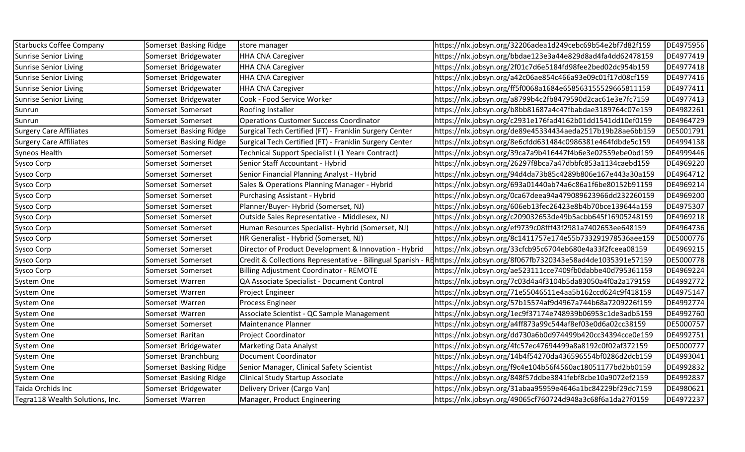| | | | | | |
|---|---|---|---|---|---|
| Starbucks Coffee Company | Somerset | Basking Ridge | store manager | https://nlx.jobsyn.org/32206adea1d249cebc69b54e2bf7d82f159 | DE4975956 |
| Sunrise Senior Living | Somerset | Bridgewater | HHA CNA Caregiver | https://nlx.jobsyn.org/bbdae123e3a44e829d8ad4fa4dd62478159 | DE4977419 |
| Sunrise Senior Living | Somerset | Bridgewater | HHA CNA Caregiver | https://nlx.jobsyn.org/2f01c7d6e5184fd98fee2bed02dc954b159 | DE4977418 |
| Sunrise Senior Living | Somerset | Bridgewater | HHA CNA Caregiver | https://nlx.jobsyn.org/a42c06ae854c466a93e09c01f17d08cf159 | DE4977416 |
| Sunrise Senior Living | Somerset | Bridgewater | HHA CNA Caregiver | https://nlx.jobsyn.org/ff5f0068a1684e658563155529665811159 | DE4977411 |
| Sunrise Senior Living | Somerset | Bridgewater | Cook - Food Service Worker | https://nlx.jobsyn.org/a8799b4c2fb8479590d2cac61e3e7fc7159 | DE4977413 |
| Sunrun | Somerset | Somerset | Roofing Installer | https://nlx.jobsyn.org/b8bb81687a4c47fbabdae3189764c07e159 | DE4982261 |
| Sunrun | Somerset | Somerset | Operations Customer Success Coordinator | https://nlx.jobsyn.org/c2931e176fad4162b01dd1541dd10ef0159 | DE4964729 |
| Surgery Care Affiliates | Somerset | Basking Ridge | Surgical Tech Certified (FT) - Franklin Surgery Center | https://nlx.jobsyn.org/de89e45334434aeda2517b19b28ae6bb159 | DE5001791 |
| Surgery Care Affiliates | Somerset | Basking Ridge | Surgical Tech Certified (FT) - Franklin Surgery Center | https://nlx.jobsyn.org/8e6cfdd631484c0986381e464fdbde5c159 | DE4994138 |
| Syneos Health | Somerset | Somerset | Technical Support Specialist I (1 Year+ Contract) | https://nlx.jobsyn.org/39ca7a9b416447f4b6e3e02559ebe0bd159 | DE4999446 |
| Sysco Corp | Somerset | Somerset | Senior Staff Accountant - Hybrid | https://nlx.jobsyn.org/26297f8bca7a47dbbfc853a1134caebd159 | DE4969220 |
| Sysco Corp | Somerset | Somerset | Senior Financial Planning Analyst - Hybrid | https://nlx.jobsyn.org/94d4da73b85c4289b806e167e443a30a159 | DE4964712 |
| Sysco Corp | Somerset | Somerset | Sales & Operations Planning Manager - Hybrid | https://nlx.jobsyn.org/693a01440ab74a6c86a1f6be80152b91159 | DE4969214 |
| Sysco Corp | Somerset | Somerset | Purchasing Assistant - Hybrid | https://nlx.jobsyn.org/0ca67deea94a479089623966dd232260159 | DE4969200 |
| Sysco Corp | Somerset | Somerset | Planner/Buyer- Hybrid (Somerset, NJ) | https://nlx.jobsyn.org/606eb13fec26423e8b4b70bce139644a159 | DE4975307 |
| Sysco Corp | Somerset | Somerset | Outside Sales Representative - Middlesex, NJ | https://nlx.jobsyn.org/c209032653de49b5acbb645f16905248159 | DE4969218 |
| Sysco Corp | Somerset | Somerset | Human Resources Specialist- Hybrid (Somerset, NJ) | https://nlx.jobsyn.org/ef9739c08fff43f2981a7402653ee648159 | DE4964736 |
| Sysco Corp | Somerset | Somerset | HR Generalist - Hybrid (Somerset, NJ) | https://nlx.jobsyn.org/8c1411757e174e55b733291978536aee159 | DE5000776 |
| Sysco Corp | Somerset | Somerset | Director of Product Development & Innovation - Hybrid | https://nlx.jobsyn.org/33cfcb95c6704eb680e4a33f2fceea08159 | DE4969215 |
| Sysco Corp | Somerset | Somerset | Credit & Collections Representative - Bilingual Spanish - RE | https://nlx.jobsyn.org/8f067fb7320343e58ad4de1035391e57159 | DE5000778 |
| Sysco Corp | Somerset | Somerset | Billing Adjustment Coordinator - REMOTE | https://nlx.jobsyn.org/ae523111cce7409fb0dabbe40d795361159 | DE4969224 |
| System One | Somerset | Warren | QA Associate Specialist - Document Control | https://nlx.jobsyn.org/7c03d4a4f3104b5da83050a4f0a2a179159 | DE4992772 |
| System One | Somerset | Warren | Project Engineer | https://nlx.jobsyn.org/71e55046511e4aa5b162ccd624c9f418159 | DE4975147 |
| System One | Somerset | Warren | Process Engineer | https://nlx.jobsyn.org/57b15574af9d4967a744b68a7209226f159 | DE4992774 |
| System One | Somerset | Warren | Associate Scientist - QC Sample Management | https://nlx.jobsyn.org/1ec9f37174e748939b06953c1de3adb5159 | DE4992760 |
| System One | Somerset | Somerset | Maintenance Planner | https://nlx.jobsyn.org/a4ff873a99c544af8ef03e0d6a02cc38159 | DE5000757 |
| System One | Somerset | Raritan | Project Coordinator | https://nlx.jobsyn.org/dd730a6b0d974499b420cc34394cce0e159 | DE4992751 |
| System One | Somerset | Bridgewater | Marketing Data Analyst | https://nlx.jobsyn.org/4fc57ec47694499a8a8192c0f02af372159 | DE5000777 |
| System One | Somerset | Branchburg | Document Coordinator | https://nlx.jobsyn.org/14b4f54270da436596554bf0286d2dcb159 | DE4993041 |
| System One | Somerset | Basking Ridge | Senior Manager, Clinical Safety Scientist | https://nlx.jobsyn.org/f9c4e104b56f4560ac18051177bd2bb0159 | DE4992832 |
| System One | Somerset | Basking Ridge | Clinical Study Startup Associate | https://nlx.jobsyn.org/848f57ddbe3841febf8cbe10a9072ef2159 | DE4992837 |
| Taida Orchids Inc | Somerset | Bridgewater | Delivery Driver (Cargo Van) | https://nlx.jobsyn.org/31abaa95959e4646a1bc84229bf29dc7159 | DE4980621 |
| Tegra118 Wealth Solutions, Inc. | Somerset | Warren | Manager, Product Engineering | https://nlx.jobsyn.org/49065cf760724d948a3c68f6a1da27f0159 | DE4972237 |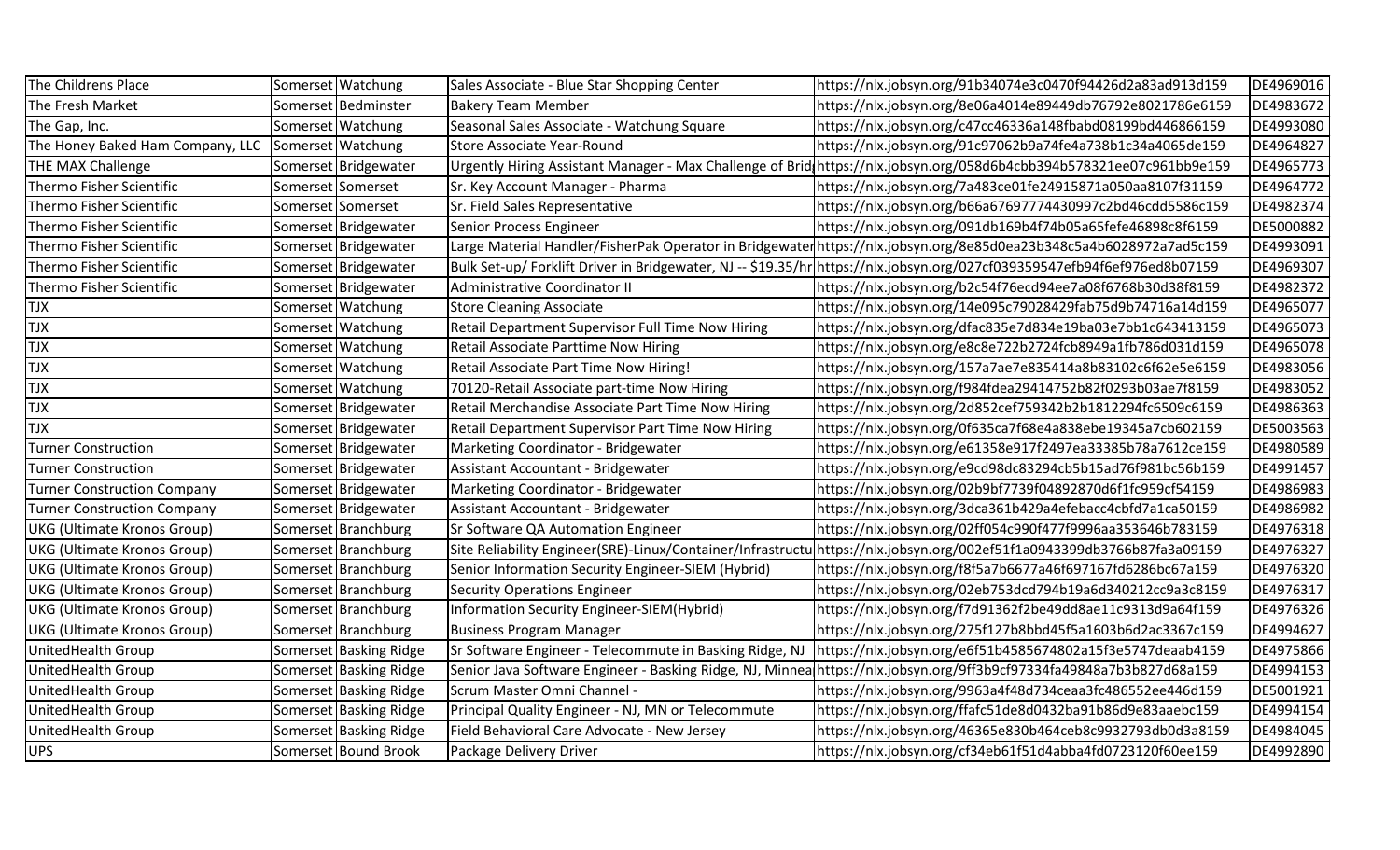| The Childrens Place | Somerset | Watchung | Sales Associate - Blue Star Shopping Center | https://nlx.jobsyn.org/91b34074e3c0470f94426d2a83ad913d159 | DE4969016 |
|---|---|---|---|---|---|
| The Fresh Market | Somerset | Bedminster | Bakery Team Member | https://nlx.jobsyn.org/8e06a4014e89449db76792e8021786e6159 | DE4983672 |
| The Gap, Inc. | Somerset | Watchung | Seasonal Sales Associate - Watchung Square | https://nlx.jobsyn.org/c47cc46336a148fbabd08199bd446866159 | DE4993080 |
| The Honey Baked Ham Company, LLC | Somerset | Watchung | Store Associate Year-Round | https://nlx.jobsyn.org/91c97062b9a74fe4a738b1c34a4065de159 | DE4964827 |
| THE MAX Challenge | Somerset | Bridgewater | Urgently Hiring Assistant Manager - Max Challenge of Brid | https://nlx.jobsyn.org/058d6b4cbb394b578321ee07c961bb9e159 | DE4965773 |
| Thermo Fisher Scientific | Somerset | Somerset | Sr. Key Account Manager - Pharma | https://nlx.jobsyn.org/7a483ce01fe24915871a050aa8107f31159 | DE4964772 |
| Thermo Fisher Scientific | Somerset | Somerset | Sr. Field Sales Representative | https://nlx.jobsyn.org/b66a67697774430997c2bd46cdd5586c159 | DE4982374 |
| Thermo Fisher Scientific | Somerset | Bridgewater | Senior Process Engineer | https://nlx.jobsyn.org/091db169b4f74b05a65fefe46898c8f6159 | DE5000882 |
| Thermo Fisher Scientific | Somerset | Bridgewater | Large Material Handler/FisherPak Operator in Bridgewater | https://nlx.jobsyn.org/8e85d0ea23b348c5a4b6028972a7ad5c159 | DE4993091 |
| Thermo Fisher Scientific | Somerset | Bridgewater | Bulk Set-up/ Forklift Driver in Bridgewater, NJ -- $19.35/hr | https://nlx.jobsyn.org/027cf039359547efb94f6ef976ed8b07159 | DE4969307 |
| Thermo Fisher Scientific | Somerset | Bridgewater | Administrative Coordinator II | https://nlx.jobsyn.org/b2c54f76ecd94ee7a08f6768b30d38f8159 | DE4982372 |
| TJX | Somerset | Watchung | Store Cleaning Associate | https://nlx.jobsyn.org/14e095c79028429fab75d9b74716a14d159 | DE4965077 |
| TJX | Somerset | Watchung | Retail Department Supervisor Full Time Now Hiring | https://nlx.jobsyn.org/dfac835e7d834e19ba03e7bb1c643413159 | DE4965073 |
| TJX | Somerset | Watchung | Retail Associate Parttime Now Hiring | https://nlx.jobsyn.org/e8c8e722b2724fcb8949a1fb786d031d159 | DE4965078 |
| TJX | Somerset | Watchung | Retail Associate Part Time Now Hiring! | https://nlx.jobsyn.org/157a7ae7e835414a8b83102c6f62e5e6159 | DE4983056 |
| TJX | Somerset | Watchung | 70120-Retail Associate part-time Now Hiring | https://nlx.jobsyn.org/f984fdea29414752b82f0293b03ae7f8159 | DE4983052 |
| TJX | Somerset | Bridgewater | Retail Merchandise Associate Part Time Now Hiring | https://nlx.jobsyn.org/2d852cef759342b2b1812294fc6509c6159 | DE4986363 |
| TJX | Somerset | Bridgewater | Retail Department Supervisor Part Time Now Hiring | https://nlx.jobsyn.org/0f635ca7f68e4a838ebe19345a7cb602159 | DE5003563 |
| Turner Construction | Somerset | Bridgewater | Marketing Coordinator - Bridgewater | https://nlx.jobsyn.org/e61358e917f2497ea33385b78a7612ce159 | DE4980589 |
| Turner Construction | Somerset | Bridgewater | Assistant Accountant - Bridgewater | https://nlx.jobsyn.org/e9cd98dc83294cb5b15ad76f981bc56b159 | DE4991457 |
| Turner Construction Company | Somerset | Bridgewater | Marketing Coordinator - Bridgewater | https://nlx.jobsyn.org/02b9bf7739f04892870d6f1fc959cf54159 | DE4986983 |
| Turner Construction Company | Somerset | Bridgewater | Assistant Accountant - Bridgewater | https://nlx.jobsyn.org/3dca361b429a4efebacc4cbfd7a1ca50159 | DE4986982 |
| UKG (Ultimate Kronos Group) | Somerset | Branchburg | Sr Software QA Automation Engineer | https://nlx.jobsyn.org/02ff054c990f477f9996aa353646b783159 | DE4976318 |
| UKG (Ultimate Kronos Group) | Somerset | Branchburg | Site Reliability Engineer(SRE)-Linux/Container/Infrastructu | https://nlx.jobsyn.org/002ef51f1a0943399db3766b87fa3a09159 | DE4976327 |
| UKG (Ultimate Kronos Group) | Somerset | Branchburg | Senior Information Security Engineer-SIEM (Hybrid) | https://nlx.jobsyn.org/f8f5a7b6677a46f697167fd6286bc67a159 | DE4976320 |
| UKG (Ultimate Kronos Group) | Somerset | Branchburg | Security Operations Engineer | https://nlx.jobsyn.org/02eb753dcd794b19a6d340212cc9a3c8159 | DE4976317 |
| UKG (Ultimate Kronos Group) | Somerset | Branchburg | Information Security Engineer-SIEM(Hybrid) | https://nlx.jobsyn.org/f7d91362f2be49dd8ae11c9313d9a64f159 | DE4976326 |
| UKG (Ultimate Kronos Group) | Somerset | Branchburg | Business Program Manager | https://nlx.jobsyn.org/275f127b8bbd45f5a1603b6d2ac3367c159 | DE4994627 |
| UnitedHealth Group | Somerset | Basking Ridge | Sr Software Engineer - Telecommute in Basking Ridge, NJ | https://nlx.jobsyn.org/e6f51b4585674802a15f3e5747deaab4159 | DE4975866 |
| UnitedHealth Group | Somerset | Basking Ridge | Senior Java Software Engineer - Basking Ridge, NJ, Minnea | https://nlx.jobsyn.org/9ff3b9cf97334fa49848a7b3b827d68a159 | DE4994153 |
| UnitedHealth Group | Somerset | Basking Ridge | Scrum Master Omni Channel - | https://nlx.jobsyn.org/9963a4f48d734ceaa3fc486552ee446d159 | DE5001921 |
| UnitedHealth Group | Somerset | Basking Ridge | Principal Quality Engineer - NJ, MN or Telecommute | https://nlx.jobsyn.org/ffafc51de8d0432ba91b86d9e83aaebc159 | DE4994154 |
| UnitedHealth Group | Somerset | Basking Ridge | Field Behavioral Care Advocate - New Jersey | https://nlx.jobsyn.org/46365e830b464ceb8c9932793db0d3a8159 | DE4984045 |
| UPS | Somerset | Bound Brook | Package Delivery Driver | https://nlx.jobsyn.org/cf34eb61f51d4abba4fd0723120f60ee159 | DE4992890 |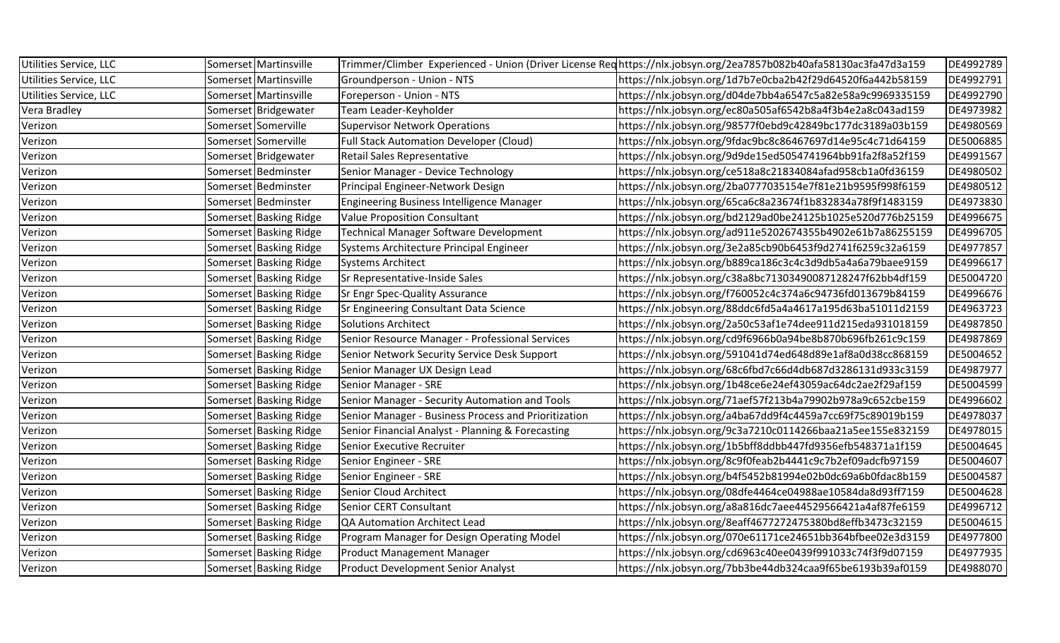| | | | | | |
|---|---|---|---|---|---|
| Utilities Service, LLC | Somerset | Martinsville | Trimmer/Climber Experienced - Union (Driver License Req | https://nlx.jobsyn.org/2ea7857b082b40afa58130ac3fa47d3a159 | DE4992789 |
| Utilities Service, LLC | Somerset | Martinsville | Groundperson - Union - NTS | https://nlx.jobsyn.org/1d7b7e0cba2b42f29d64520f6a442b58159 | DE4992791 |
| Utilities Service, LLC | Somerset | Martinsville | Foreperson - Union - NTS | https://nlx.jobsyn.org/d04de7bb4a6547c5a82e58a9c9969335159 | DE4992790 |
| Vera Bradley | Somerset | Bridgewater | Team Leader-Keyholder | https://nlx.jobsyn.org/ec80a505af6542b8a4f3b4e2a8c043ad159 | DE4973982 |
| Verizon | Somerset | Somerville | Supervisor Network Operations | https://nlx.jobsyn.org/98577f0ebd9c42849bc177dc3189a03b159 | DE4980569 |
| Verizon | Somerset | Somerville | Full Stack Automation Developer (Cloud) | https://nlx.jobsyn.org/9fdac9bc8c86467697d14e95c4c71d64159 | DE5006885 |
| Verizon | Somerset | Bridgewater | Retail Sales Representative | https://nlx.jobsyn.org/9d9de15ed5054741964bb91fa2f8a52f159 | DE4991567 |
| Verizon | Somerset | Bedminster | Senior Manager - Device Technology | https://nlx.jobsyn.org/ce518a8c21834084afad958cb1a0fd36159 | DE4980502 |
| Verizon | Somerset | Bedminster | Principal Engineer-Network Design | https://nlx.jobsyn.org/2ba0777035154e7f81e21b9595f998f6159 | DE4980512 |
| Verizon | Somerset | Bedminster | Engineering Business Intelligence Manager | https://nlx.jobsyn.org/65ca6c8a23674f1b832834a78f9f1483159 | DE4973830 |
| Verizon | Somerset | Basking Ridge | Value Proposition Consultant | https://nlx.jobsyn.org/bd2129ad0be24125b1025e520d776b25159 | DE4996675 |
| Verizon | Somerset | Basking Ridge | Technical Manager Software Development | https://nlx.jobsyn.org/ad911e5202674355b4902e61b7a86255159 | DE4996705 |
| Verizon | Somerset | Basking Ridge | Systems Architecture Principal Engineer | https://nlx.jobsyn.org/3e2a85cb90b6453f9d2741f6259c32a6159 | DE4977857 |
| Verizon | Somerset | Basking Ridge | Systems Architect | https://nlx.jobsyn.org/b889ca186c3c4c3d9db5a4a6a79baee9159 | DE4996617 |
| Verizon | Somerset | Basking Ridge | Sr Representative-Inside Sales | https://nlx.jobsyn.org/c38a8bc71303490087128247f62bb4df159 | DE5004720 |
| Verizon | Somerset | Basking Ridge | Sr Engr Spec-Quality Assurance | https://nlx.jobsyn.org/f760052c4c374a6c94736fd013679b84159 | DE4996676 |
| Verizon | Somerset | Basking Ridge | Sr Engineering Consultant Data Science | https://nlx.jobsyn.org/88ddc6fd5a4a4617a195d63ba51011d2159 | DE4963723 |
| Verizon | Somerset | Basking Ridge | Solutions Architect | https://nlx.jobsyn.org/2a50c53af1e74dee911d215eda931018159 | DE4987850 |
| Verizon | Somerset | Basking Ridge | Senior Resource Manager - Professional Services | https://nlx.jobsyn.org/cd9f6966b0a94be8b870b696fb261c9c159 | DE4987869 |
| Verizon | Somerset | Basking Ridge | Senior Network Security Service Desk Support | https://nlx.jobsyn.org/591041d74ed648d89e1af8a0d38cc868159 | DE5004652 |
| Verizon | Somerset | Basking Ridge | Senior Manager UX Design Lead | https://nlx.jobsyn.org/68c6fbd7c66d4db687d3286131d933c3159 | DE4987977 |
| Verizon | Somerset | Basking Ridge | Senior Manager - SRE | https://nlx.jobsyn.org/1b48ce6e24ef43059ac64dc2ae2f29af159 | DE5004599 |
| Verizon | Somerset | Basking Ridge | Senior Manager - Security Automation and Tools | https://nlx.jobsyn.org/71aef57f213b4a79902b978a9c652cbe159 | DE4996602 |
| Verizon | Somerset | Basking Ridge | Senior Manager - Business Process and Prioritization | https://nlx.jobsyn.org/a4ba67dd9f4c4459a7cc69f75c89019b159 | DE4978037 |
| Verizon | Somerset | Basking Ridge | Senior Financial Analyst - Planning & Forecasting | https://nlx.jobsyn.org/9c3a7210c0114266baa21a5ee155e832159 | DE4978015 |
| Verizon | Somerset | Basking Ridge | Senior Executive Recruiter | https://nlx.jobsyn.org/1b5bff8ddbb447fd9356efb548371a1f159 | DE5004645 |
| Verizon | Somerset | Basking Ridge | Senior Engineer - SRE | https://nlx.jobsyn.org/8c9f0feab2b4441c9c7b2ef09adcfb97159 | DE5004607 |
| Verizon | Somerset | Basking Ridge | Senior Engineer - SRE | https://nlx.jobsyn.org/b4f5452b81994e02b0dc69a6b0fdac8b159 | DE5004587 |
| Verizon | Somerset | Basking Ridge | Senior Cloud Architect | https://nlx.jobsyn.org/08dfe4464ce04988ae10584da8d93ff7159 | DE5004628 |
| Verizon | Somerset | Basking Ridge | Senior CERT Consultant | https://nlx.jobsyn.org/a8a816dc7aee44529566421a4af87fe6159 | DE4996712 |
| Verizon | Somerset | Basking Ridge | QA Automation Architect Lead | https://nlx.jobsyn.org/8eaff4677272475380bd8effb3473c32159 | DE5004615 |
| Verizon | Somerset | Basking Ridge | Program Manager for Design Operating Model | https://nlx.jobsyn.org/070e61171ce24651bb364bfbee02e3d3159 | DE4977800 |
| Verizon | Somerset | Basking Ridge | Product Management Manager | https://nlx.jobsyn.org/cd6963c40ee0439f991033c74f3f9d07159 | DE4977935 |
| Verizon | Somerset | Basking Ridge | Product Development Senior Analyst | https://nlx.jobsyn.org/7bb3be44db324caa9f65be6193b39af0159 | DE4988070 |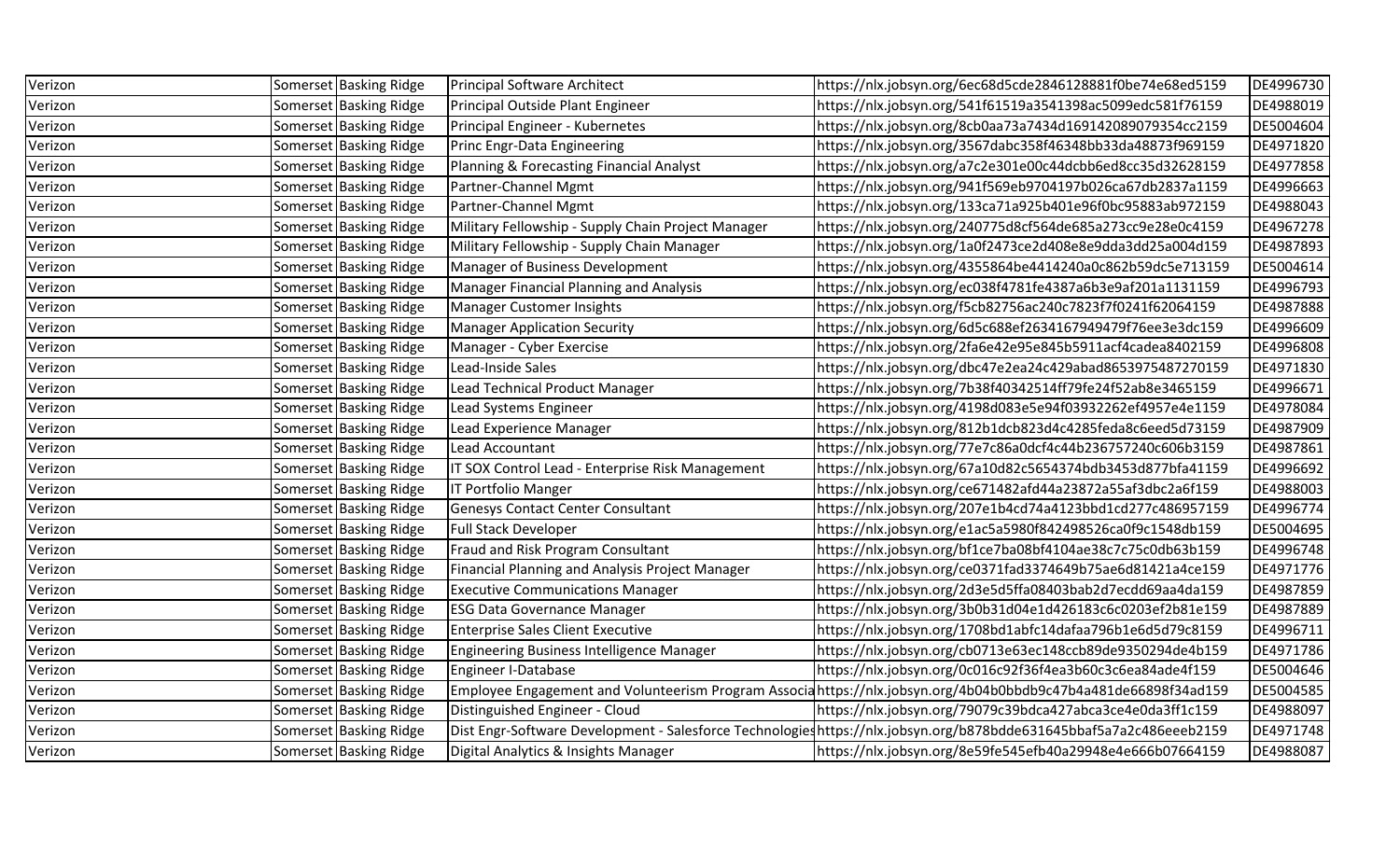| Verizon | Somerset | Basking Ridge | Principal Software Architect | https://nlx.jobsyn.org/6ec68d5cde2846128881f0be74e68ed5159 | DE4996730 |
|---|---|---|---|---|---|
| Verizon | Somerset | Basking Ridge | Principal Outside Plant Engineer | https://nlx.jobsyn.org/541f61519a3541398ac5099edc581f76159 | DE4988019 |
| Verizon | Somerset | Basking Ridge | Principal Engineer - Kubernetes | https://nlx.jobsyn.org/8cb0aa73a7434d169142089079354cc2159 | DE5004604 |
| Verizon | Somerset | Basking Ridge | Princ Engr-Data Engineering | https://nlx.jobsyn.org/3567dabc358f46348bb33da48873f969159 | DE4971820 |
| Verizon | Somerset | Basking Ridge | Planning & Forecasting Financial Analyst | https://nlx.jobsyn.org/a7c2e301e00c44dcbb6ed8cc35d32628159 | DE4977858 |
| Verizon | Somerset | Basking Ridge | Partner-Channel Mgmt | https://nlx.jobsyn.org/941f569eb9704197b026ca67db2837a1159 | DE4996663 |
| Verizon | Somerset | Basking Ridge | Partner-Channel Mgmt | https://nlx.jobsyn.org/133ca71a925b401e96f0bc95883ab972159 | DE4988043 |
| Verizon | Somerset | Basking Ridge | Military Fellowship - Supply Chain Project Manager | https://nlx.jobsyn.org/240775d8cf564de685a273cc9e28e0c4159 | DE4967278 |
| Verizon | Somerset | Basking Ridge | Military Fellowship - Supply Chain Manager | https://nlx.jobsyn.org/1a0f2473ce2d408e8e9dda3dd25a004d159 | DE4987893 |
| Verizon | Somerset | Basking Ridge | Manager of Business Development | https://nlx.jobsyn.org/4355864be4414240a0c862b59dc5e713159 | DE5004614 |
| Verizon | Somerset | Basking Ridge | Manager Financial Planning and Analysis | https://nlx.jobsyn.org/ec038f4781fe4387a6b3e9af201a1131159 | DE4996793 |
| Verizon | Somerset | Basking Ridge | Manager Customer Insights | https://nlx.jobsyn.org/f5cb82756ac240c7823f7f0241f62064159 | DE4987888 |
| Verizon | Somerset | Basking Ridge | Manager Application Security | https://nlx.jobsyn.org/6d5c688ef2634167949479f76ee3e3dc159 | DE4996609 |
| Verizon | Somerset | Basking Ridge | Manager - Cyber Exercise | https://nlx.jobsyn.org/2fa6e42e95e845b5911acf4cadea8402159 | DE4996808 |
| Verizon | Somerset | Basking Ridge | Lead-Inside Sales | https://nlx.jobsyn.org/dbc47e2ea24c429abad8653975487270159 | DE4971830 |
| Verizon | Somerset | Basking Ridge | Lead Technical Product Manager | https://nlx.jobsyn.org/7b38f40342514ff79fe24f52ab8e3465159 | DE4996671 |
| Verizon | Somerset | Basking Ridge | Lead Systems Engineer | https://nlx.jobsyn.org/4198d083e5e94f03932262ef4957e4e1159 | DE4978084 |
| Verizon | Somerset | Basking Ridge | Lead Experience Manager | https://nlx.jobsyn.org/812b1dcb823d4c4285feda8c6eed5d73159 | DE4987909 |
| Verizon | Somerset | Basking Ridge | Lead Accountant | https://nlx.jobsyn.org/77e7c86a0dcf4c44b236757240c606b3159 | DE4987861 |
| Verizon | Somerset | Basking Ridge | IT SOX Control Lead - Enterprise Risk Management | https://nlx.jobsyn.org/67a10d82c5654374bdb3453d877bfa41159 | DE4996692 |
| Verizon | Somerset | Basking Ridge | IT Portfolio Manger | https://nlx.jobsyn.org/ce671482afd44a23872a55af3dbc2a6f159 | DE4988003 |
| Verizon | Somerset | Basking Ridge | Genesys Contact Center Consultant | https://nlx.jobsyn.org/207e1b4cd74a4123bbd1cd277c486957159 | DE4996774 |
| Verizon | Somerset | Basking Ridge | Full Stack Developer | https://nlx.jobsyn.org/e1ac5a5980f842498526ca0f9c1548db159 | DE5004695 |
| Verizon | Somerset | Basking Ridge | Fraud and Risk Program Consultant | https://nlx.jobsyn.org/bf1ce7ba08bf4104ae38c7c75c0db63b159 | DE4996748 |
| Verizon | Somerset | Basking Ridge | Financial Planning and Analysis Project Manager | https://nlx.jobsyn.org/ce0371fad3374649b75ae6d81421a4ce159 | DE4971776 |
| Verizon | Somerset | Basking Ridge | Executive Communications Manager | https://nlx.jobsyn.org/2d3e5d5ffa08403bab2d7ecdd69aa4da159 | DE4987859 |
| Verizon | Somerset | Basking Ridge | ESG Data Governance Manager | https://nlx.jobsyn.org/3b0b31d04e1d426183c6c0203ef2b81e159 | DE4987889 |
| Verizon | Somerset | Basking Ridge | Enterprise Sales Client Executive | https://nlx.jobsyn.org/1708bd1abfc14dafaa796b1e6d5d79c8159 | DE4996711 |
| Verizon | Somerset | Basking Ridge | Engineering Business Intelligence Manager | https://nlx.jobsyn.org/cb0713e63ec148ccb89de9350294de4b159 | DE4971786 |
| Verizon | Somerset | Basking Ridge | Engineer I-Database | https://nlx.jobsyn.org/0c016c92f36f4ea3b60c3c6ea84ade4f159 | DE5004646 |
| Verizon | Somerset | Basking Ridge | Employee Engagement and Volunteerism Program Associa | https://nlx.jobsyn.org/4b04b0bbdb9c47b4a481de66898f34ad159 | DE5004585 |
| Verizon | Somerset | Basking Ridge | Distinguished Engineer - Cloud | https://nlx.jobsyn.org/79079c39bdca427abca3ce4e0da3ff1c159 | DE4988097 |
| Verizon | Somerset | Basking Ridge | Dist Engr-Software Development - Salesforce Technologies | https://nlx.jobsyn.org/b878bdde631645bbaf5a7a2c486eeeb2159 | DE4971748 |
| Verizon | Somerset | Basking Ridge | Digital Analytics & Insights Manager | https://nlx.jobsyn.org/8e59fe545efb40a29948e4e666b07664159 | DE4988087 |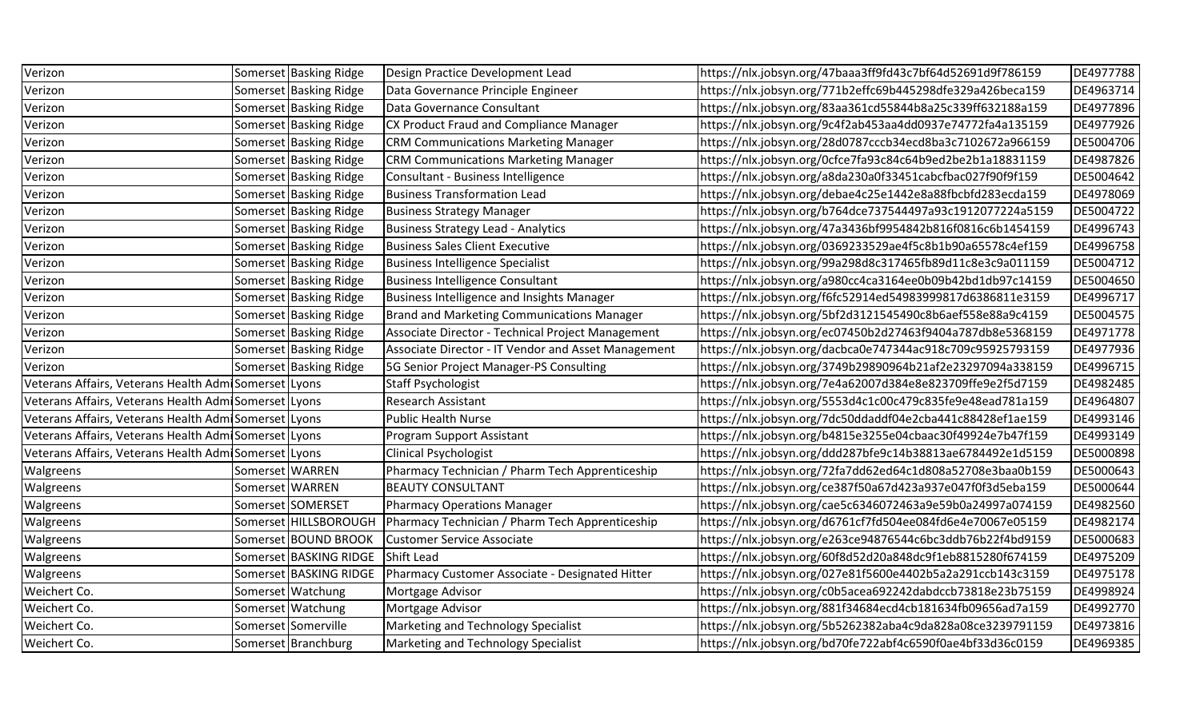| Verizon | Somerset | Basking Ridge | Design Practice Development Lead | https://nlx.jobsyn.org/47baaa3ff9fd43c7bf64d52691d9f786159 | DE4977788 |
|---|---|---|---|---|---|
| Verizon | Somerset | Basking Ridge | Data Governance Principle Engineer | https://nlx.jobsyn.org/771b2effc69b445298dfe329a426beca159 | DE4963714 |
| Verizon | Somerset | Basking Ridge | Data Governance Consultant | https://nlx.jobsyn.org/83aa361cd55844b8a25c339ff632188a159 | DE4977896 |
| Verizon | Somerset | Basking Ridge | CX Product Fraud and Compliance Manager | https://nlx.jobsyn.org/9c4f2ab453aa4dd0937e74772fa4a135159 | DE4977926 |
| Verizon | Somerset | Basking Ridge | CRM Communications Marketing Manager | https://nlx.jobsyn.org/28d0787cccb34ecd8ba3c7102672a966159 | DE5004706 |
| Verizon | Somerset | Basking Ridge | CRM Communications Marketing Manager | https://nlx.jobsyn.org/0cfce7fa93c84c64b9ed2be2b1a18831159 | DE4987826 |
| Verizon | Somerset | Basking Ridge | Consultant - Business Intelligence | https://nlx.jobsyn.org/a8da230a0f33451cabcfbac027f90f9f159 | DE5004642 |
| Verizon | Somerset | Basking Ridge | Business Transformation Lead | https://nlx.jobsyn.org/debae4c25e1442e8a88fbcbfd283ecda159 | DE4978069 |
| Verizon | Somerset | Basking Ridge | Business Strategy Manager | https://nlx.jobsyn.org/b764dce737544497a93c1912077224a5159 | DE5004722 |
| Verizon | Somerset | Basking Ridge | Business Strategy Lead - Analytics | https://nlx.jobsyn.org/47a3436bf9954842b816f0816c6b1454159 | DE4996743 |
| Verizon | Somerset | Basking Ridge | Business Sales Client Executive | https://nlx.jobsyn.org/0369233529ae4f5c8b1b90a65578c4ef159 | DE4996758 |
| Verizon | Somerset | Basking Ridge | Business Intelligence Specialist | https://nlx.jobsyn.org/99a298d8c317465fb89d11c8e3c9a011159 | DE5004712 |
| Verizon | Somerset | Basking Ridge | Business Intelligence Consultant | https://nlx.jobsyn.org/a980cc4ca3164ee0b09b42bd1db97c14159 | DE5004650 |
| Verizon | Somerset | Basking Ridge | Business Intelligence and Insights Manager | https://nlx.jobsyn.org/f6fc52914ed54983999817d6386811e3159 | DE4996717 |
| Verizon | Somerset | Basking Ridge | Brand and Marketing Communications Manager | https://nlx.jobsyn.org/5bf2d3121545490c8b6aef558e88a9c4159 | DE5004575 |
| Verizon | Somerset | Basking Ridge | Associate Director - Technical Project Management | https://nlx.jobsyn.org/ec07450b2d27463f9404a787db8e5368159 | DE4971778 |
| Verizon | Somerset | Basking Ridge | Associate Director - IT Vendor and Asset Management | https://nlx.jobsyn.org/dacbca0e747344ac918c709c95925793159 | DE4977936 |
| Verizon | Somerset | Basking Ridge | 5G Senior Project Manager-PS Consulting | https://nlx.jobsyn.org/3749b29890964b21af2e23297094a338159 | DE4996715 |
| Veterans Affairs, Veterans Health Admi | Somerset | Lyons | Staff Psychologist | https://nlx.jobsyn.org/7e4a62007d384e8e823709ffe9e2f5d7159 | DE4982485 |
| Veterans Affairs, Veterans Health Admi | Somerset | Lyons | Research Assistant | https://nlx.jobsyn.org/5553d4c1c00c479c835fe9e48ead781a159 | DE4964807 |
| Veterans Affairs, Veterans Health Admi | Somerset | Lyons | Public Health Nurse | https://nlx.jobsyn.org/7dc50ddaddf04e2cba441c88428ef1ae159 | DE4993146 |
| Veterans Affairs, Veterans Health Admi | Somerset | Lyons | Program Support Assistant | https://nlx.jobsyn.org/b4815e3255e04cbaac30f49924e7b47f159 | DE4993149 |
| Veterans Affairs, Veterans Health Admi | Somerset | Lyons | Clinical Psychologist | https://nlx.jobsyn.org/ddd287bfe9c14b38813ae6784492e1d5159 | DE5000898 |
| Walgreens | Somerset | WARREN | Pharmacy Technician / Pharm Tech Apprenticeship | https://nlx.jobsyn.org/72fa7dd62ed64c1d808a52708e3baa0b159 | DE5000643 |
| Walgreens | Somerset | WARREN | BEAUTY CONSULTANT | https://nlx.jobsyn.org/ce387f50a67d423a937e047f0f3d5eba159 | DE5000644 |
| Walgreens | Somerset | SOMERSET | Pharmacy Operations Manager | https://nlx.jobsyn.org/cae5c6346072463a9e59b0a24997a074159 | DE4982560 |
| Walgreens | Somerset | HILLSBOROUGH | Pharmacy Technician / Pharm Tech Apprenticeship | https://nlx.jobsyn.org/d6761cf7fd504ee084fd6e4e70067e05159 | DE4982174 |
| Walgreens | Somerset | BOUND BROOK | Customer Service Associate | https://nlx.jobsyn.org/e263ce94876544c6bc3ddb76b22f4bd9159 | DE5000683 |
| Walgreens | Somerset | BASKING RIDGE | Shift Lead | https://nlx.jobsyn.org/60f8d52d20a848dc9f1eb8815280f674159 | DE4975209 |
| Walgreens | Somerset | BASKING RIDGE | Pharmacy Customer Associate - Designated Hitter | https://nlx.jobsyn.org/027e81f5600e4402b5a2a291ccb143c3159 | DE4975178 |
| Weichert Co. | Somerset | Watchung | Mortgage Advisor | https://nlx.jobsyn.org/c0b5acea692242dabdccb73818e23b75159 | DE4998924 |
| Weichert Co. | Somerset | Watchung | Mortgage Advisor | https://nlx.jobsyn.org/881f34684ecd4cb181634fb09656ad7a159 | DE4992770 |
| Weichert Co. | Somerset | Somerville | Marketing and Technology Specialist | https://nlx.jobsyn.org/5b5262382aba4c9da828a08ce3239791159 | DE4973816 |
| Weichert Co. | Somerset | Branchburg | Marketing and Technology Specialist | https://nlx.jobsyn.org/bd70fe722abf4c6590f0ae4bf33d36c0159 | DE4969385 |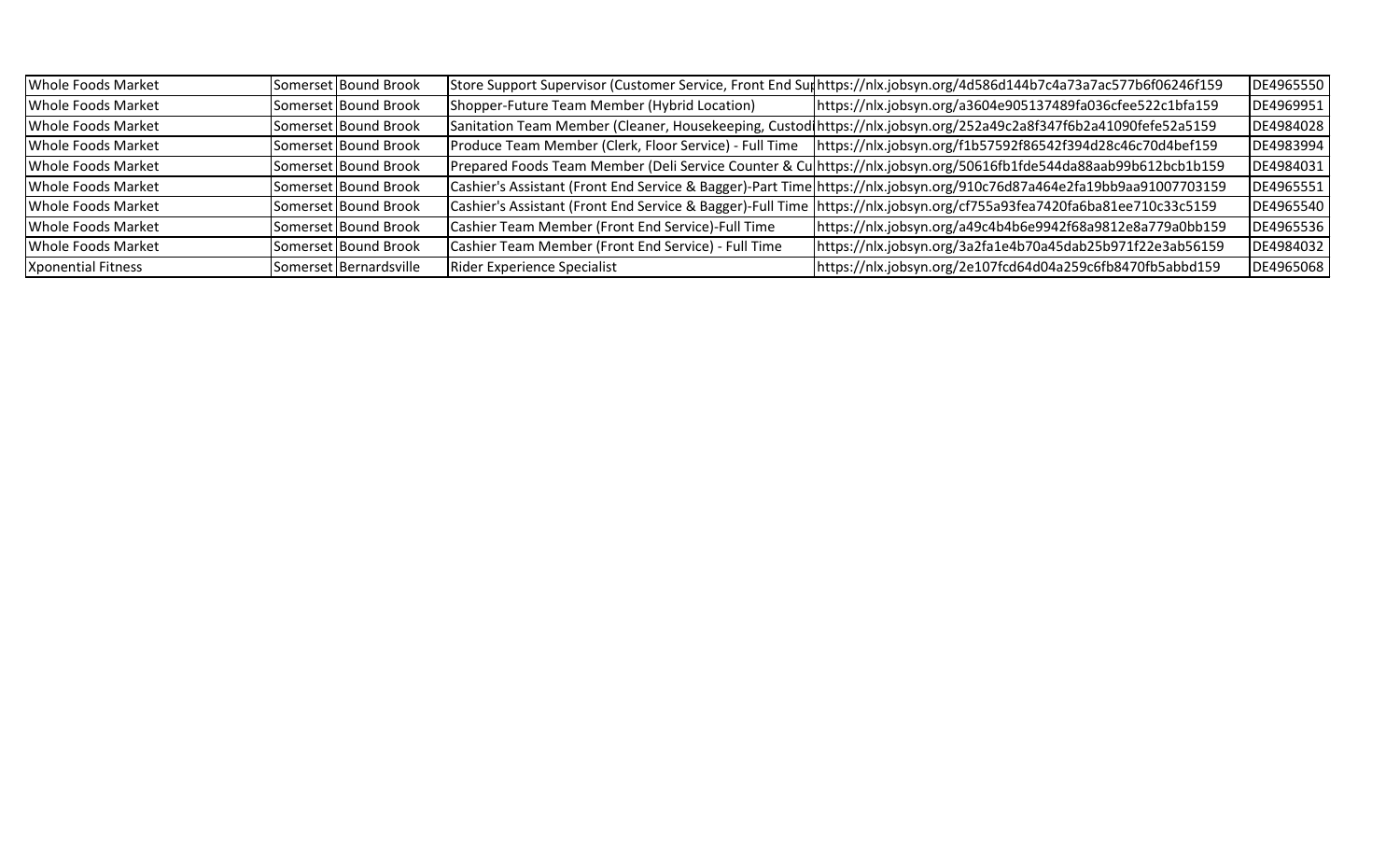| | | | | | |
|---|---|---|---|---|---|
| Whole Foods Market | Somerset | Bound Brook | Store Support Supervisor (Customer Service, Front End Sup | https://nlx.jobsyn.org/4d586d144b7c4a73a7ac577b6f06246f159 | DE4965550 |
| Whole Foods Market | Somerset | Bound Brook | Shopper-Future Team Member (Hybrid Location) | https://nlx.jobsyn.org/a3604e905137489fa036cfee522c1bfa159 | DE4969951 |
| Whole Foods Market | Somerset | Bound Brook | Sanitation Team Member (Cleaner, Housekeeping, Custod | https://nlx.jobsyn.org/252a49c2a8f347f6b2a41090fefe52a5159 | DE4984028 |
| Whole Foods Market | Somerset | Bound Brook | Produce Team Member (Clerk, Floor Service) - Full Time | https://nlx.jobsyn.org/f1b57592f86542f394d28c46c70d4bef159 | DE4983994 |
| Whole Foods Market | Somerset | Bound Brook | Prepared Foods Team Member (Deli Service Counter & Cu | https://nlx.jobsyn.org/50616fb1fde544da88aab99b612bcb1b159 | DE4984031 |
| Whole Foods Market | Somerset | Bound Brook | Cashier's Assistant (Front End Service & Bagger)-Part Time | https://nlx.jobsyn.org/910c76d87a464e2fa19bb9aa91007703159 | DE4965551 |
| Whole Foods Market | Somerset | Bound Brook | Cashier's Assistant (Front End Service & Bagger)-Full Time | https://nlx.jobsyn.org/cf755a93fea7420fa6ba81ee710c33c5159 | DE4965540 |
| Whole Foods Market | Somerset | Bound Brook | Cashier Team Member (Front End Service)-Full Time | https://nlx.jobsyn.org/a49c4b4b6e9942f68a9812e8a779a0bb159 | DE4965536 |
| Whole Foods Market | Somerset | Bound Brook | Cashier Team Member (Front End Service) - Full Time | https://nlx.jobsyn.org/3a2fa1e4b70a45dab25b971f22e3ab56159 | DE4984032 |
| Xponential Fitness | Somerset | Bernardsville | Rider Experience Specialist | https://nlx.jobsyn.org/2e107fcd64d04a259c6fb8470fb5abbd159 | DE4965068 |